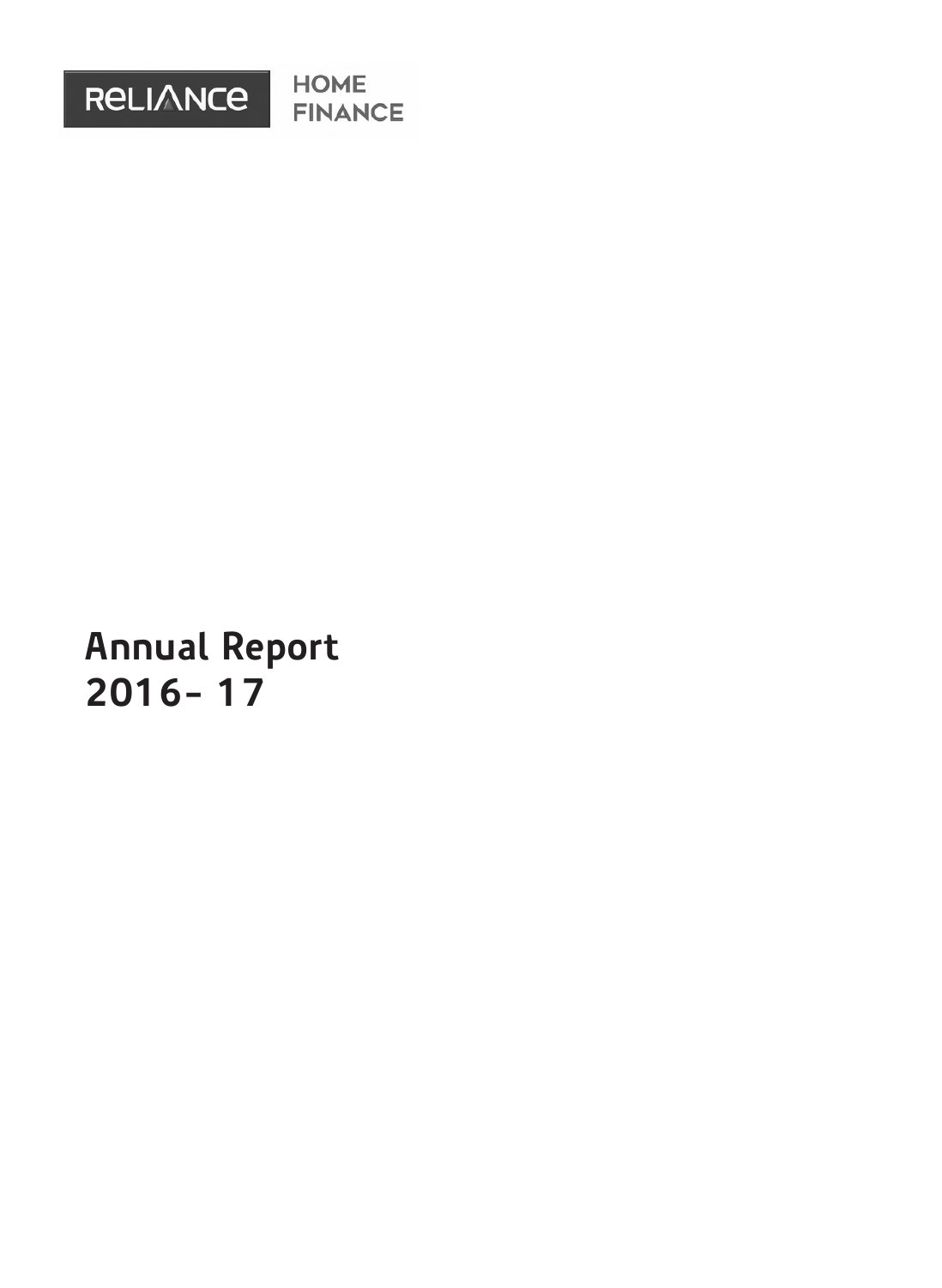Reliance HOME FINANCE

# Annual Report 2016- 17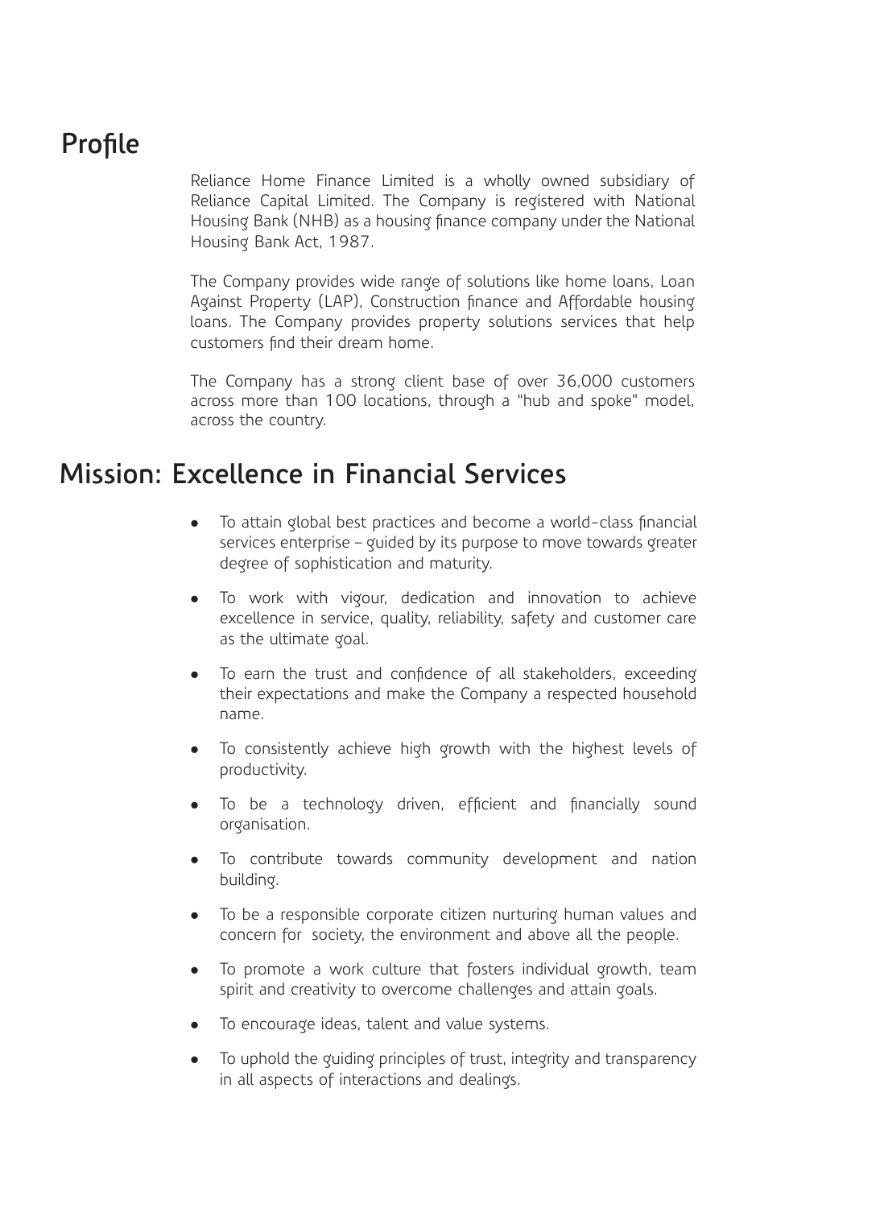## Profile

Reliance Home Finance Limited is a wholly owned subsidiary of Reliance Capital Limited. The Company is registered with National Housing Bank (NHB) as a housing finance company under the National Housing Bank Act, 1987.

The Company provides wide range of solutions like home loans, Loan Against Property (LAP), Construction finance and Affordable housing loans. The Company provides property solutions services that help customers find their dream home.

The Company has a strong client base of over 36,000 customers across more than 100 locations, through a "hub and spoke" model, across the country.

## Mission: Excellence in Financial Services

- To attain global best practices and become a world-class financial services enterprise – guided by its purpose to move towards greater degree of sophistication and maturity.
- To work with vigour, dedication and innovation to achieve excellence in service, quality, reliability, safety and customer care as the ultimate goal.
- To earn the trust and confidence of all stakeholders, exceeding their expectations and make the Company a respected household name.
- To consistently achieve high growth with the highest levels of productivity.
- To be a technology driven, efficient and financially sound organisation.
- To contribute towards community development and nation building.
- To be a responsible corporate citizen nurturing human values and concern for society, the environment and above all the people.
- To promote a work culture that fosters individual growth, team spirit and creativity to overcome challenges and attain goals.
- To encourage ideas, talent and value systems.
- To uphold the guiding principles of trust, integrity and transparency in all aspects of interactions and dealings.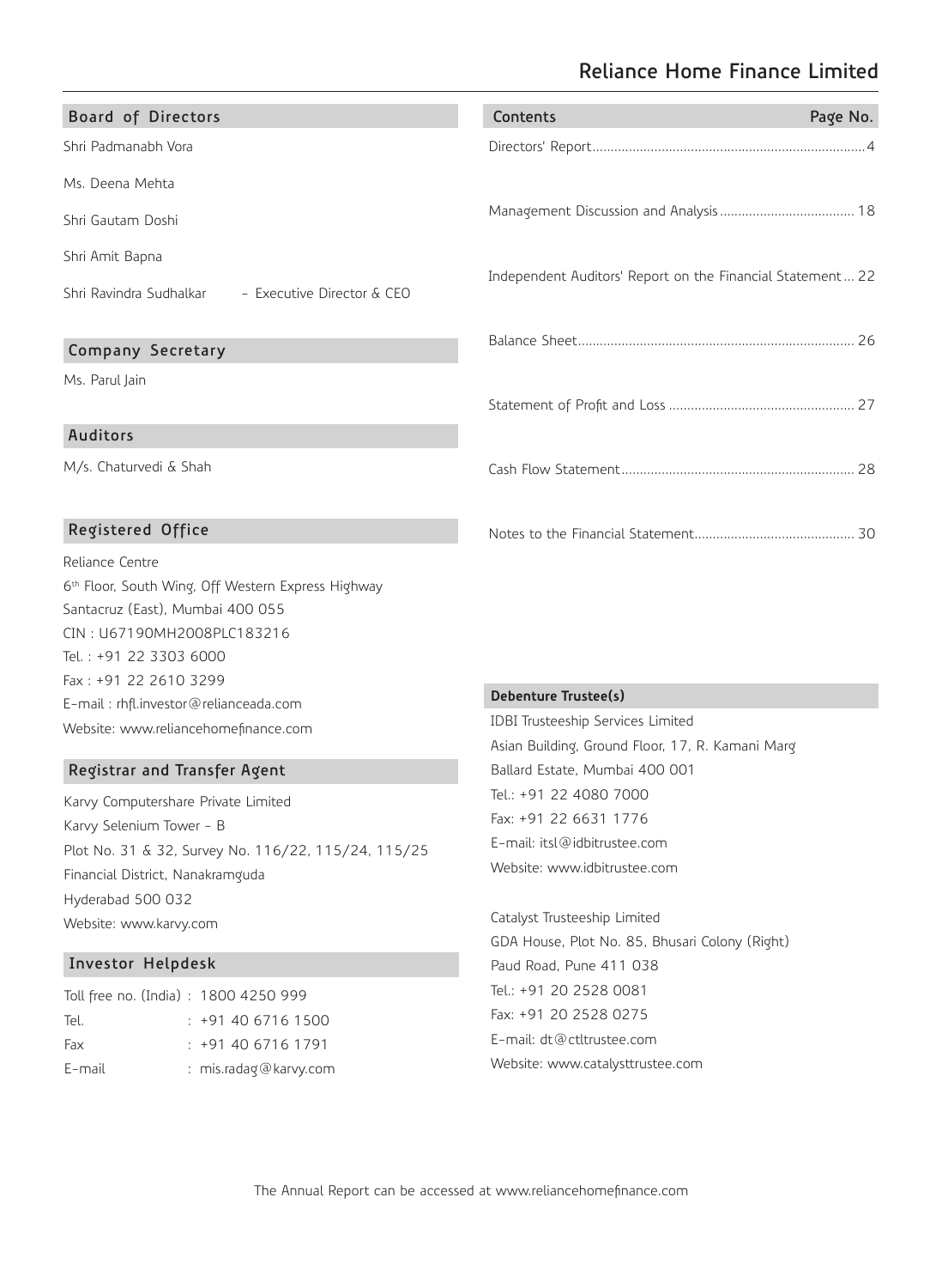# Reliance Home Finance Limited

## Board of Directors

Shri Padmanabh Vora

Ms. Deena Mehta

Shri Gautam Doshi

Shri Amit Bapna

Shri Ravindra Sudhalkar - Executive Director & CEO

## Company Secretary

Ms. Parul Jain

## Auditors

M/s. Chaturvedi & Shah

## Registered Office

Reliance Centre
6th Floor, South Wing, Off Western Express Highway
Santacruz (East), Mumbai 400 055
CIN : U67190MH2008PLC183216
Tel. : +91 22 3303 6000
Fax : +91 22 2610 3299
E-mail : rhfl.investor@relianceada.com
Website: www.reliancehomefinance.com

## Registrar and Transfer Agent

Karvy Computershare Private Limited
Karvy Selenium Tower - B
Plot No. 31 & 32, Survey No. 116/22, 115/24, 115/25
Financial District, Nanakramguda
Hyderabad 500 032
Website: www.karvy.com

## Investor Helpdesk

| | |
|---|---|
| Toll free no. (India) | : 1800 4250 999 |
| Tel. | : +91 40 6716 1500 |
| Fax | : +91 40 6716 1791 |
| E-mail | : mis.radag@karvy.com |

## Contents

| Contents | Page No. |
|---|---|
| Directors' Report | 4 |
| Management Discussion and Analysis | 18 |
| Independent Auditors' Report on the Financial Statement | 22 |
| Balance Sheet | 26 |
| Statement of Profit and Loss | 27 |
| Cash Flow Statement | 28 |
| Notes to the Financial Statement | 30 |

## Debenture Trustee(s)

IDBI Trusteeship Services Limited
Asian Building, Ground Floor, 17, R. Kamani Marg
Ballard Estate, Mumbai 400 001
Tel.: +91 22 4080 7000
Fax: +91 22 6631 1776
E-mail: itsl@idbitrustee.com
Website: www.idbitrustee.com

Catalyst Trusteeship Limited
GDA House, Plot No. 85, Bhusari Colony (Right)
Paud Road, Pune 411 038
Tel.: +91 20 2528 0081
Fax: +91 20 2528 0275
E-mail: dt@ctltrustee.com
Website: www.catalysttrustee.com

The Annual Report can be accessed at www.reliancehomefinance.com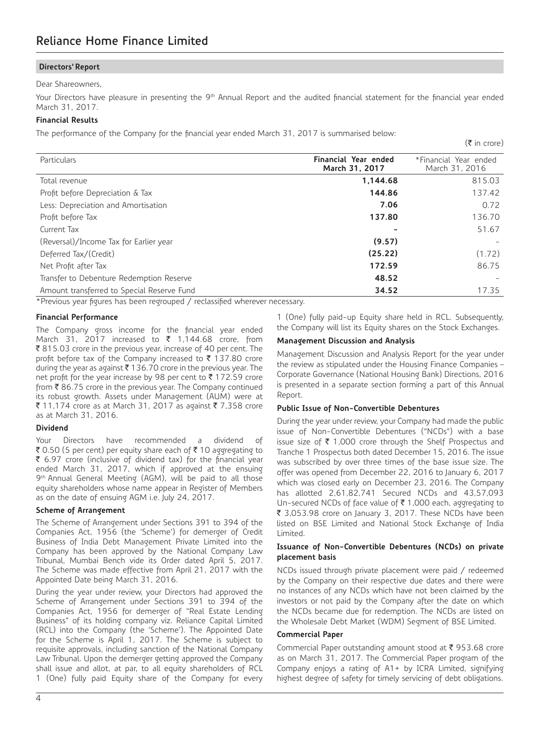## Directors' Report

Dear Shareowners,

Your Directors have pleasure in presenting the 9th Annual Report and the audited financial statement for the financial year ended March 31, 2017.

### Financial Results

The performance of the Company for the financial year ended March 31, 2017 is summarised below:

(₹ in crore)

| Particulars | Financial Year ended March 31, 2017 | *Financial Year ended March 31, 2016 |
|---|---|---|
| Total revenue | **1,144.68** | 815.03 |
| Profit before Depreciation & Tax | **144.86** | 137.42 |
| Less: Depreciation and Amortisation | **7.06** | 0.72 |
| Profit before Tax | **137.80** | 136.70 |
| Current Tax | **-** | 51.67 |
| (Reversal)/Income Tax for Earlier year | **(9.57)** | - |
| Deferred Tax/(Credit) | **(25.22)** | (1.72) |
| Net Profit after Tax | **172.59** | 86.75 |
| Transfer to Debenture Redemption Reserve | **48.52** | - |
| Amount transferred to Special Reserve Fund | **34.52** | 17.35 |

*Previous year figures has been regrouped / reclassified wherever necessary.

### Financial Performance

The Company gross income for the financial year ended March 31, 2017 increased to ₹ 1,144.68 crore, from ₹ 815.03 crore in the previous year, increase of 40 per cent. The profit before tax of the Company increased to ₹ 137.80 crore during the year as against ₹ 136.70 crore in the previous year. The net profit for the year increase by 98 per cent to ₹ 172.59 crore from ₹ 86.75 crore in the previous year. The Company continued its robust growth. Assets under Management (AUM) were at ₹ 11,174 crore as at March 31, 2017 as against ₹ 7,358 crore as at March 31, 2016.

### Dividend

Your Directors have recommended a dividend of ₹ 0.50 (5 per cent) per equity share each of ₹ 10 aggregating to ₹ 6.97 crore (inclusive of dividend tax) for the financial year ended March 31, 2017, which if approved at the ensuing 9th Annual General Meeting (AGM), will be paid to all those equity shareholders whose name appear in Register of Members as on the date of ensuing AGM i.e. July 24, 2017.

### Scheme of Arrangement

The Scheme of Arrangement under Sections 391 to 394 of the Companies Act, 1956 (the 'Scheme') for demerger of Credit Business of India Debt Management Private Limited into the Company has been approved by the National Company Law Tribunal, Mumbai Bench vide its Order dated April 5, 2017. The Scheme was made effective from April 21, 2017 with the Appointed Date being March 31, 2016.

During the year under review, your Directors had approved the Scheme of Arrangement under Sections 391 to 394 of the Companies Act, 1956 for demerger of "Real Estate Lending Business" of its holding company viz. Reliance Capital Limited (RCL) into the Company (the 'Scheme'). The Appointed Date for the Scheme is April 1, 2017. The Scheme is subject to requisite approvals, including sanction of the National Company Law Tribunal. Upon the demerger getting approved the Company shall issue and allot, at par, to all equity shareholders of RCL 1 (One) fully paid Equity share of the Company for every 1 (One) fully paid-up Equity share held in RCL. Subsequently, the Company will list its Equity shares on the Stock Exchanges.

### Management Discussion and Analysis

Management Discussion and Analysis Report for the year under the review as stipulated under the Housing Finance Companies – Corporate Governance (National Housing Bank) Directions, 2016 is presented in a separate section forming a part of this Annual Report.

### Public Issue of Non-Convertible Debentures

During the year under review, your Company had made the public issue of Non-Convertible Debentures ("NCDs") with a base issue size of ₹ 1,000 crore through the Shelf Prospectus and Tranche 1 Prospectus both dated December 15, 2016. The issue was subscribed by over three times of the base issue size. The offer was opened from December 22, 2016 to January 6, 2017 which was closed early on December 23, 2016. The Company has allotted 2,61,82,741 Secured NCDs and 43,57,093 Un-secured NCDs of face value of ₹ 1,000 each, aggregating to ₹ 3,053.98 crore on January 3, 2017. These NCDs have been listed on BSE Limited and National Stock Exchange of India Limited.

### Issuance of Non-Convertible Debentures (NCDs) on private placement basis

NCDs issued through private placement were paid / redeemed by the Company on their respective due dates and there were no instances of any NCDs which have not been claimed by the investors or not paid by the Company after the date on which the NCDs became due for redemption. The NCDs are listed on the Wholesale Debt Market (WDM) Segment of BSE Limited.

### Commercial Paper

Commercial Paper outstanding amount stood at ₹ 953.68 crore as on March 31, 2017. The Commercial Paper program of the Company enjoys a rating of A1+ by ICRA Limited, signifying highest degree of safety for timely servicing of debt obligations.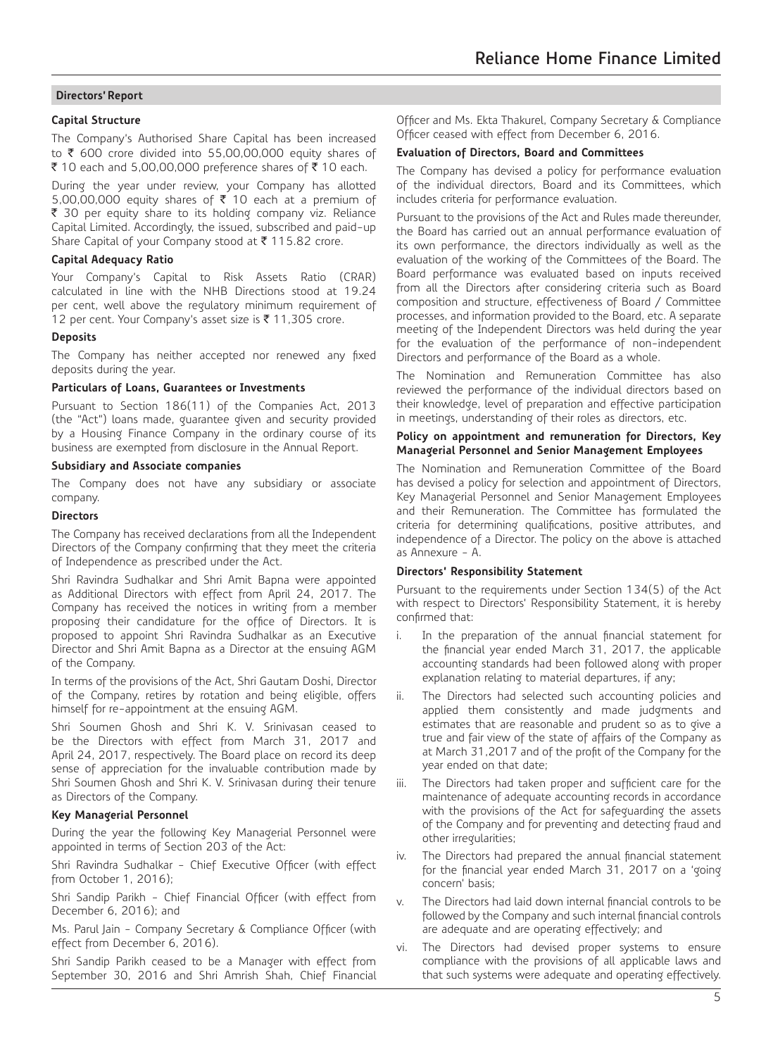## Directors' Report

**Capital Structure**

The Company's Authorised Share Capital has been increased to ₹ 600 crore divided into 55,00,00,000 equity shares of ₹ 10 each and 5,00,00,000 preference shares of ₹ 10 each.

During the year under review, your Company has allotted 5,00,00,000 equity shares of ₹ 10 each at a premium of ₹ 30 per equity share to its holding company viz. Reliance Capital Limited. Accordingly, the issued, subscribed and paid-up Share Capital of your Company stood at ₹ 115.82 crore.

**Capital Adequacy Ratio**

Your Company's Capital to Risk Assets Ratio (CRAR) calculated in line with the NHB Directions stood at 19.24 per cent, well above the regulatory minimum requirement of 12 per cent. Your Company's asset size is ₹ 11,305 crore.

**Deposits**

The Company has neither accepted nor renewed any fixed deposits during the year.

**Particulars of Loans, Guarantees or Investments**

Pursuant to Section 186(11) of the Companies Act, 2013 (the "Act") loans made, guarantee given and security provided by a Housing Finance Company in the ordinary course of its business are exempted from disclosure in the Annual Report.

**Subsidiary and Associate companies**

The Company does not have any subsidiary or associate company.

**Directors**

The Company has received declarations from all the Independent Directors of the Company confirming that they meet the criteria of Independence as prescribed under the Act.

Shri Ravindra Sudhalkar and Shri Amit Bapna were appointed as Additional Directors with effect from April 24, 2017. The Company has received the notices in writing from a member proposing their candidature for the office of Directors. It is proposed to appoint Shri Ravindra Sudhalkar as an Executive Director and Shri Amit Bapna as a Director at the ensuing AGM of the Company.

In terms of the provisions of the Act, Shri Gautam Doshi, Director of the Company, retires by rotation and being eligible, offers himself for re-appointment at the ensuing AGM.

Shri Soumen Ghosh and Shri K. V. Srinivasan ceased to be the Directors with effect from March 31, 2017 and April 24, 2017, respectively. The Board place on record its deep sense of appreciation for the invaluable contribution made by Shri Soumen Ghosh and Shri K. V. Srinivasan during their tenure as Directors of the Company.

**Key Managerial Personnel**

During the year the following Key Managerial Personnel were appointed in terms of Section 203 of the Act:

Shri Ravindra Sudhalkar - Chief Executive Officer (with effect from October 1, 2016);

Shri Sandip Parikh - Chief Financial Officer (with effect from December 6, 2016); and

Ms. Parul Jain - Company Secretary & Compliance Officer (with effect from December 6, 2016).

Shri Sandip Parikh ceased to be a Manager with effect from September 30, 2016 and Shri Amrish Shah, Chief Financial Officer and Ms. Ekta Thakurel, Company Secretary & Compliance Officer ceased with effect from December 6, 2016.

**Evaluation of Directors, Board and Committees**

The Company has devised a policy for performance evaluation of the individual directors, Board and its Committees, which includes criteria for performance evaluation.

Pursuant to the provisions of the Act and Rules made thereunder, the Board has carried out an annual performance evaluation of its own performance, the directors individually as well as the evaluation of the working of the Committees of the Board. The Board performance was evaluated based on inputs received from all the Directors after considering criteria such as Board composition and structure, effectiveness of Board / Committee processes, and information provided to the Board, etc. A separate meeting of the Independent Directors was held during the year for the evaluation of the performance of non-independent Directors and performance of the Board as a whole.

The Nomination and Remuneration Committee has also reviewed the performance of the individual directors based on their knowledge, level of preparation and effective participation in meetings, understanding of their roles as directors, etc.

**Policy on appointment and remuneration for Directors, Key Managerial Personnel and Senior Management Employees**

The Nomination and Remuneration Committee of the Board has devised a policy for selection and appointment of Directors, Key Managerial Personnel and Senior Management Employees and their Remuneration. The Committee has formulated the criteria for determining qualifications, positive attributes, and independence of a Director. The policy on the above is attached as Annexure - A.

**Directors' Responsibility Statement**

Pursuant to the requirements under Section 134(5) of the Act with respect to Directors' Responsibility Statement, it is hereby confirmed that:

i. In the preparation of the annual financial statement for the financial year ended March 31, 2017, the applicable accounting standards had been followed along with proper explanation relating to material departures, if any;

ii. The Directors had selected such accounting policies and applied them consistently and made judgments and estimates that are reasonable and prudent so as to give a true and fair view of the state of affairs of the Company as at March 31,2017 and of the profit of the Company for the year ended on that date;

iii. The Directors had taken proper and sufficient care for the maintenance of adequate accounting records in accordance with the provisions of the Act for safeguarding the assets of the Company and for preventing and detecting fraud and other irregularities;

iv. The Directors had prepared the annual financial statement for the financial year ended March 31, 2017 on a 'going concern' basis;

v. The Directors had laid down internal financial controls to be followed by the Company and such internal financial controls are adequate and are operating effectively; and

vi. The Directors had devised proper systems to ensure compliance with the provisions of all applicable laws and that such systems were adequate and operating effectively.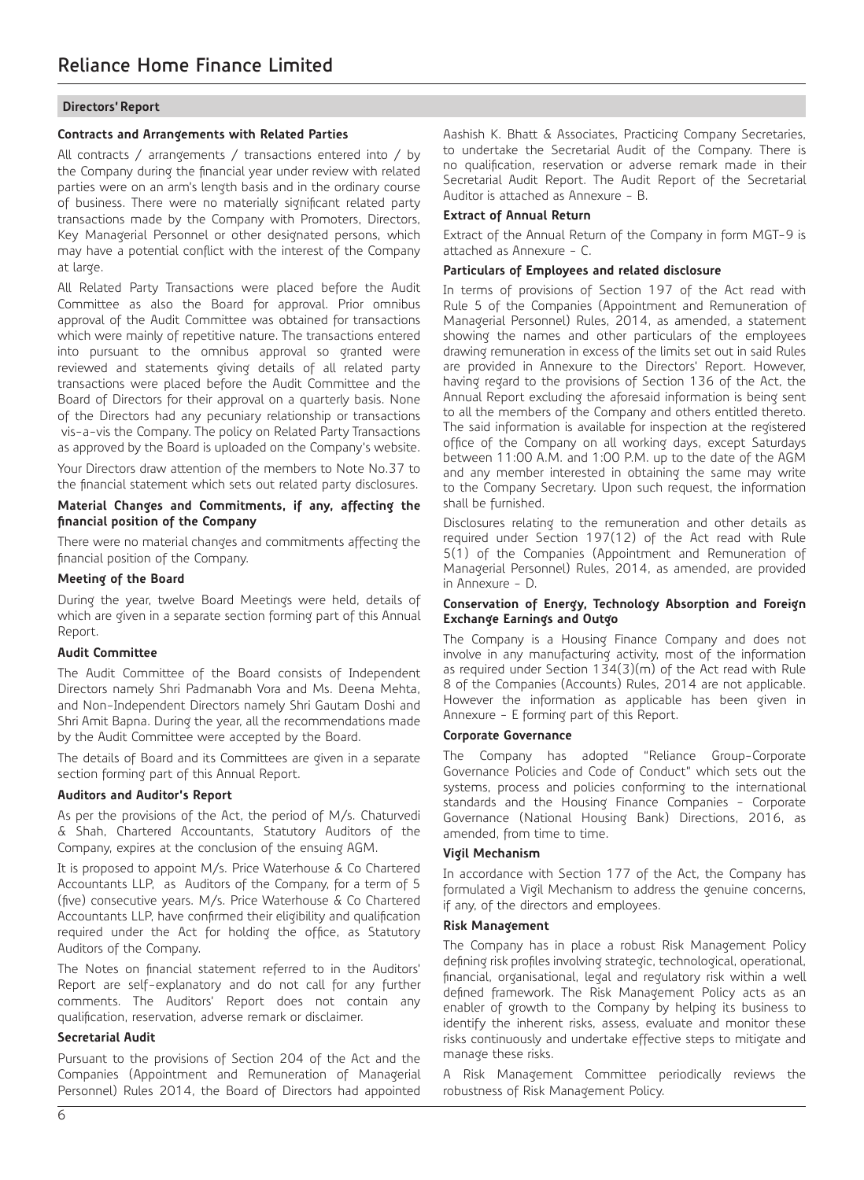## Directors' Report

### Contracts and Arrangements with Related Parties

All contracts / arrangements / transactions entered into / by the Company during the financial year under review with related parties were on an arm's length basis and in the ordinary course of business. There were no materially significant related party transactions made by the Company with Promoters, Directors, Key Managerial Personnel or other designated persons, which may have a potential conflict with the interest of the Company at large.

All Related Party Transactions were placed before the Audit Committee as also the Board for approval. Prior omnibus approval of the Audit Committee was obtained for transactions which were mainly of repetitive nature. The transactions entered into pursuant to the omnibus approval so granted were reviewed and statements giving details of all related party transactions were placed before the Audit Committee and the Board of Directors for their approval on a quarterly basis. None of the Directors had any pecuniary relationship or transactions vis-a-vis the Company. The policy on Related Party Transactions as approved by the Board is uploaded on the Company's website.

Your Directors draw attention of the members to Note No.37 to the financial statement which sets out related party disclosures.

### Material Changes and Commitments, if any, affecting the financial position of the Company

There were no material changes and commitments affecting the financial position of the Company.

### Meeting of the Board

During the year, twelve Board Meetings were held, details of which are given in a separate section forming part of this Annual Report.

### Audit Committee

The Audit Committee of the Board consists of Independent Directors namely Shri Padmanabh Vora and Ms. Deena Mehta, and Non-Independent Directors namely Shri Gautam Doshi and Shri Amit Bapna. During the year, all the recommendations made by the Audit Committee were accepted by the Board.

The details of Board and its Committees are given in a separate section forming part of this Annual Report.

### Auditors and Auditor's Report

As per the provisions of the Act, the period of M/s. Chaturvedi & Shah, Chartered Accountants, Statutory Auditors of the Company, expires at the conclusion of the ensuing AGM.

It is proposed to appoint M/s. Price Waterhouse & Co Chartered Accountants LLP, as Auditors of the Company, for a term of 5 (five) consecutive years. M/s. Price Waterhouse & Co Chartered Accountants LLP, have confirmed their eligibility and qualification required under the Act for holding the office, as Statutory Auditors of the Company.

The Notes on financial statement referred to in the Auditors' Report are self-explanatory and do not call for any further comments. The Auditors' Report does not contain any qualification, reservation, adverse remark or disclaimer.

### Secretarial Audit

Pursuant to the provisions of Section 204 of the Act and the Companies (Appointment and Remuneration of Managerial Personnel) Rules 2014, the Board of Directors had appointed Aashish K. Bhatt & Associates, Practicing Company Secretaries, to undertake the Secretarial Audit of the Company. There is no qualification, reservation or adverse remark made in their Secretarial Audit Report. The Audit Report of the Secretarial Auditor is attached as Annexure - B.

### Extract of Annual Return

Extract of the Annual Return of the Company in form MGT-9 is attached as Annexure - C.

### Particulars of Employees and related disclosure

In terms of provisions of Section 197 of the Act read with Rule 5 of the Companies (Appointment and Remuneration of Managerial Personnel) Rules, 2014, as amended, a statement showing the names and other particulars of the employees drawing remuneration in excess of the limits set out in said Rules are provided in Annexure to the Directors' Report. However, having regard to the provisions of Section 136 of the Act, the Annual Report excluding the aforesaid information is being sent to all the members of the Company and others entitled thereto. The said information is available for inspection at the registered office of the Company on all working days, except Saturdays between 11:00 A.M. and 1:00 P.M. up to the date of the AGM and any member interested in obtaining the same may write to the Company Secretary. Upon such request, the information shall be furnished.

Disclosures relating to the remuneration and other details as required under Section 197(12) of the Act read with Rule 5(1) of the Companies (Appointment and Remuneration of Managerial Personnel) Rules, 2014, as amended, are provided in Annexure - D.

### Conservation of Energy, Technology Absorption and Foreign Exchange Earnings and Outgo

The Company is a Housing Finance Company and does not involve in any manufacturing activity, most of the information as required under Section 134(3)(m) of the Act read with Rule 8 of the Companies (Accounts) Rules, 2014 are not applicable. However the information as applicable has been given in Annexure - E forming part of this Report.

### Corporate Governance

The Company has adopted "Reliance Group-Corporate Governance Policies and Code of Conduct" which sets out the systems, process and policies conforming to the international standards and the Housing Finance Companies - Corporate Governance (National Housing Bank) Directions, 2016, as amended, from time to time.

### Vigil Mechanism

In accordance with Section 177 of the Act, the Company has formulated a Vigil Mechanism to address the genuine concerns, if any, of the directors and employees.

### Risk Management

The Company has in place a robust Risk Management Policy defining risk profiles involving strategic, technological, operational, financial, organisational, legal and regulatory risk within a well defined framework. The Risk Management Policy acts as an enabler of growth to the Company by helping its business to identify the inherent risks, assess, evaluate and monitor these risks continuously and undertake effective steps to mitigate and manage these risks.

A Risk Management Committee periodically reviews the robustness of Risk Management Policy.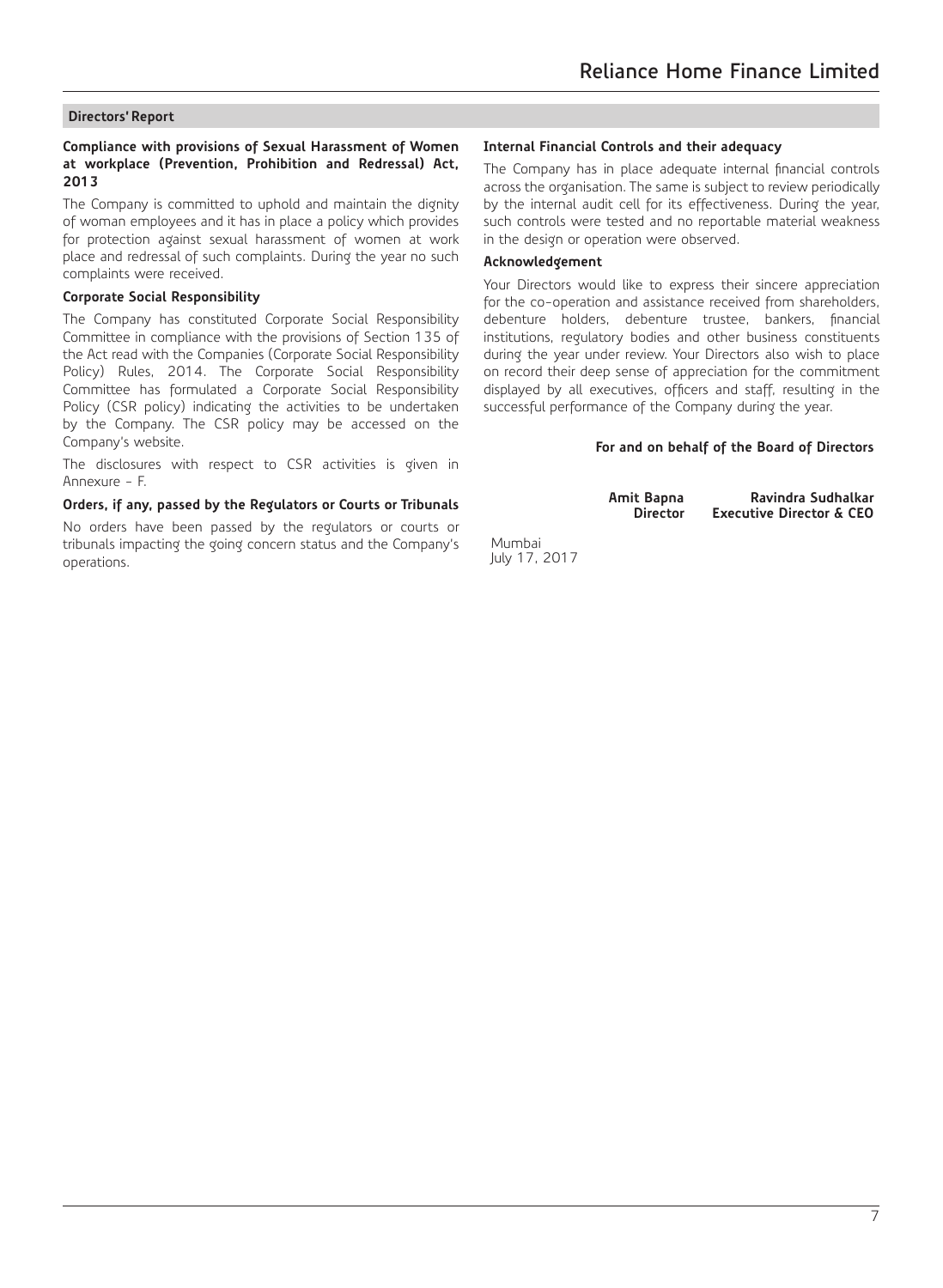## Directors' Report

### Compliance with provisions of Sexual Harassment of Women at workplace (Prevention, Prohibition and Redressal) Act, 2013

The Company is committed to uphold and maintain the dignity of woman employees and it has in place a policy which provides for protection against sexual harassment of women at work place and redressal of such complaints. During the year no such complaints were received.

### Corporate Social Responsibility

The Company has constituted Corporate Social Responsibility Committee in compliance with the provisions of Section 135 of the Act read with the Companies (Corporate Social Responsibility Policy) Rules, 2014. The Corporate Social Responsibility Committee has formulated a Corporate Social Responsibility Policy (CSR policy) indicating the activities to be undertaken by the Company. The CSR policy may be accessed on the Company's website.

The disclosures with respect to CSR activities is given in Annexure - F.

### Orders, if any, passed by the Regulators or Courts or Tribunals

No orders have been passed by the regulators or courts or tribunals impacting the going concern status and the Company's operations.

### Internal Financial Controls and their adequacy

The Company has in place adequate internal financial controls across the organisation. The same is subject to review periodically by the internal audit cell for its effectiveness. During the year, such controls were tested and no reportable material weakness in the design or operation were observed.

### Acknowledgement

Your Directors would like to express their sincere appreciation for the co-operation and assistance received from shareholders, debenture holders, debenture trustee, bankers, financial institutions, regulatory bodies and other business constituents during the year under review. Your Directors also wish to place on record their deep sense of appreciation for the commitment displayed by all executives, officers and staff, resulting in the successful performance of the Company during the year.

**For and on behalf of the Board of Directors**

**Amit Bapna**
**Director**

**Ravindra Sudhalkar**
**Executive Director & CEO**

Mumbai
July 17, 2017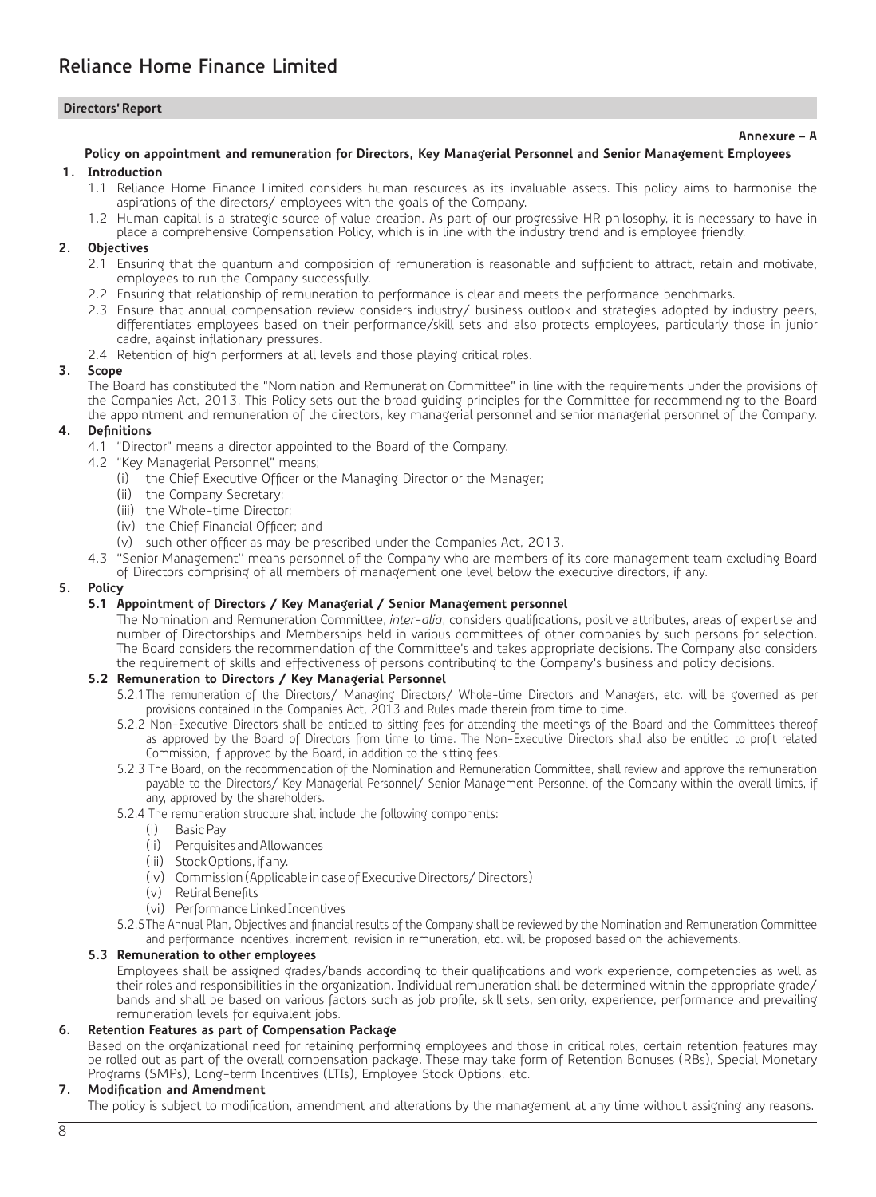**Directors' Report**

**Annexure – A**

## Policy on appointment and remuneration for Directors, Key Managerial Personnel and Senior Management Employees

### 1. Introduction

1.1 Reliance Home Finance Limited considers human resources as its invaluable assets. This policy aims to harmonise the aspirations of the directors/ employees with the goals of the Company.

1.2 Human capital is a strategic source of value creation. As part of our progressive HR philosophy, it is necessary to have in place a comprehensive Compensation Policy, which is in line with the industry trend and is employee friendly.

### 2. Objectives

2.1 Ensuring that the quantum and composition of remuneration is reasonable and sufficient to attract, retain and motivate, employees to run the Company successfully.

2.2 Ensuring that relationship of remuneration to performance is clear and meets the performance benchmarks.

2.3 Ensure that annual compensation review considers industry/ business outlook and strategies adopted by industry peers, differentiates employees based on their performance/skill sets and also protects employees, particularly those in junior cadre, against inflationary pressures.

2.4 Retention of high performers at all levels and those playing critical roles.

### 3. Scope

The Board has constituted the "Nomination and Remuneration Committee" in line with the requirements under the provisions of the Companies Act, 2013. This Policy sets out the broad guiding principles for the Committee for recommending to the Board the appointment and remuneration of the directors, key managerial personnel and senior managerial personnel of the Company.

### 4. Definitions

4.1 "Director" means a director appointed to the Board of the Company.

4.2 "Key Managerial Personnel" means;

(i) the Chief Executive Officer or the Managing Director or the Manager;

(ii) the Company Secretary;

(iii) the Whole-time Director;

(iv) the Chief Financial Officer; and

(v) such other officer as may be prescribed under the Companies Act, 2013.

4.3 "Senior Management" means personnel of the Company who are members of its core management team excluding Board of Directors comprising of all members of management one level below the executive directors, if any.

### 5. Policy

#### 5.1 Appointment of Directors / Key Managerial / Senior Management personnel

The Nomination and Remuneration Committee, *inter-alia*, considers qualifications, positive attributes, areas of expertise and number of Directorships and Memberships held in various committees of other companies by such persons for selection. The Board considers the recommendation of the Committee's and takes appropriate decisions. The Company also considers the requirement of skills and effectiveness of persons contributing to the Company's business and policy decisions.

#### 5.2 Remuneration to Directors / Key Managerial Personnel

5.2.1 The remuneration of the Directors/ Managing Directors/ Whole-time Directors and Managers, etc. will be governed as per provisions contained in the Companies Act, 2013 and Rules made therein from time to time.

5.2.2 Non-Executive Directors shall be entitled to sitting fees for attending the meetings of the Board and the Committees thereof as approved by the Board of Directors from time to time. The Non-Executive Directors shall also be entitled to profit related Commission, if approved by the Board, in addition to the sitting fees.

5.2.3 The Board, on the recommendation of the Nomination and Remuneration Committee, shall review and approve the remuneration payable to the Directors/ Key Managerial Personnel/ Senior Management Personnel of the Company within the overall limits, if any, approved by the shareholders.

5.2.4 The remuneration structure shall include the following components:

(i) Basic Pay

(ii) Perquisites and Allowances

(iii) Stock Options, if any.

(iv) Commission (Applicable in case of Executive Directors/ Directors)

(v) Retiral Benefits

(vi) Performance Linked Incentives

5.2.5 The Annual Plan, Objectives and financial results of the Company shall be reviewed by the Nomination and Remuneration Committee and performance incentives, increment, revision in remuneration, etc. will be proposed based on the achievements.

#### 5.3 Remuneration to other employees

Employees shall be assigned grades/bands according to their qualifications and work experience, competencies as well as their roles and responsibilities in the organization. Individual remuneration shall be determined within the appropriate grade/ bands and shall be based on various factors such as job profile, skill sets, seniority, experience, performance and prevailing remuneration levels for equivalent jobs.

### 6. Retention Features as part of Compensation Package

Based on the organizational need for retaining performing employees and those in critical roles, certain retention features may be rolled out as part of the overall compensation package. These may take form of Retention Bonuses (RBs), Special Monetary Programs (SMPs), Long-term Incentives (LTIs), Employee Stock Options, etc.

### 7. Modification and Amendment

The policy is subject to modification, amendment and alterations by the management at any time without assigning any reasons.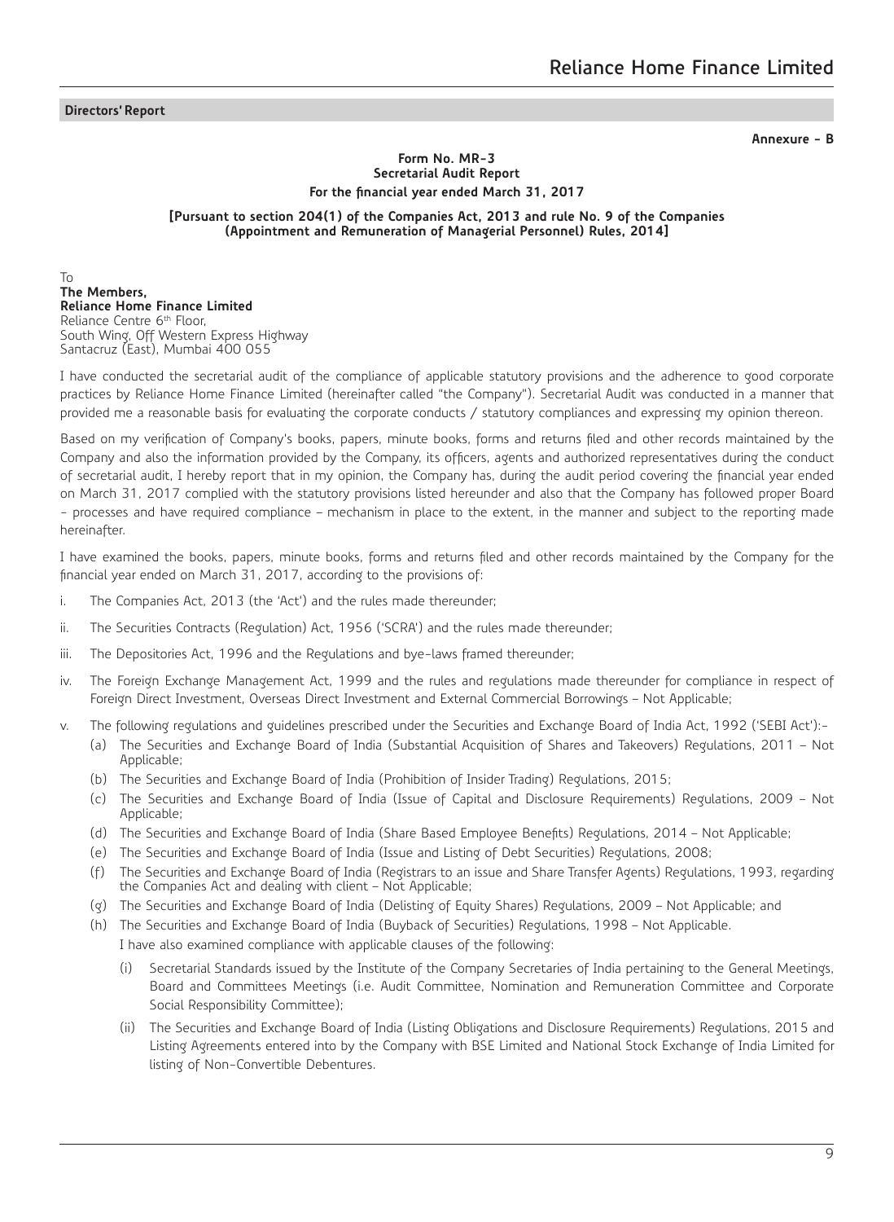**Annexure - B**

## Form No. MR-3
## Secretarial Audit Report
### For the financial year ended March 31, 2017

**[Pursuant to section 204(1) of the Companies Act, 2013 and rule No. 9 of the Companies (Appointment and Remuneration of Managerial Personnel) Rules, 2014]**

To
**The Members,**
**Reliance Home Finance Limited**
Reliance Centre 6th Floor,
South Wing, Off Western Express Highway
Santacruz (East), Mumbai 400 055

I have conducted the secretarial audit of the compliance of applicable statutory provisions and the adherence to good corporate practices by Reliance Home Finance Limited (hereinafter called "the Company"). Secretarial Audit was conducted in a manner that provided me a reasonable basis for evaluating the corporate conducts / statutory compliances and expressing my opinion thereon.

Based on my verification of Company's books, papers, minute books, forms and returns filed and other records maintained by the Company and also the information provided by the Company, its officers, agents and authorized representatives during the conduct of secretarial audit, I hereby report that in my opinion, the Company has, during the audit period covering the financial year ended on March 31, 2017 complied with the statutory provisions listed hereunder and also that the Company has followed proper Board - processes and have required compliance – mechanism in place to the extent, in the manner and subject to the reporting made hereinafter.

I have examined the books, papers, minute books, forms and returns filed and other records maintained by the Company for the financial year ended on March 31, 2017, according to the provisions of:

i. The Companies Act, 2013 (the 'Act') and the rules made thereunder;

ii. The Securities Contracts (Regulation) Act, 1956 ('SCRA') and the rules made thereunder;

iii. The Depositories Act, 1996 and the Regulations and bye-laws framed thereunder;

iv. The Foreign Exchange Management Act, 1999 and the rules and regulations made thereunder for compliance in respect of Foreign Direct Investment, Overseas Direct Investment and External Commercial Borrowings – Not Applicable;

v. The following regulations and guidelines prescribed under the Securities and Exchange Board of India Act, 1992 ('SEBI Act'):-

 (a) The Securities and Exchange Board of India (Substantial Acquisition of Shares and Takeovers) Regulations, 2011 – Not Applicable;

 (b) The Securities and Exchange Board of India (Prohibition of Insider Trading) Regulations, 2015;

 (c) The Securities and Exchange Board of India (Issue of Capital and Disclosure Requirements) Regulations, 2009 – Not Applicable;

 (d) The Securities and Exchange Board of India (Share Based Employee Benefits) Regulations, 2014 – Not Applicable;

 (e) The Securities and Exchange Board of India (Issue and Listing of Debt Securities) Regulations, 2008;

 (f) The Securities and Exchange Board of India (Registrars to an issue and Share Transfer Agents) Regulations, 1993, regarding the Companies Act and dealing with client – Not Applicable;

 (g) The Securities and Exchange Board of India (Delisting of Equity Shares) Regulations, 2009 – Not Applicable; and

 (h) The Securities and Exchange Board of India (Buyback of Securities) Regulations, 1998 – Not Applicable.

 I have also examined compliance with applicable clauses of the following:

 (i) Secretarial Standards issued by the Institute of the Company Secretaries of India pertaining to the General Meetings, Board and Committees Meetings (i.e. Audit Committee, Nomination and Remuneration Committee and Corporate Social Responsibility Committee);

 (ii) The Securities and Exchange Board of India (Listing Obligations and Disclosure Requirements) Regulations, 2015 and Listing Agreements entered into by the Company with BSE Limited and National Stock Exchange of India Limited for listing of Non-Convertible Debentures.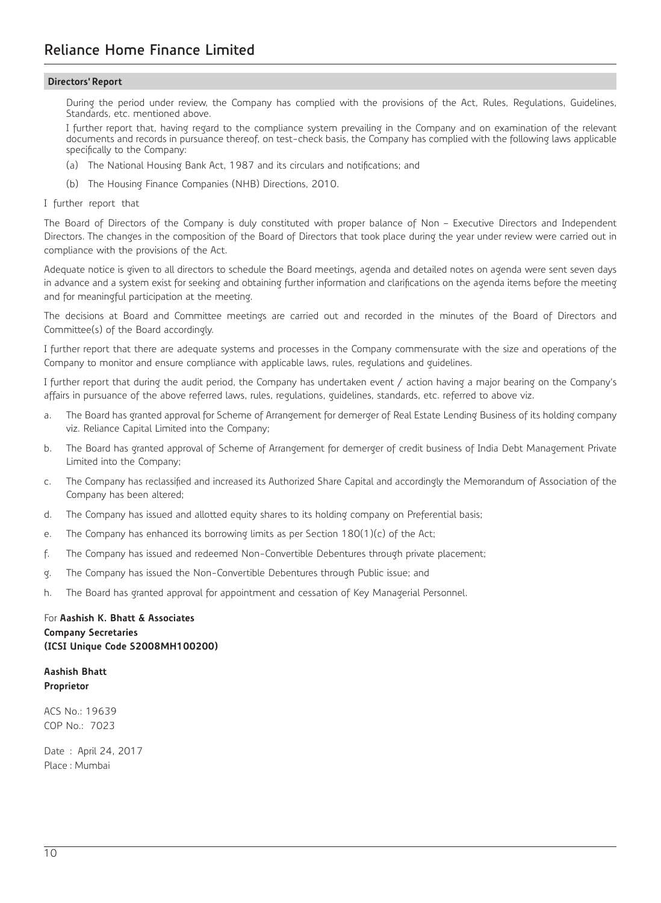**Directors' Report**

During the period under review, the Company has complied with the provisions of the Act, Rules, Regulations, Guidelines, Standards, etc. mentioned above.

I further report that, having regard to the compliance system prevailing in the Company and on examination of the relevant documents and records in pursuance thereof, on test-check basis, the Company has complied with the following laws applicable specifically to the Company:

(a) The National Housing Bank Act, 1987 and its circulars and notifications; and

(b) The Housing Finance Companies (NHB) Directions, 2010.

I further report that

The Board of Directors of the Company is duly constituted with proper balance of Non – Executive Directors and Independent Directors. The changes in the composition of the Board of Directors that took place during the year under review were carried out in compliance with the provisions of the Act.

Adequate notice is given to all directors to schedule the Board meetings, agenda and detailed notes on agenda were sent seven days in advance and a system exist for seeking and obtaining further information and clarifications on the agenda items before the meeting and for meaningful participation at the meeting.

The decisions at Board and Committee meetings are carried out and recorded in the minutes of the Board of Directors and Committee(s) of the Board accordingly.

I further report that there are adequate systems and processes in the Company commensurate with the size and operations of the Company to monitor and ensure compliance with applicable laws, rules, regulations and guidelines.

I further report that during the audit period, the Company has undertaken event / action having a major bearing on the Company's affairs in pursuance of the above referred laws, rules, regulations, guidelines, standards, etc. referred to above viz.

a. The Board has granted approval for Scheme of Arrangement for demerger of Real Estate Lending Business of its holding company viz. Reliance Capital Limited into the Company;

b. The Board has granted approval of Scheme of Arrangement for demerger of credit business of India Debt Management Private Limited into the Company;

c. The Company has reclassified and increased its Authorized Share Capital and accordingly the Memorandum of Association of the Company has been altered;

d. The Company has issued and allotted equity shares to its holding company on Preferential basis;

e. The Company has enhanced its borrowing limits as per Section 180(1)(c) of the Act;

f. The Company has issued and redeemed Non-Convertible Debentures through private placement;

g. The Company has issued the Non-Convertible Debentures through Public issue; and

h. The Board has granted approval for appointment and cessation of Key Managerial Personnel.

For **Aashish K. Bhatt & Associates**
**Company Secretaries**
**(ICSI Unique Code S2008MH100200)**

**Aashish Bhatt**
**Proprietor**

ACS No.: 19639
COP No.: 7023

Date : April 24, 2017
Place : Mumbai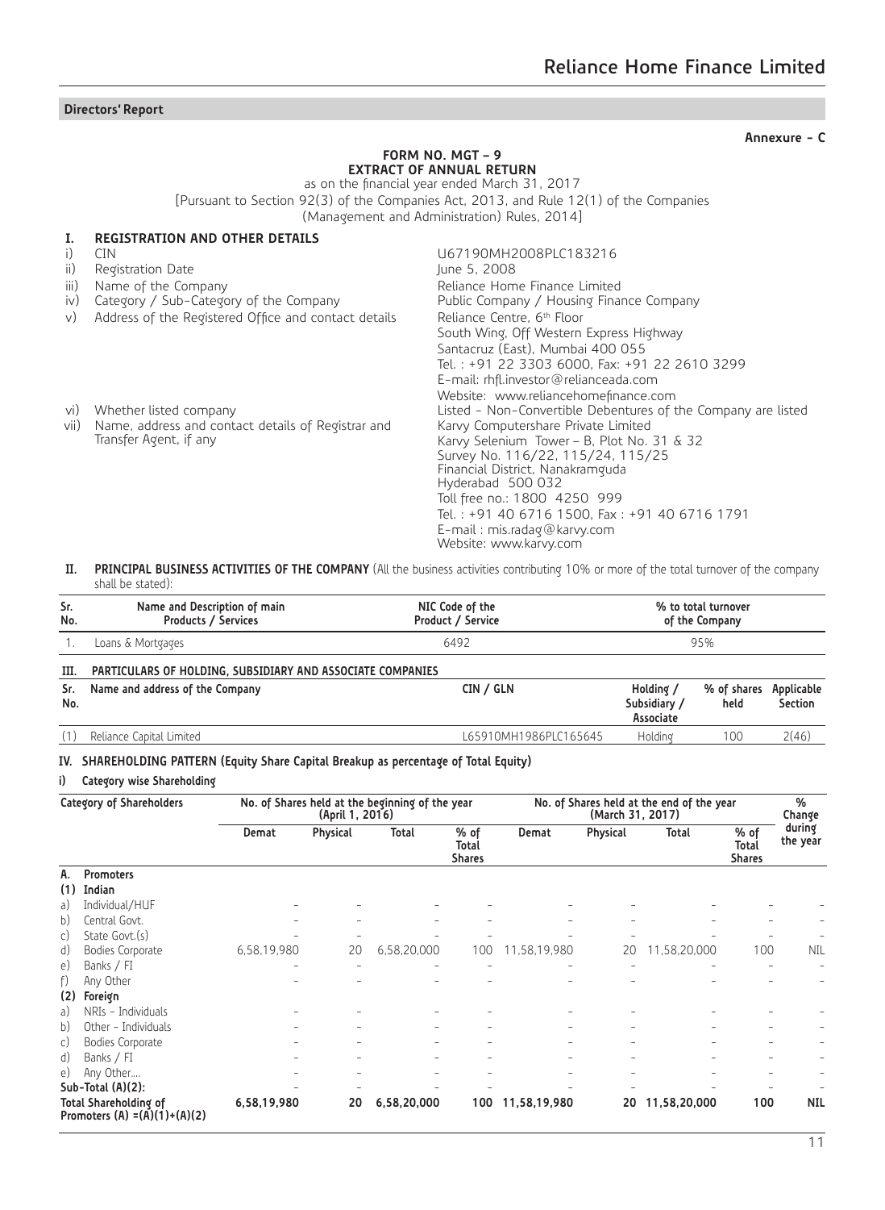**Directors' Report**

**Annexure - C**

## FORM NO. MGT – 9
## EXTRACT OF ANNUAL RETURN

as on the financial year ended March 31, 2017

[Pursuant to Section 92(3) of the Companies Act, 2013, and Rule 12(1) of the Companies (Management and Administration) Rules, 2014]

### I. REGISTRATION AND OTHER DETAILS

| | | |
|---|---|---|
| i) | CIN | U67190MH2008PLC183216 |
| ii) | Registration Date | June 5, 2008 |
| iii) | Name of the Company | Reliance Home Finance Limited |
| iv) | Category / Sub-Category of the Company | Public Company / Housing Finance Company |
| v) | Address of the Registered Office and contact details | Reliance Centre, 6th Floor<br>South Wing, Off Western Express Highway<br>Santacruz (East), Mumbai 400 055<br>Tel. : +91 22 3303 6000, Fax: +91 22 2610 3299<br>E-mail: rhfl.investor@relianceada.com<br>Website: www.reliancehomefinance.com |
| vi) | Whether listed company | Listed - Non-Convertible Debentures of the Company are listed |
| vii) | Name, address and contact details of Registrar and Transfer Agent, if any | Karvy Computershare Private Limited<br>Karvy Selenium Tower – B, Plot No. 31 & 32<br>Survey No. 116/22, 115/24, 115/25<br>Financial District, Nanakramguda<br>Hyderabad 500 032<br>Toll free no.: 1800 4250 999<br>Tel. : +91 40 6716 1500, Fax : +91 40 6716 1791<br>E-mail : mis.radag@karvy.com<br>Website: www.karvy.com |

### II. PRINCIPAL BUSINESS ACTIVITIES OF THE COMPANY (All the business activities contributing 10% or more of the total turnover of the company shall be stated):

| Sr. No. | Name and Description of main Products / Services | NIC Code of the Product / Service | % to total turnover of the Company |
|---|---|---|---|
| 1. | Loans & Mortgages | 6492 | 95% |

### III. PARTICULARS OF HOLDING, SUBSIDIARY AND ASSOCIATE COMPANIES

| Sr. No. | Name and address of the Company | CIN / GLN | Holding / Subsidiary / Associate | % of shares held | Applicable Section |
|---|---|---|---|---|---|
| (1) | Reliance Capital Limited | L65910MH1986PLC165645 | Holding | 100 | 2(46) |

### IV. SHAREHOLDING PATTERN (Equity Share Capital Breakup as percentage of Total Equity)

#### i) Category wise Shareholding

| Category of Shareholders | No. of Shares held at the beginning of the year (April 1, 2016) | | | | No. of Shares held at the end of the year (March 31, 2017) | | | | % Change during the year |
|---|---|---|---|---|---|---|---|---|---|
| | Demat | Physical | Total | % of Total Shares | Demat | Physical | Total | % of Total Shares | |
| **A. Promoters** | | | | | | | | | |
| **(1) Indian** | | | | | | | | | |
| a) Individual/HUF | - | - | - | - | - | - | - | - | - |
| b) Central Govt. | - | - | - | - | - | - | - | - | - |
| c) State Govt.(s) | - | - | - | - | - | - | - | - | - |
| d) Bodies Corporate | 6,58,19,980 | 20 | 6,58,20,000 | 100 | 11,58,19,980 | 20 | 11,58,20,000 | 100 | NIL |
| e) Banks / FI | - | - | - | - | - | - | - | - | - |
| f) Any Other | - | - | - | - | - | - | - | - | - |
| **(2) Foreign** | | | | | | | | | |
| a) NRIs - Individuals | - | - | - | - | - | - | - | - | - |
| b) Other - Individuals | - | - | - | - | - | - | - | - | - |
| c) Bodies Corporate | - | - | - | - | - | - | - | - | - |
| d) Banks / FI | - | - | - | - | - | - | - | - | - |
| e) Any Other.... | - | - | - | - | - | - | - | - | - |
| **Sub-Total (A)(2):** | - | - | - | - | - | - | - | - | - |
| **Total Shareholding of Promoters (A) =(A)(1)+(A)(2)** | **6,58,19,980** | **20** | **6,58,20,000** | **100** | **11,58,19,980** | **20** | **11,58,20,000** | **100** | **NIL** |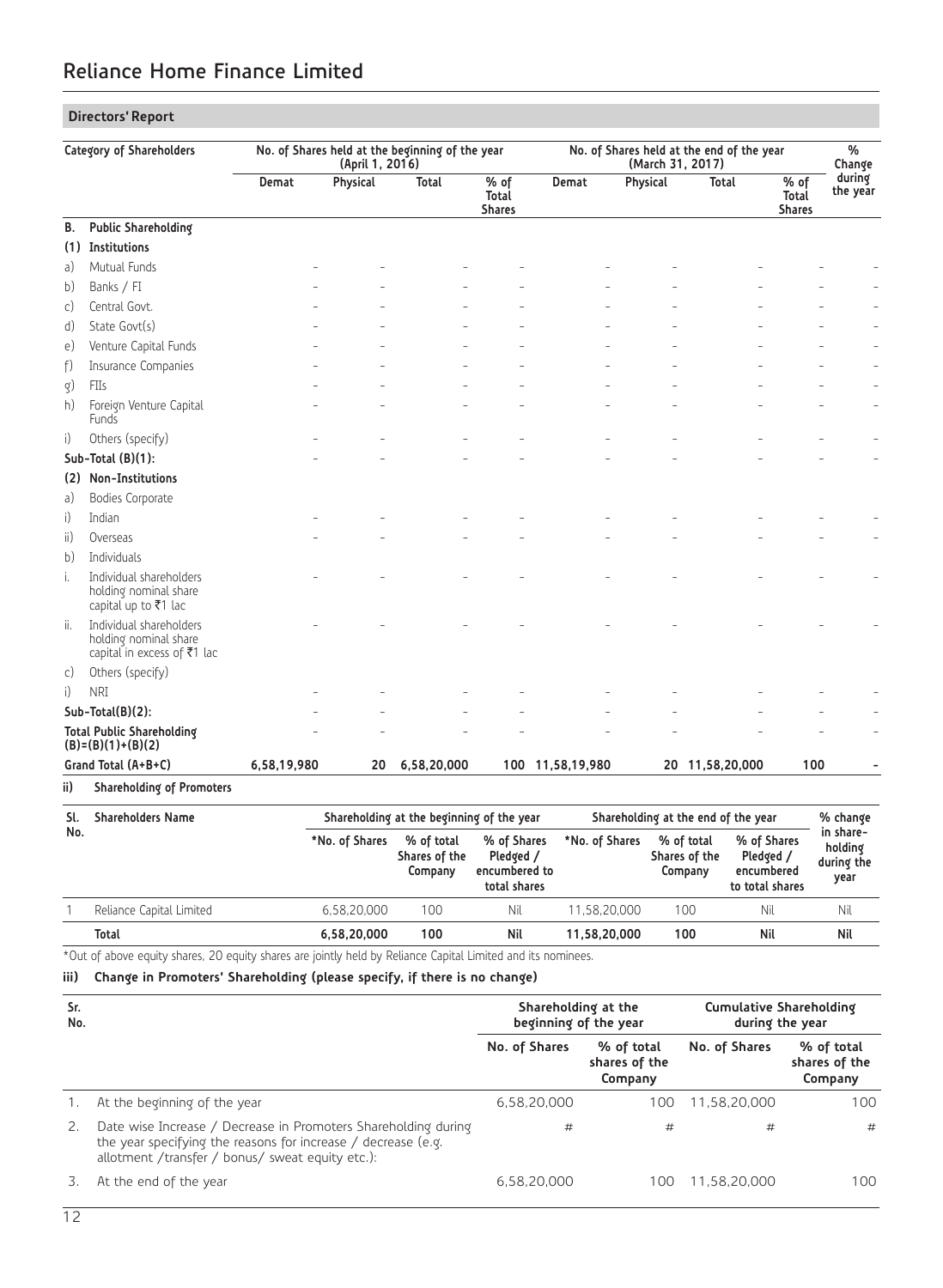## Directors' Report

| Category of Shareholders | | No. of Shares held at the beginning of the year (April 1, 2016) | | | | No. of Shares held at the end of the year (March 31, 2017) | | | | % Change during the year |
|---|---|---|---|---|---|---|---|---|---|---|
| | | Demat | Physical | Total | % of Total Shares | Demat | Physical | Total | % of Total Shares | |
| **B.** | **Public Shareholding** | | | | | | | | | |
| **(1)** | **Institutions** | | | | | | | | | |
| a) | Mutual Funds | - | - | - | - | - | - | - | - | - |
| b) | Banks / FI | - | - | - | - | - | - | - | - | - |
| c) | Central Govt. | - | - | - | - | - | - | - | - | - |
| d) | State Govt(s) | - | - | - | - | - | - | - | - | - |
| e) | Venture Capital Funds | - | - | - | - | - | - | - | - | - |
| f) | Insurance Companies | - | - | - | - | - | - | - | - | - |
| g) | FIIs | - | - | - | - | - | - | - | - | - |
| h) | Foreign Venture Capital Funds | - | - | - | - | - | - | - | - | - |
| i) | Others (specify) | - | - | - | - | - | - | - | - | - |
| | **Sub-Total (B)(1):** | - | - | - | - | - | - | - | - | - |
| **(2)** | **Non-Institutions** | | | | | | | | | |
| a) | Bodies Corporate | | | | | | | | | |
| i) | Indian | - | - | - | - | - | - | - | - | - |
| ii) | Overseas | - | - | - | - | - | - | - | - | - |
| b) | Individuals | | | | | | | | | |
| i. | Individual shareholders holding nominal share capital up to ₹1 lac | - | - | - | - | - | - | - | - | - |
| ii. | Individual shareholders holding nominal share capital in excess of ₹1 lac | - | - | - | - | - | - | - | - | - |
| c) | Others (specify) | | | | | | | | | |
| i) | NRI | - | - | - | - | - | - | - | - | - |
| | **Sub-Total(B)(2):** | - | - | - | - | - | - | - | - | - |
| | **Total Public Shareholding (B)=(B)(1)+(B)(2)** | - | - | - | - | - | - | - | - | - |
| | **Grand Total (A+B+C)** | **6,58,19,980** | **20** | **6,58,20,000** | **100** | **11,58,19,980** | **20** | **11,58,20,000** | **100** | **-** |

**ii) Shareholding of Promoters**

| Sl. No. | Shareholders Name | Shareholding at the beginning of the year | | | Shareholding at the end of the year | | | % change in share-holding during the year |
|---|---|---|---|---|---|---|---|---|
| | | *No. of Shares | % of total Shares of the Company | % of Shares Pledged / encumbered to total shares | *No. of Shares | % of total Shares of the Company | % of Shares Pledged / encumbered to total shares | |
| 1 | Reliance Capital Limited | 6,58,20,000 | 100 | Nil | 11,58,20,000 | 100 | Nil | Nil |
| | **Total** | **6,58,20,000** | **100** | **Nil** | **11,58,20,000** | **100** | **Nil** | **Nil** |

*Out of above equity shares, 20 equity shares are jointly held by Reliance Capital Limited and its nominees.

**iii) Change in Promoters' Shareholding (please specify, if there is no change)**

| Sr. No. | | Shareholding at the beginning of the year | | Cumulative Shareholding during the year | |
|---|---|---|---|---|---|
| | | No. of Shares | % of total shares of the Company | No. of Shares | % of total shares of the Company |
| 1. | At the beginning of the year | 6,58,20,000 | 100 | 11,58,20,000 | 100 |
| 2. | Date wise Increase / Decrease in Promoters Shareholding during the year specifying the reasons for increase / decrease (e.g. allotment /transfer / bonus/ sweat equity etc.): | # | # | # | # |
| 3. | At the end of the year | 6,58,20,000 | 100 | 11,58,20,000 | 100 |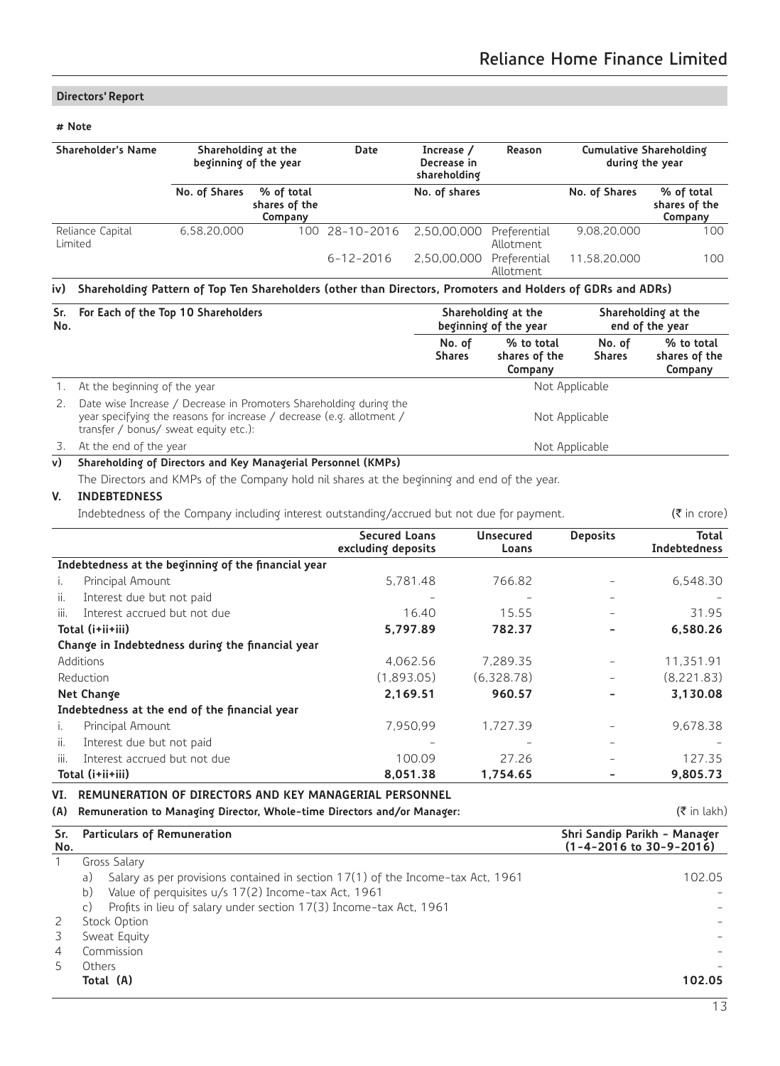**Directors' Report**

**# Note**

| Shareholder's Name | Shareholding at the beginning of the year | | Date | Increase / Decrease in shareholding | Reason | Cumulative Shareholding during the year | |
|---|---|---|---|---|---|---|---|
| | No. of Shares | % of total shares of the Company | | No. of shares | | No. of Shares | % of total shares of the Company |
| Reliance Capital Limited | 6,58,20,000 | 100 | 28-10-2016 | 2,50,00,000 | Preferential Allotment | 9,08,20,000 | 100 |
| | | | 6-12-2016 | 2,50,00,000 | Preferential Allotment | 11,58,20,000 | 100 |

**iv) Shareholding Pattern of Top Ten Shareholders (other than Directors, Promoters and Holders of GDRs and ADRs)**

| Sr. No. | For Each of the Top 10 Shareholders | Shareholding at the beginning of the year | | Shareholding at the end of the year | |
|---|---|---|---|---|---|
| | | No. of Shares | % to total shares of the Company | No. of Shares | % to total shares of the Company |
| 1. | At the beginning of the year | Not Applicable | | | |
| 2. | Date wise Increase / Decrease in Promoters Shareholding during the year specifying the reasons for increase / decrease (e.g. allotment / transfer / bonus/ sweat equity etc.): | Not Applicable | | | |
| 3. | At the end of the year | Not Applicable | | | |

**v) Shareholding of Directors and Key Managerial Personnel (KMPs)**

The Directors and KMPs of the Company hold nil shares at the beginning and end of the year.

**V. INDEBTEDNESS**

Indebtedness of the Company including interest outstanding/accrued but not due for payment. (₹ in crore)

| | Secured Loans excluding deposits | Unsecured Loans | Deposits | Total Indebtedness |
|---|---|---|---|---|
| **Indebtedness at the beginning of the financial year** | | | | |
| i. Principal Amount | 5,781.48 | 766.82 | - | 6,548.30 |
| ii. Interest due but not paid | - | - | - | - |
| iii. Interest accrued but not due | 16.40 | 15.55 | - | 31.95 |
| **Total (i+ii+iii)** | **5,797.89** | **782.37** | **-** | **6,580.26** |
| **Change in Indebtedness during the financial year** | | | | |
| Additions | 4,062.56 | 7,289.35 | - | 11,351.91 |
| Reduction | (1,893.05) | (6,328.78) | - | (8,221.83) |
| **Net Change** | **2,169.51** | **960.57** | **-** | **3,130.08** |
| **Indebtedness at the end of the financial year** | | | | |
| i. Principal Amount | 7,950.99 | 1,727.39 | - | 9,678.38 |
| ii. Interest due but not paid | - | - | - | - |
| iii. Interest accrued but not due | 100.09 | 27.26 | - | 127.35 |
| **Total (i+ii+iii)** | **8,051.38** | **1,754.65** | **-** | **9,805.73** |

**VI. REMUNERATION OF DIRECTORS AND KEY MANAGERIAL PERSONNEL**

**(A) Remuneration to Managing Director, Whole-time Directors and/or Manager:** (₹ in lakh)

| Sr. No. | Particulars of Remuneration | Shri Sandip Parikh - Manager (1-4-2016 to 30-9-2016) |
|---|---|---|
| 1 | Gross Salary | |
| | a) Salary as per provisions contained in section 17(1) of the Income-tax Act, 1961 | 102.05 |
| | b) Value of perquisites u/s 17(2) Income-tax Act, 1961 | - |
| | c) Profits in lieu of salary under section 17(3) Income-tax Act, 1961 | - |
| 2 | Stock Option | - |
| 3 | Sweat Equity | - |
| 4 | Commission | - |
| 5 | Others | - |
| | **Total (A)** | **102.05** |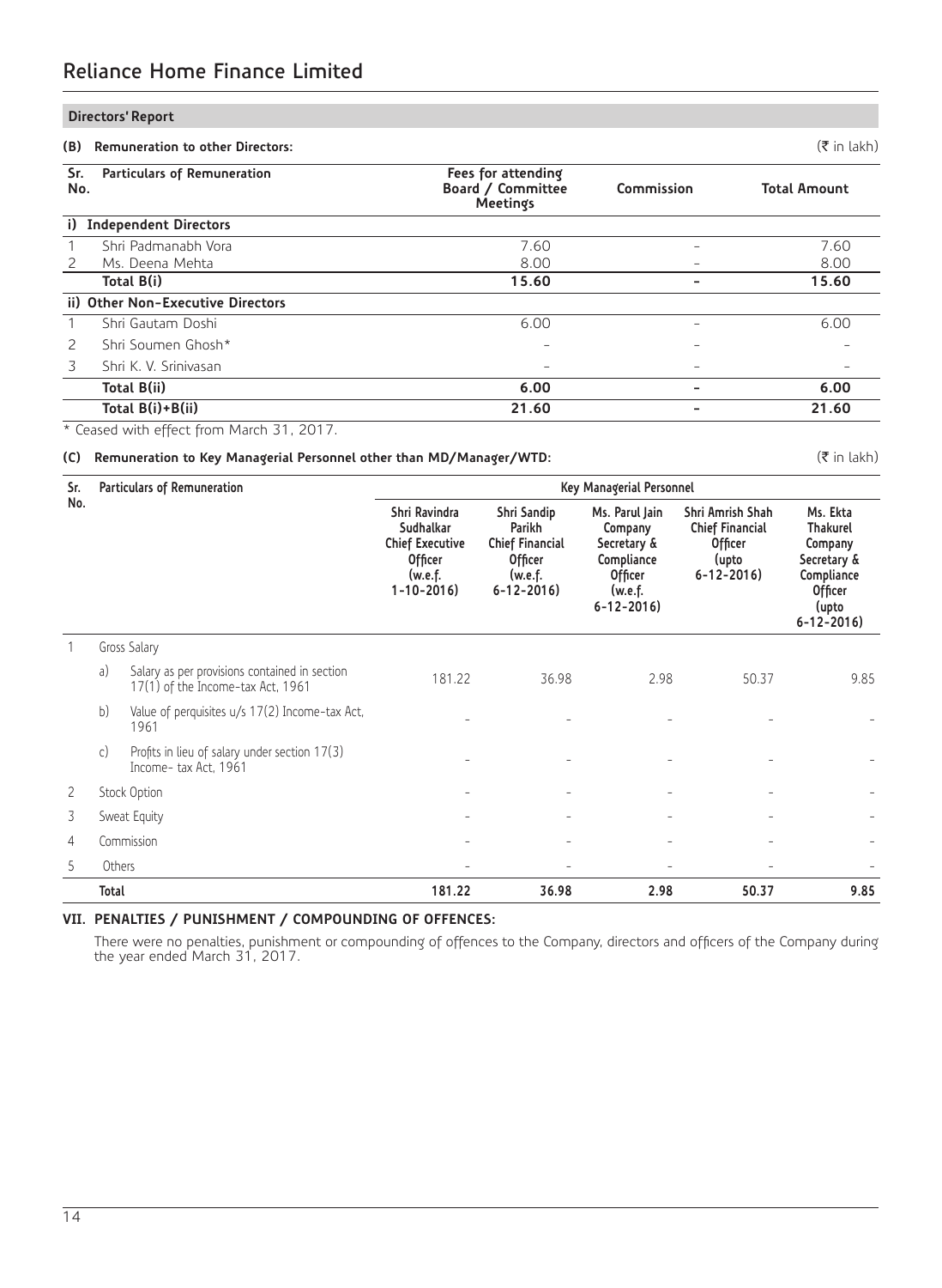## Directors' Report

**(B) Remuneration to other Directors:** (₹ in lakh)

| Sr. No. | Particulars of Remuneration | Fees for attending Board / Committee Meetings | Commission | Total Amount |
|---|---|---|---|---|
| **i)** | **Independent Directors** | | | |
| 1 | Shri Padmanabh Vora | 7.60 | – | 7.60 |
| 2 | Ms. Deena Mehta | 8.00 | – | 8.00 |
| | **Total B(i)** | **15.60** | **–** | **15.60** |
| **ii)** | **Other Non-Executive Directors** | | | |
| 1 | Shri Gautam Doshi | 6.00 | – | 6.00 |
| 2 | Shri Soumen Ghosh* | – | – | – |
| 3 | Shri K. V. Srinivasan | – | – | – |
| | **Total B(ii)** | **6.00** | **–** | **6.00** |
| | **Total B(i)+B(ii)** | **21.60** | **–** | **21.60** |

\* Ceased with effect from March 31, 2017.

**(C) Remuneration to Key Managerial Personnel other than MD/Manager/WTD:** (₹ in lakh)

| Sr. No. | | Particulars of Remuneration | Key Managerial Personnel | | | | |
|---|---|---|---|---|---|---|---|
| | | | Shri Ravindra Sudhalkar Chief Executive Officer (w.e.f. 1-10-2016) | Shri Sandip Parikh Chief Financial Officer (w.e.f. 6-12-2016) | Ms. Parul Jain Company Secretary & Compliance Officer (w.e.f. 6-12-2016) | Shri Amrish Shah Chief Financial Officer (upto 6-12-2016) | Ms. Ekta Thakurel Company Secretary & Compliance Officer (upto 6-12-2016) |
| 1 | | Gross Salary | | | | | |
| | a) | Salary as per provisions contained in section 17(1) of the Income-tax Act, 1961 | 181.22 | 36.98 | 2.98 | 50.37 | 9.85 |
| | b) | Value of perquisites u/s 17(2) Income-tax Act, 1961 | - | - | - | - | - |
| | c) | Profits in lieu of salary under section 17(3) Income- tax Act, 1961 | - | - | - | - | - |
| 2 | | Stock Option | - | - | - | - | - |
| 3 | | Sweat Equity | - | - | - | - | - |
| 4 | | Commission | - | - | - | - | - |
| 5 | | Others | - | - | - | - | - |
| | | **Total** | **181.22** | **36.98** | **2.98** | **50.37** | **9.85** |

### VII. PENALTIES / PUNISHMENT / COMPOUNDING OF OFFENCES:

There were no penalties, punishment or compounding of offences to the Company, directors and officers of the Company during the year ended March 31, 2017.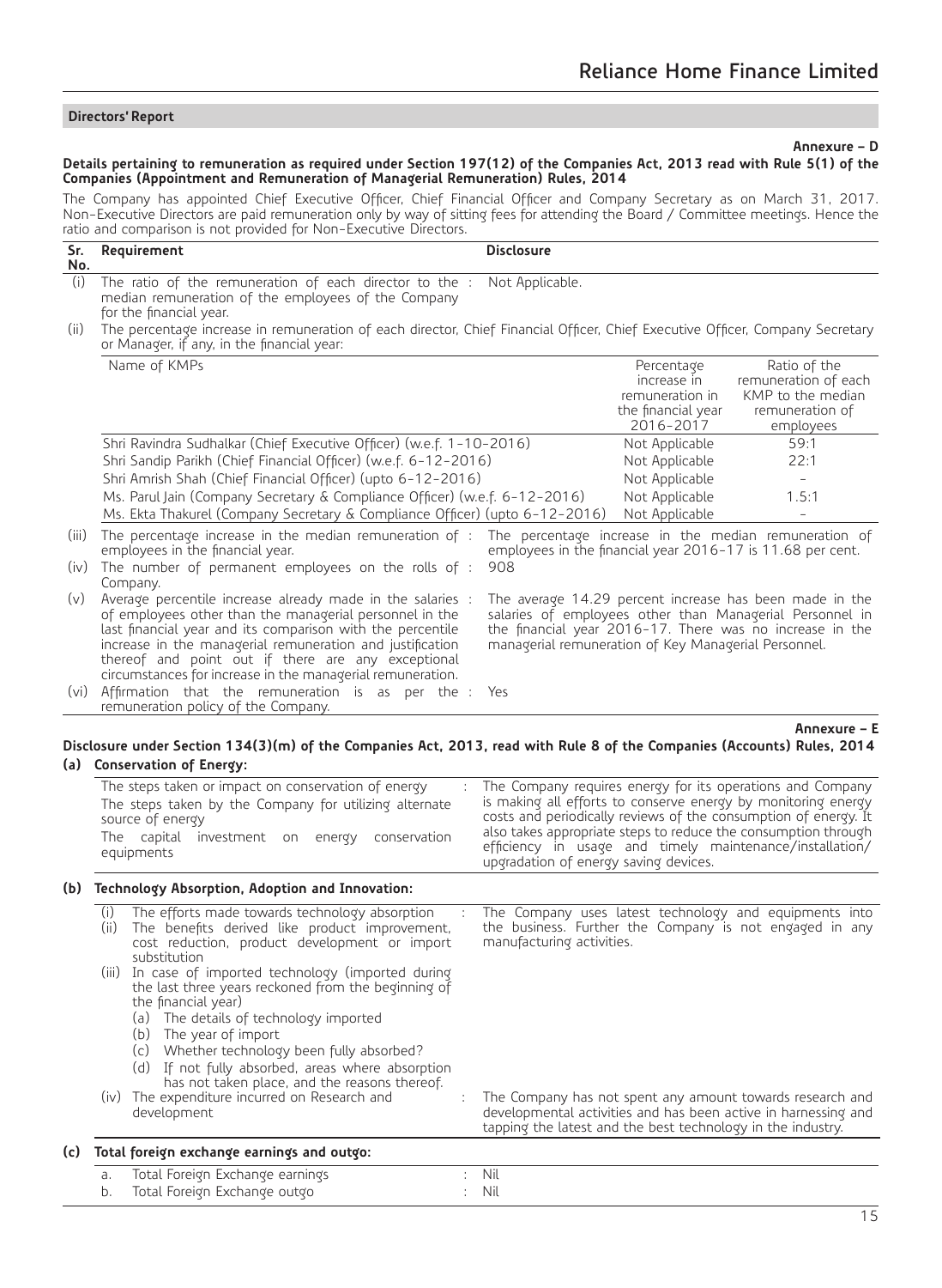## Directors' Report

**Annexure – D**

**Details pertaining to remuneration as required under Section 197(12) of the Companies Act, 2013 read with Rule 5(1) of the Companies (Appointment and Remuneration of Managerial Remuneration) Rules, 2014**

The Company has appointed Chief Executive Officer, Chief Financial Officer and Company Secretary as on March 31, 2017. Non-Executive Directors are paid remuneration only by way of sitting fees for attending the Board / Committee meetings. Hence the ratio and comparison is not provided for Non-Executive Directors.

| Sr. No. | Requirement | Disclosure |
|---|---|---|
| (i) | The ratio of the remuneration of each director to the median remuneration of the employees of the Company for the financial year. | Not Applicable. |
| (ii) | The percentage increase in remuneration of each director, Chief Financial Officer, Chief Executive Officer, Company Secretary or Manager, if any, in the financial year: | |

| Name of KMPs | Percentage increase in remuneration in the financial year 2016-2017 | Ratio of the remuneration of each KMP to the median remuneration of employees |
|---|---|---|
| Shri Ravindra Sudhalkar (Chief Executive Officer) (w.e.f. 1-10-2016) | Not Applicable | 59:1 |
| Shri Sandip Parikh (Chief Financial Officer) (w.e.f. 6-12-2016) | Not Applicable | 22:1 |
| Shri Amrish Shah (Chief Financial Officer) (upto 6-12-2016) | Not Applicable | - |
| Ms. Parul Jain (Company Secretary & Compliance Officer) (w.e.f. 6-12-2016) | Not Applicable | 1.5:1 |
| Ms. Ekta Thakurel (Company Secretary & Compliance Officer) (upto 6-12-2016) | Not Applicable | - |

| Sr. No. | Requirement | Disclosure |
|---|---|---|
| (iii) | The percentage increase in the median remuneration of employees in the financial year. | The percentage increase in the median remuneration of employees in the financial year 2016-17 is 11.68 per cent. |
| (iv) | The number of permanent employees on the rolls of Company. | 908 |
| (v) | Average percentile increase already made in the salaries of employees other than the managerial personnel in the last financial year and its comparison with the percentile increase in the managerial remuneration and justification thereof and point out if there are any exceptional circumstances for increase in the managerial remuneration. | The average 14.29 percent increase has been made in the salaries of employees other than Managerial Personnel in the financial year 2016-17. There was no increase in the managerial remuneration of Key Managerial Personnel. |
| (vi) | Affirmation that the remuneration is as per the remuneration policy of the Company. | Yes |

**Annexure – E**

**Disclosure under Section 134(3)(m) of the Companies Act, 2013, read with Rule 8 of the Companies (Accounts) Rules, 2014**

### (a) Conservation of Energy:

| | |
|---|---|
| The steps taken or impact on conservation of energy<br>The steps taken by the Company for utilizing alternate source of energy<br>The capital investment on energy conservation equipments | The Company requires energy for its operations and Company is making all efforts to conserve energy by monitoring energy costs and periodically reviews of the consumption of energy. It also takes appropriate steps to reduce the consumption through efficiency in usage and timely maintenance/installation/ upgradation of energy saving devices. |

### (b) Technology Absorption, Adoption and Innovation:

| | |
|---|---|
| (i) The efforts made towards technology absorption<br>(ii) The benefits derived like product improvement, cost reduction, product development or import substitution<br>(iii) In case of imported technology (imported during the last three years reckoned from the beginning of the financial year)<br>(a) The details of technology imported<br>(b) The year of import<br>(c) Whether technology been fully absorbed?<br>(d) If not fully absorbed, areas where absorption has not taken place, and the reasons thereof. | The Company uses latest technology and equipments into the business. Further the Company is not engaged in any manufacturing activities. |
| (iv) The expenditure incurred on Research and development | The Company has not spent any amount towards research and developmental activities and has been active in harnessing and tapping the latest and the best technology in the industry. |

### (c) Total foreign exchange earnings and outgo:

| | | |
|---|---|---|
| a. | Total Foreign Exchange earnings | Nil |
| b. | Total Foreign Exchange outgo | Nil |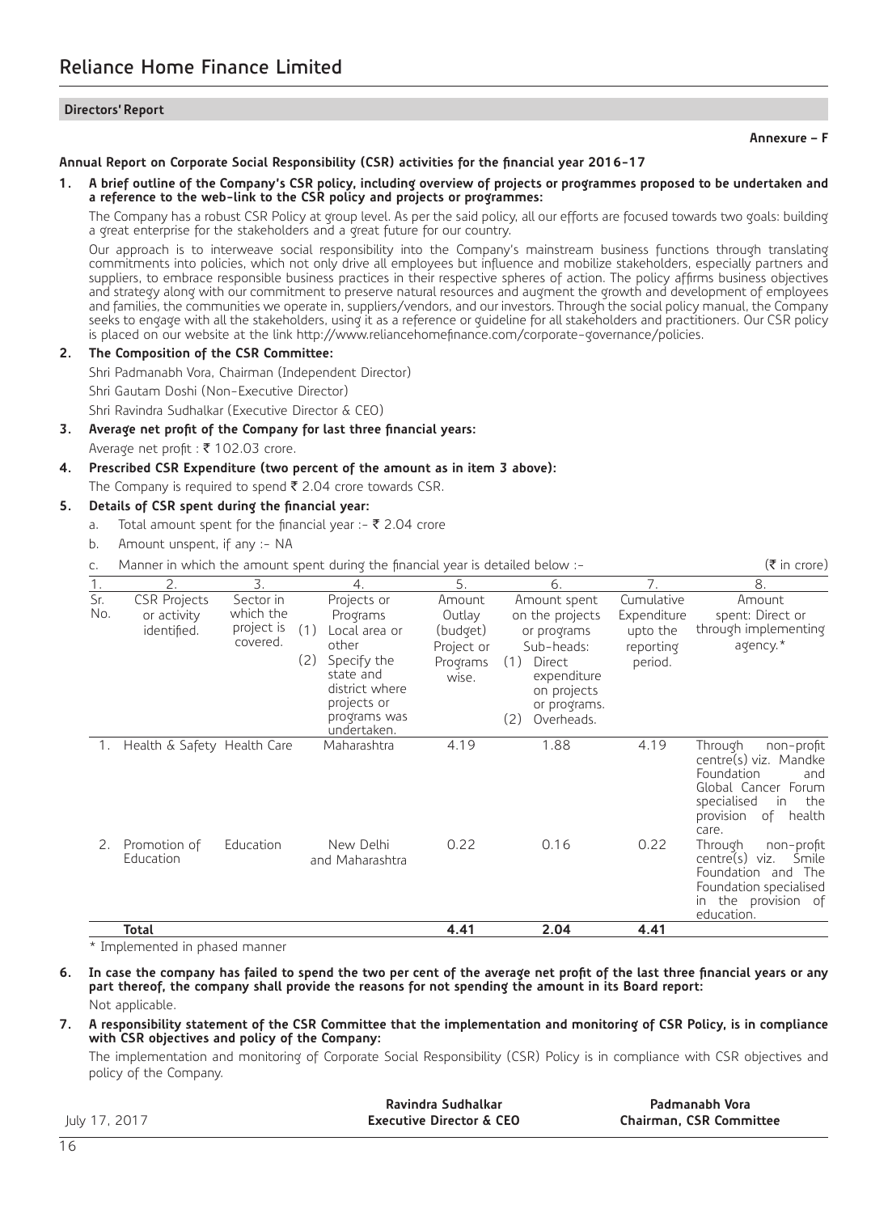**Directors' Report**

**Annexure – F**

**Annual Report on Corporate Social Responsibility (CSR) activities for the financial year 2016-17**

**1. A brief outline of the Company's CSR policy, including overview of projects or programmes proposed to be undertaken and a reference to the web-link to the CSR policy and projects or programmes:**

The Company has a robust CSR Policy at group level. As per the said policy, all our efforts are focused towards two goals: building a great enterprise for the stakeholders and a great future for our country.

Our approach is to interweave social responsibility into the Company's mainstream business functions through translating commitments into policies, which not only drive all employees but influence and mobilize stakeholders, especially partners and suppliers, to embrace responsible business practices in their respective spheres of action. The policy affirms business objectives and strategy along with our commitment to preserve natural resources and augment the growth and development of employees and families, the communities we operate in, suppliers/vendors, and our investors. Through the social policy manual, the Company seeks to engage with all the stakeholders, using it as a reference or guideline for all stakeholders and practitioners. Our CSR policy is placed on our website at the link http://www.reliancehomefinance.com/corporate-governance/policies.

**2. The Composition of the CSR Committee:**

Shri Padmanabh Vora, Chairman (Independent Director)

Shri Gautam Doshi (Non-Executive Director)

Shri Ravindra Sudhalkar (Executive Director & CEO)

**3. Average net profit of the Company for last three financial years:**

Average net profit : ₹ 102.03 crore.

**4. Prescribed CSR Expenditure (two percent of the amount as in item 3 above):**

The Company is required to spend ₹ 2.04 crore towards CSR.

**5. Details of CSR spent during the financial year:**

a. Total amount spent for the financial year :- ₹ 2.04 crore

b. Amount unspent, if any :- NA

c. Manner in which the amount spent during the financial year is detailed below :- (₹ in crore)

| 1. | 2. | 3. | 4. | 5. | 6. | 7. | 8. |
|---|---|---|---|---|---|---|---|
| Sr. No. | CSR Projects or activity identified. | Sector in which the project is covered. | Projects or Programs (1) Local area or other (2) Specify the state and district where projects or programs was undertaken. | Amount Outlay (budget) Project or Programs wise. | Amount spent on the projects or programs Sub-heads: (1) Direct expenditure on projects or programs. (2) Overheads. | Cumulative Expenditure upto the reporting period. | Amount spent: Direct or through implementing agency.* |
| 1. | Health & Safety | Health Care | Maharashtra | 4.19 | 1.88 | 4.19 | Through non-profit centre(s) viz. Mandke Foundation and Global Cancer Forum specialised in the provision of health care. |
| 2. | Promotion of Education | Education | New Delhi and Maharashtra | 0.22 | 0.16 | 0.22 | Through non-profit centre(s) viz. Smile Foundation and The Foundation specialised in the provision of education. |
| | **Total** | | | **4.41** | **2.04** | **4.41** | |

\* Implemented in phased manner

**6. In case the company has failed to spend the two per cent of the average net profit of the last three financial years or any part thereof, the company shall provide the reasons for not spending the amount in its Board report:**

Not applicable.

**7. A responsibility statement of the CSR Committee that the implementation and monitoring of CSR Policy, is in compliance with CSR objectives and policy of the Company:**

The implementation and monitoring of Corporate Social Responsibility (CSR) Policy is in compliance with CSR objectives and policy of the Company.

July 17, 2017

**Ravindra Sudhalkar**
**Executive Director & CEO**

**Padmanabh Vora**
**Chairman, CSR Committee**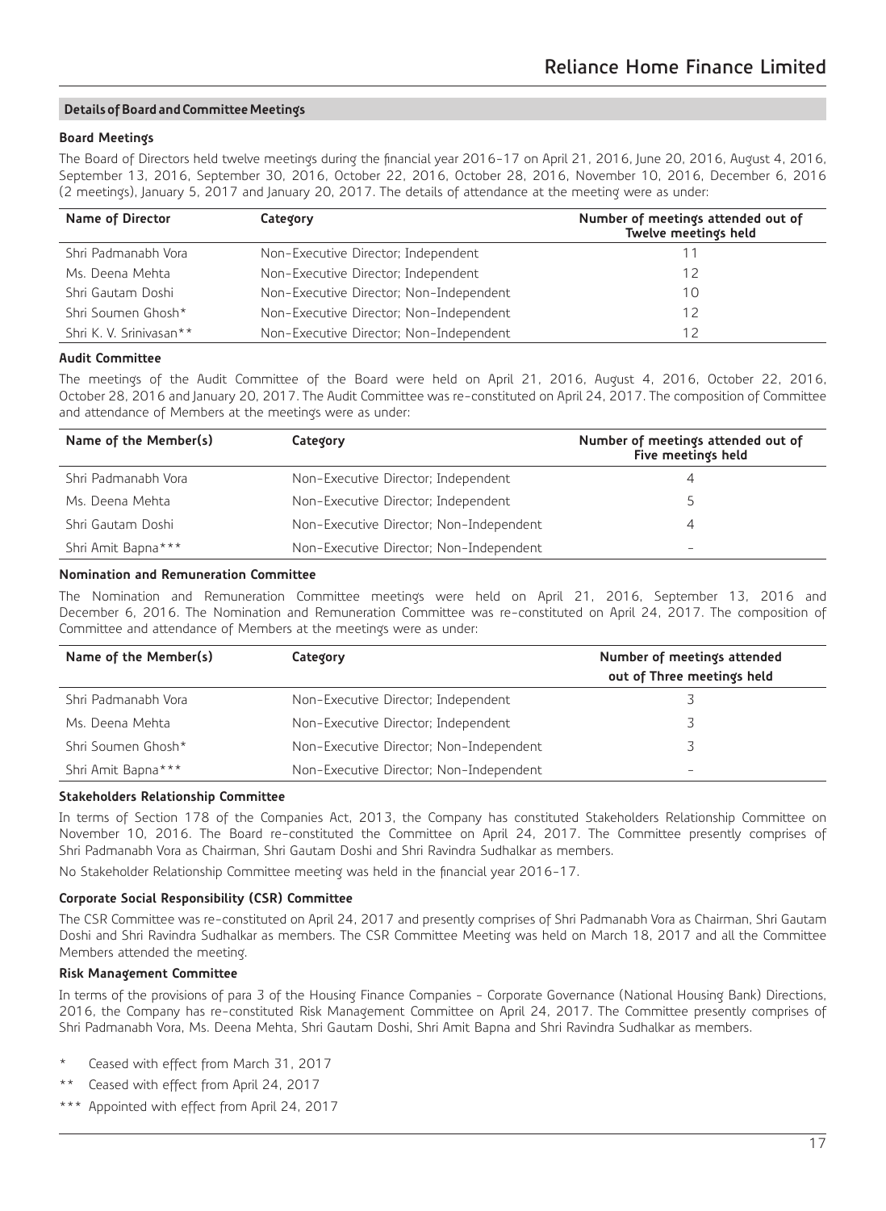## Details of Board and Committee Meetings

### Board Meetings

The Board of Directors held twelve meetings during the financial year 2016-17 on April 21, 2016, June 20, 2016, August 4, 2016, September 13, 2016, September 30, 2016, October 22, 2016, October 28, 2016, November 10, 2016, December 6, 2016 (2 meetings), January 5, 2017 and January 20, 2017. The details of attendance at the meeting were as under:

| Name of Director | Category | Number of meetings attended out of Twelve meetings held |
|---|---|---|
| Shri Padmanabh Vora | Non-Executive Director; Independent | 11 |
| Ms. Deena Mehta | Non-Executive Director; Independent | 12 |
| Shri Gautam Doshi | Non-Executive Director; Non-Independent | 10 |
| Shri Soumen Ghosh* | Non-Executive Director; Non-Independent | 12 |
| Shri K. V. Srinivasan** | Non-Executive Director; Non-Independent | 12 |

### Audit Committee

The meetings of the Audit Committee of the Board were held on April 21, 2016, August 4, 2016, October 22, 2016, October 28, 2016 and January 20, 2017. The Audit Committee was re-constituted on April 24, 2017. The composition of Committee and attendance of Members at the meetings were as under:

| Name of the Member(s) | Category | Number of meetings attended out of Five meetings held |
|---|---|---|
| Shri Padmanabh Vora | Non-Executive Director; Independent | 4 |
| Ms. Deena Mehta | Non-Executive Director; Independent | 5 |
| Shri Gautam Doshi | Non-Executive Director; Non-Independent | 4 |
| Shri Amit Bapna*** | Non-Executive Director; Non-Independent | - |

### Nomination and Remuneration Committee

The Nomination and Remuneration Committee meetings were held on April 21, 2016, September 13, 2016 and December 6, 2016. The Nomination and Remuneration Committee was re-constituted on April 24, 2017. The composition of Committee and attendance of Members at the meetings were as under:

| Name of the Member(s) | Category | Number of meetings attended out of Three meetings held |
|---|---|---|
| Shri Padmanabh Vora | Non-Executive Director; Independent | 3 |
| Ms. Deena Mehta | Non-Executive Director; Independent | 3 |
| Shri Soumen Ghosh* | Non-Executive Director; Non-Independent | 3 |
| Shri Amit Bapna*** | Non-Executive Director; Non-Independent | - |

### Stakeholders Relationship Committee

In terms of Section 178 of the Companies Act, 2013, the Company has constituted Stakeholders Relationship Committee on November 10, 2016. The Board re-constituted the Committee on April 24, 2017. The Committee presently comprises of Shri Padmanabh Vora as Chairman, Shri Gautam Doshi and Shri Ravindra Sudhalkar as members.

No Stakeholder Relationship Committee meeting was held in the financial year 2016-17.

### Corporate Social Responsibility (CSR) Committee

The CSR Committee was re-constituted on April 24, 2017 and presently comprises of Shri Padmanabh Vora as Chairman, Shri Gautam Doshi and Shri Ravindra Sudhalkar as members. The CSR Committee Meeting was held on March 18, 2017 and all the Committee Members attended the meeting.

### Risk Management Committee

In terms of the provisions of para 3 of the Housing Finance Companies - Corporate Governance (National Housing Bank) Directions, 2016, the Company has re-constituted Risk Management Committee on April 24, 2017. The Committee presently comprises of Shri Padmanabh Vora, Ms. Deena Mehta, Shri Gautam Doshi, Shri Amit Bapna and Shri Ravindra Sudhalkar as members.

\* Ceased with effect from March 31, 2017

** Ceased with effect from April 24, 2017

*** Appointed with effect from April 24, 2017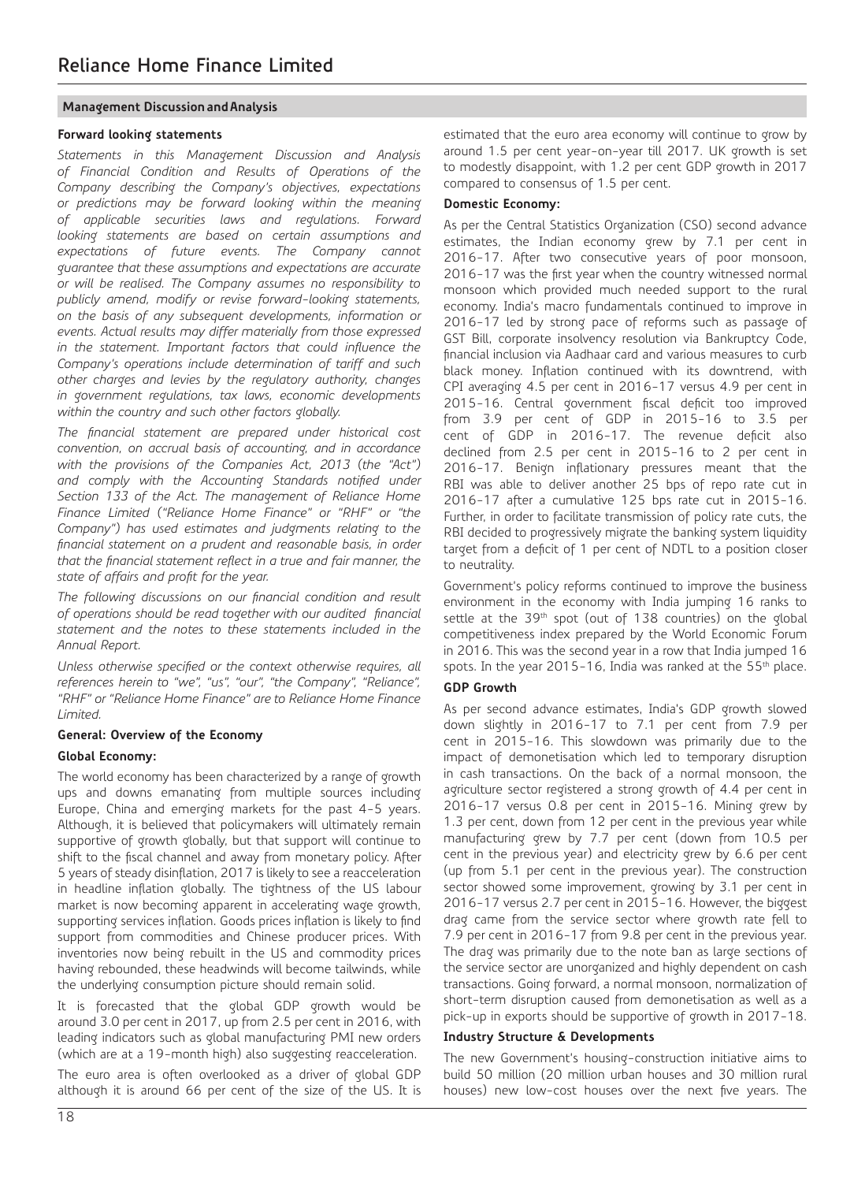## Management Discussion and Analysis

### Forward looking statements

*Statements in this Management Discussion and Analysis of Financial Condition and Results of Operations of the Company describing the Company's objectives, expectations or predictions may be forward looking within the meaning of applicable securities laws and regulations. Forward looking statements are based on certain assumptions and expectations of future events. The Company cannot guarantee that these assumptions and expectations are accurate or will be realised. The Company assumes no responsibility to publicly amend, modify or revise forward-looking statements, on the basis of any subsequent developments, information or events. Actual results may differ materially from those expressed in the statement. Important factors that could influence the Company's operations include determination of tariff and such other charges and levies by the regulatory authority, changes in government regulations, tax laws, economic developments within the country and such other factors globally.*

*The financial statement are prepared under historical cost convention, on accrual basis of accounting, and in accordance with the provisions of the Companies Act, 2013 (the "Act") and comply with the Accounting Standards notified under Section 133 of the Act. The management of Reliance Home Finance Limited ("Reliance Home Finance" or "RHF" or "the Company") has used estimates and judgments relating to the financial statement on a prudent and reasonable basis, in order that the financial statement reflect in a true and fair manner, the state of affairs and profit for the year.*

*The following discussions on our financial condition and result of operations should be read together with our audited financial statement and the notes to these statements included in the Annual Report.*

*Unless otherwise specified or the context otherwise requires, all references herein to "we", "us", "our", "the Company", "Reliance", "RHF" or "Reliance Home Finance" are to Reliance Home Finance Limited.*

### General: Overview of the Economy

### Global Economy:

The world economy has been characterized by a range of growth ups and downs emanating from multiple sources including Europe, China and emerging markets for the past 4-5 years. Although, it is believed that policymakers will ultimately remain supportive of growth globally, but that support will continue to shift to the fiscal channel and away from monetary policy. After 5 years of steady disinflation, 2017 is likely to see a reacceleration in headline inflation globally. The tightness of the US labour market is now becoming apparent in accelerating wage growth, supporting services inflation. Goods prices inflation is likely to find support from commodities and Chinese producer prices. With inventories now being rebuilt in the US and commodity prices having rebounded, these headwinds will become tailwinds, while the underlying consumption picture should remain solid.

It is forecasted that the global GDP growth would be around 3.0 per cent in 2017, up from 2.5 per cent in 2016, with leading indicators such as global manufacturing PMI new orders (which are at a 19-month high) also suggesting reacceleration.

The euro area is often overlooked as a driver of global GDP although it is around 66 per cent of the size of the US. It is estimated that the euro area economy will continue to grow by around 1.5 per cent year-on-year till 2017. UK growth is set to modestly disappoint, with 1.2 per cent GDP growth in 2017 compared to consensus of 1.5 per cent.

### Domestic Economy:

As per the Central Statistics Organization (CSO) second advance estimates, the Indian economy grew by 7.1 per cent in 2016-17. After two consecutive years of poor monsoon, 2016-17 was the first year when the country witnessed normal monsoon which provided much needed support to the rural economy. India's macro fundamentals continued to improve in 2016-17 led by strong pace of reforms such as passage of GST Bill, corporate insolvency resolution via Bankruptcy Code, financial inclusion via Aadhaar card and various measures to curb black money. Inflation continued with its downtrend, with CPI averaging 4.5 per cent in 2016-17 versus 4.9 per cent in 2015-16. Central government fiscal deficit too improved from 3.9 per cent of GDP in 2015-16 to 3.5 per cent of GDP in 2016-17. The revenue deficit also declined from 2.5 per cent in 2015-16 to 2 per cent in 2016-17. Benign inflationary pressures meant that the RBI was able to deliver another 25 bps of repo rate cut in 2016-17 after a cumulative 125 bps rate cut in 2015-16. Further, in order to facilitate transmission of policy rate cuts, the RBI decided to progressively migrate the banking system liquidity target from a deficit of 1 per cent of NDTL to a position closer to neutrality.

Government's policy reforms continued to improve the business environment in the economy with India jumping 16 ranks to settle at the 39th spot (out of 138 countries) on the global competitiveness index prepared by the World Economic Forum in 2016. This was the second year in a row that India jumped 16 spots. In the year 2015-16, India was ranked at the 55th place.

### GDP Growth

As per second advance estimates, India's GDP growth slowed down slightly in 2016-17 to 7.1 per cent from 7.9 per cent in 2015-16. This slowdown was primarily due to the impact of demonetisation which led to temporary disruption in cash transactions. On the back of a normal monsoon, the agriculture sector registered a strong growth of 4.4 per cent in 2016-17 versus 0.8 per cent in 2015-16. Mining grew by 1.3 per cent, down from 12 per cent in the previous year while manufacturing grew by 7.7 per cent (down from 10.5 per cent in the previous year) and electricity grew by 6.6 per cent (up from 5.1 per cent in the previous year). The construction sector showed some improvement, growing by 3.1 per cent in 2016-17 versus 2.7 per cent in 2015-16. However, the biggest drag came from the service sector where growth rate fell to 7.9 per cent in 2016-17 from 9.8 per cent in the previous year. The drag was primarily due to the note ban as large sections of the service sector are unorganized and highly dependent on cash transactions. Going forward, a normal monsoon, normalization of short-term disruption caused from demonetisation as well as a pick-up in exports should be supportive of growth in 2017-18.

### Industry Structure & Developments

The new Government's housing-construction initiative aims to build 50 million (20 million urban houses and 30 million rural houses) new low-cost houses over the next five years. The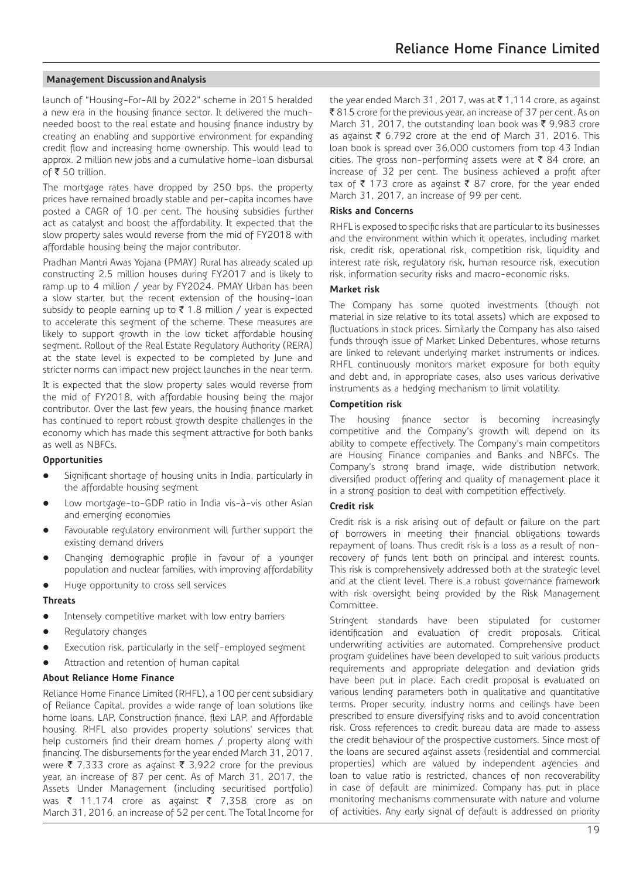## Management Discussion and Analysis

launch of "Housing-For-All by 2022" scheme in 2015 heralded a new era in the housing finance sector. It delivered the much-needed boost to the real estate and housing finance industry by creating an enabling and supportive environment for expanding credit flow and increasing home ownership. This would lead to approx. 2 million new jobs and a cumulative home-loan disbursal of ₹ 50 trillion.

The mortgage rates have dropped by 250 bps, the property prices have remained broadly stable and per-capita incomes have posted a CAGR of 10 per cent. The housing subsidies further act as catalyst and boost the affordability. It expected that the slow property sales would reverse from the mid of FY2018 with affordable housing being the major contributor.

Pradhan Mantri Awas Yojana (PMAY) Rural has already scaled up constructing 2.5 million houses during FY2017 and is likely to ramp up to 4 million / year by FY2024. PMAY Urban has been a slow starter, but the recent extension of the housing-loan subsidy to people earning up to ₹ 1.8 million / year is expected to accelerate this segment of the scheme. These measures are likely to support growth in the low ticket affordable housing segment. Rollout of the Real Estate Regulatory Authority (RERA) at the state level is expected to be completed by June and stricter norms can impact new project launches in the near term.

It is expected that the slow property sales would reverse from the mid of FY2018, with affordable housing being the major contributor. Over the last few years, the housing finance market has continued to report robust growth despite challenges in the economy which has made this segment attractive for both banks as well as NBFCs.

### Opportunities

- Significant shortage of housing units in India, particularly in the affordable housing segment
- Low mortgage-to-GDP ratio in India vis-à-vis other Asian and emerging economies
- Favourable regulatory environment will further support the existing demand drivers
- Changing demographic profile in favour of a younger population and nuclear families, with improving affordability
- Huge opportunity to cross sell services

### Threats

- Intensely competitive market with low entry barriers
- Regulatory changes
- Execution risk, particularly in the self-employed segment
- Attraction and retention of human capital

### About Reliance Home Finance

Reliance Home Finance Limited (RHFL), a 100 per cent subsidiary of Reliance Capital, provides a wide range of loan solutions like home loans, LAP, Construction finance, flexi LAP, and Affordable housing. RHFL also provides property solutions' services that help customers find their dream homes / property along with financing. The disbursements for the year ended March 31, 2017, were ₹ 7,333 crore as against ₹ 3,922 crore for the previous year, an increase of 87 per cent. As of March 31, 2017, the Assets Under Management (including securitised portfolio) was ₹ 11,174 crore as against ₹ 7,358 crore as on March 31, 2016, an increase of 52 per cent. The Total Income for the year ended March 31, 2017, was at ₹ 1,114 crore, as against ₹ 815 crore for the previous year, an increase of 37 per cent. As on March 31, 2017, the outstanding loan book was ₹ 9,983 crore as against ₹ 6,792 crore at the end of March 31, 2016. This loan book is spread over 36,000 customers from top 43 Indian cities. The gross non-performing assets were at ₹ 84 crore, an increase of 32 per cent. The business achieved a profit after tax of ₹ 173 crore as against ₹ 87 crore, for the year ended March 31, 2017, an increase of 99 per cent.

### Risks and Concerns

RHFL is exposed to specific risks that are particular to its businesses and the environment within which it operates, including market risk, credit risk, operational risk, competition risk, liquidity and interest rate risk, regulatory risk, human resource risk, execution risk, information security risks and macro-economic risks.

### Market risk

The Company has some quoted investments (though not material in size relative to its total assets) which are exposed to fluctuations in stock prices. Similarly the Company has also raised funds through issue of Market Linked Debentures, whose returns are linked to relevant underlying market instruments or indices. RHFL continuously monitors market exposure for both equity and debt and, in appropriate cases, also uses various derivative instruments as a hedging mechanism to limit volatility.

### Competition risk

The housing finance sector is becoming increasingly competitive and the Company's growth will depend on its ability to compete effectively. The Company's main competitors are Housing Finance companies and Banks and NBFCs. The Company's strong brand image, wide distribution network, diversified product offering and quality of management place it in a strong position to deal with competition effectively.

### Credit risk

Credit risk is a risk arising out of default or failure on the part of borrowers in meeting their financial obligations towards repayment of loans. Thus credit risk is a loss as a result of non-recovery of funds lent both on principal and interest counts. This risk is comprehensively addressed both at the strategic level and at the client level. There is a robust governance framework with risk oversight being provided by the Risk Management Committee.

Stringent standards have been stipulated for customer identification and evaluation of credit proposals. Critical underwriting activities are automated. Comprehensive product program guidelines have been developed to suit various products requirements and appropriate delegation and deviation grids have been put in place. Each credit proposal is evaluated on various lending parameters both in qualitative and quantitative terms. Proper security, industry norms and ceilings have been prescribed to ensure diversifying risks and to avoid concentration risk. Cross references to credit bureau data are made to assess the credit behaviour of the prospective customers. Since most of the loans are secured against assets (residential and commercial properties) which are valued by independent agencies and loan to value ratio is restricted, chances of non recoverability in case of default are minimized. Company has put in place monitoring mechanisms commensurate with nature and volume of activities. Any early signal of default is addressed on priority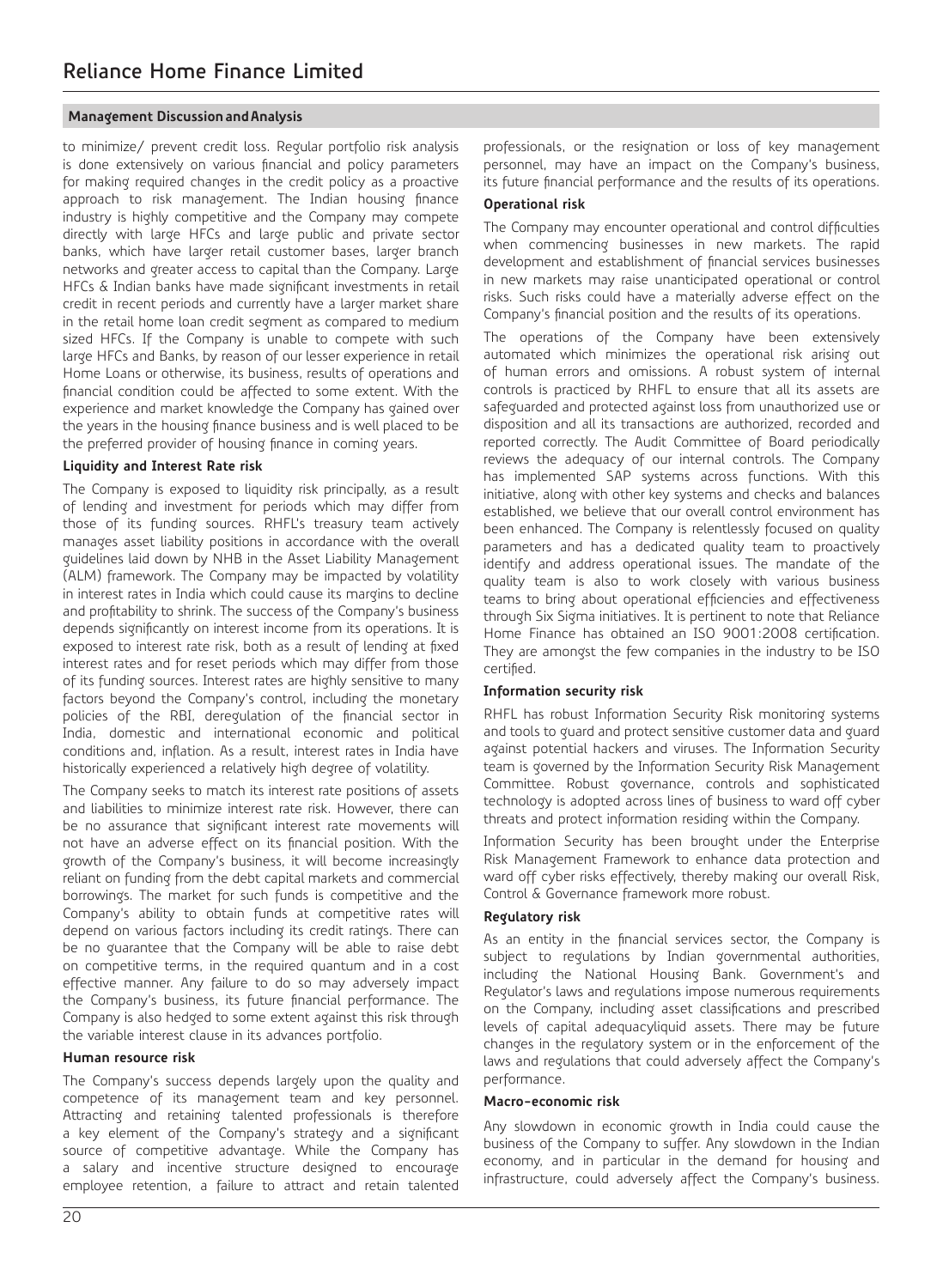## Management Discussion and Analysis

to minimize/ prevent credit loss. Regular portfolio risk analysis is done extensively on various financial and policy parameters for making required changes in the credit policy as a proactive approach to risk management. The Indian housing finance industry is highly competitive and the Company may compete directly with large HFCs and large public and private sector banks, which have larger retail customer bases, larger branch networks and greater access to capital than the Company. Large HFCs & Indian banks have made significant investments in retail credit in recent periods and currently have a larger market share in the retail home loan credit segment as compared to medium sized HFCs. If the Company is unable to compete with such large HFCs and Banks, by reason of our lesser experience in retail Home Loans or otherwise, its business, results of operations and financial condition could be affected to some extent. With the experience and market knowledge the Company has gained over the years in the housing finance business and is well placed to be the preferred provider of housing finance in coming years.

**Liquidity and Interest Rate risk**

The Company is exposed to liquidity risk principally, as a result of lending and investment for periods which may differ from those of its funding sources. RHFL's treasury team actively manages asset liability positions in accordance with the overall guidelines laid down by NHB in the Asset Liability Management (ALM) framework. The Company may be impacted by volatility in interest rates in India which could cause its margins to decline and profitability to shrink. The success of the Company's business depends significantly on interest income from its operations. It is exposed to interest rate risk, both as a result of lending at fixed interest rates and for reset periods which may differ from those of its funding sources. Interest rates are highly sensitive to many factors beyond the Company's control, including the monetary policies of the RBI, deregulation of the financial sector in India, domestic and international economic and political conditions and, inflation. As a result, interest rates in India have historically experienced a relatively high degree of volatility.

The Company seeks to match its interest rate positions of assets and liabilities to minimize interest rate risk. However, there can be no assurance that significant interest rate movements will not have an adverse effect on its financial position. With the growth of the Company's business, it will become increasingly reliant on funding from the debt capital markets and commercial borrowings. The market for such funds is competitive and the Company's ability to obtain funds at competitive rates will depend on various factors including its credit ratings. There can be no guarantee that the Company will be able to raise debt on competitive terms, in the required quantum and in a cost effective manner. Any failure to do so may adversely impact the Company's business, its future financial performance. The Company is also hedged to some extent against this risk through the variable interest clause in its advances portfolio.

**Human resource risk**

The Company's success depends largely upon the quality and competence of its management team and key personnel. Attracting and retaining talented professionals is therefore a key element of the Company's strategy and a significant source of competitive advantage. While the Company has a salary and incentive structure designed to encourage employee retention, a failure to attract and retain talented professionals, or the resignation or loss of key management personnel, may have an impact on the Company's business, its future financial performance and the results of its operations.

**Operational risk**

The Company may encounter operational and control difficulties when commencing businesses in new markets. The rapid development and establishment of financial services businesses in new markets may raise unanticipated operational or control risks. Such risks could have a materially adverse effect on the Company's financial position and the results of its operations.

The operations of the Company have been extensively automated which minimizes the operational risk arising out of human errors and omissions. A robust system of internal controls is practiced by RHFL to ensure that all its assets are safeguarded and protected against loss from unauthorized use or disposition and all its transactions are authorized, recorded and reported correctly. The Audit Committee of Board periodically reviews the adequacy of our internal controls. The Company has implemented SAP systems across functions. With this initiative, along with other key systems and checks and balances established, we believe that our overall control environment has been enhanced. The Company is relentlessly focused on quality parameters and has a dedicated quality team to proactively identify and address operational issues. The mandate of the quality team is also to work closely with various business teams to bring about operational efficiencies and effectiveness through Six Sigma initiatives. It is pertinent to note that Reliance Home Finance has obtained an ISO 9001:2008 certification. They are amongst the few companies in the industry to be ISO certified.

**Information security risk**

RHFL has robust Information Security Risk monitoring systems and tools to guard and protect sensitive customer data and guard against potential hackers and viruses. The Information Security team is governed by the Information Security Risk Management Committee. Robust governance, controls and sophisticated technology is adopted across lines of business to ward off cyber threats and protect information residing within the Company.

Information Security has been brought under the Enterprise Risk Management Framework to enhance data protection and ward off cyber risks effectively, thereby making our overall Risk, Control & Governance framework more robust.

**Regulatory risk**

As an entity in the financial services sector, the Company is subject to regulations by Indian governmental authorities, including the National Housing Bank. Government's and Regulator's laws and regulations impose numerous requirements on the Company, including asset classifications and prescribed levels of capital adequacyliquid assets. There may be future changes in the regulatory system or in the enforcement of the laws and regulations that could adversely affect the Company's performance.

**Macro-economic risk**

Any slowdown in economic growth in India could cause the business of the Company to suffer. Any slowdown in the Indian economy, and in particular in the demand for housing and infrastructure, could adversely affect the Company's business.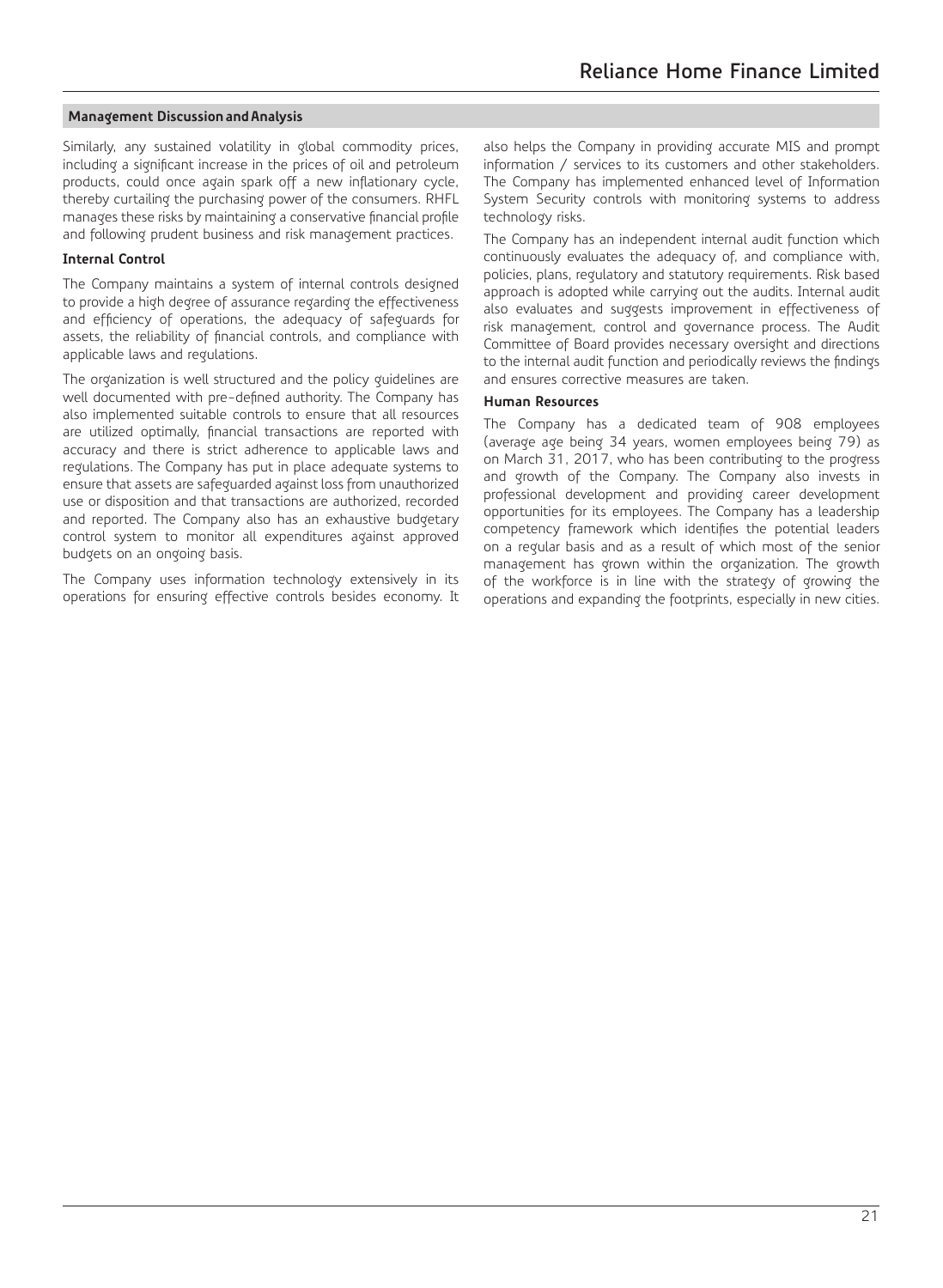## Management Discussion and Analysis

Similarly, any sustained volatility in global commodity prices, including a significant increase in the prices of oil and petroleum products, could once again spark off a new inflationary cycle, thereby curtailing the purchasing power of the consumers. RHFL manages these risks by maintaining a conservative financial profile and following prudent business and risk management practices.

### Internal Control

The Company maintains a system of internal controls designed to provide a high degree of assurance regarding the effectiveness and efficiency of operations, the adequacy of safeguards for assets, the reliability of financial controls, and compliance with applicable laws and regulations.

The organization is well structured and the policy guidelines are well documented with pre-defined authority. The Company has also implemented suitable controls to ensure that all resources are utilized optimally, financial transactions are reported with accuracy and there is strict adherence to applicable laws and regulations. The Company has put in place adequate systems to ensure that assets are safeguarded against loss from unauthorized use or disposition and that transactions are authorized, recorded and reported. The Company also has an exhaustive budgetary control system to monitor all expenditures against approved budgets on an ongoing basis.

The Company uses information technology extensively in its operations for ensuring effective controls besides economy. It also helps the Company in providing accurate MIS and prompt information / services to its customers and other stakeholders. The Company has implemented enhanced level of Information System Security controls with monitoring systems to address technology risks.

The Company has an independent internal audit function which continuously evaluates the adequacy of, and compliance with, policies, plans, regulatory and statutory requirements. Risk based approach is adopted while carrying out the audits. Internal audit also evaluates and suggests improvement in effectiveness of risk management, control and governance process. The Audit Committee of Board provides necessary oversight and directions to the internal audit function and periodically reviews the findings and ensures corrective measures are taken.

### Human Resources

The Company has a dedicated team of 908 employees (average age being 34 years, women employees being 79) as on March 31, 2017, who has been contributing to the progress and growth of the Company. The Company also invests in professional development and providing career development opportunities for its employees. The Company has a leadership competency framework which identifies the potential leaders on a regular basis and as a result of which most of the senior management has grown within the organization. The growth of the workforce is in line with the strategy of growing the operations and expanding the footprints, especially in new cities.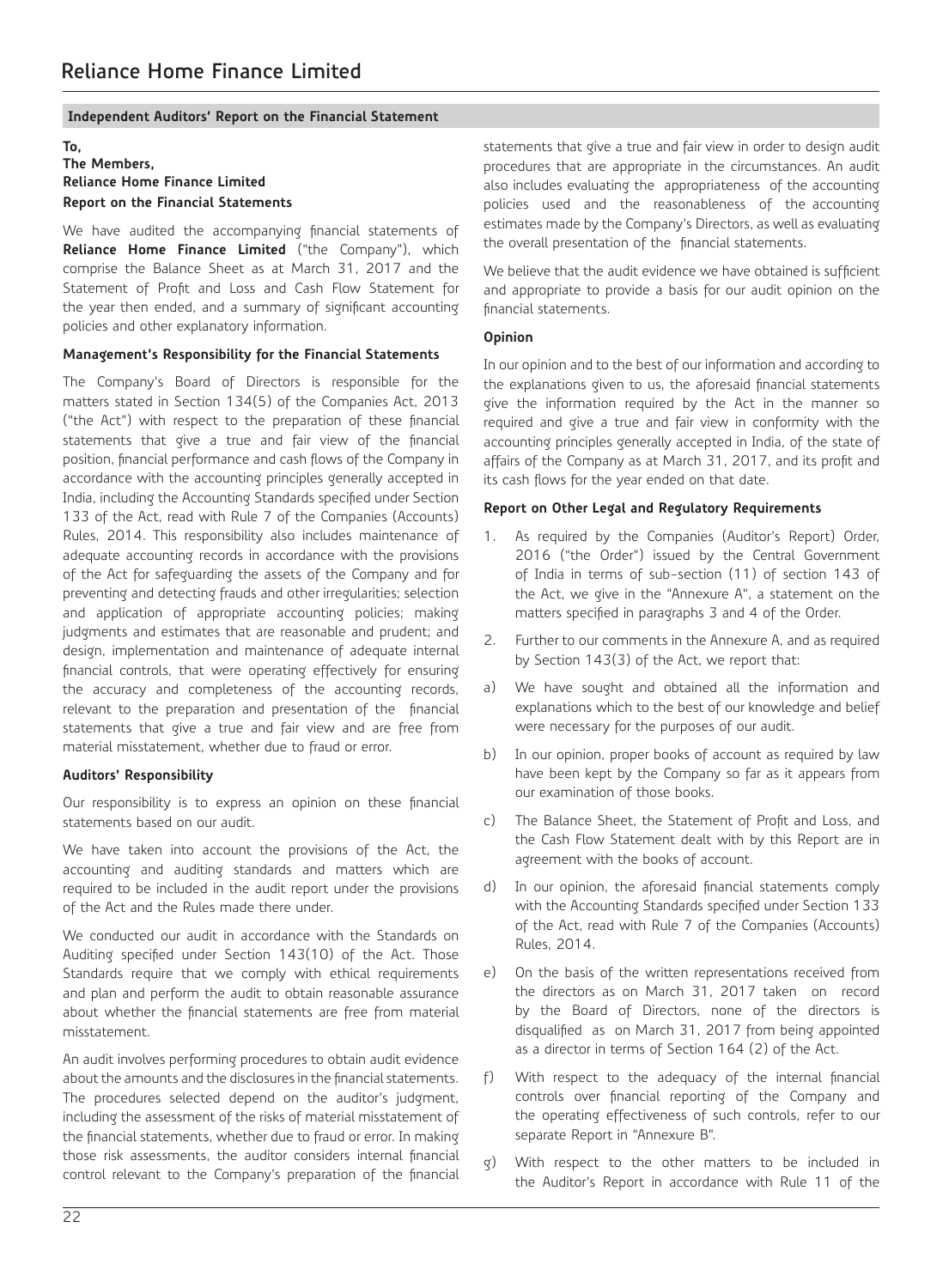## Independent Auditors' Report on the Financial Statement

**To,**
**The Members,**
**Reliance Home Finance Limited**
**Report on the Financial Statements**

We have audited the accompanying financial statements of **Reliance Home Finance Limited** ("the Company"), which comprise the Balance Sheet as at March 31, 2017 and the Statement of Profit and Loss and Cash Flow Statement for the year then ended, and a summary of significant accounting policies and other explanatory information.

**Management's Responsibility for the Financial Statements**

The Company's Board of Directors is responsible for the matters stated in Section 134(5) of the Companies Act, 2013 ("the Act") with respect to the preparation of these financial statements that give a true and fair view of the financial position, financial performance and cash flows of the Company in accordance with the accounting principles generally accepted in India, including the Accounting Standards specified under Section 133 of the Act, read with Rule 7 of the Companies (Accounts) Rules, 2014. This responsibility also includes maintenance of adequate accounting records in accordance with the provisions of the Act for safeguarding the assets of the Company and for preventing and detecting frauds and other irregularities; selection and application of appropriate accounting policies; making judgments and estimates that are reasonable and prudent; and design, implementation and maintenance of adequate internal financial controls, that were operating effectively for ensuring the accuracy and completeness of the accounting records, relevant to the preparation and presentation of the financial statements that give a true and fair view and are free from material misstatement, whether due to fraud or error.

**Auditors' Responsibility**

Our responsibility is to express an opinion on these financial statements based on our audit.

We have taken into account the provisions of the Act, the accounting and auditing standards and matters which are required to be included in the audit report under the provisions of the Act and the Rules made there under.

We conducted our audit in accordance with the Standards on Auditing specified under Section 143(10) of the Act. Those Standards require that we comply with ethical requirements and plan and perform the audit to obtain reasonable assurance about whether the financial statements are free from material misstatement.

An audit involves performing procedures to obtain audit evidence about the amounts and the disclosures in the financial statements. The procedures selected depend on the auditor's judgment, including the assessment of the risks of material misstatement of the financial statements, whether due to fraud or error. In making those risk assessments, the auditor considers internal financial control relevant to the Company's preparation of the financial statements that give a true and fair view in order to design audit procedures that are appropriate in the circumstances. An audit also includes evaluating the appropriateness of the accounting policies used and the reasonableness of the accounting estimates made by the Company's Directors, as well as evaluating the overall presentation of the financial statements.

We believe that the audit evidence we have obtained is sufficient and appropriate to provide a basis for our audit opinion on the financial statements.

**Opinion**

In our opinion and to the best of our information and according to the explanations given to us, the aforesaid financial statements give the information required by the Act in the manner so required and give a true and fair view in conformity with the accounting principles generally accepted in India, of the state of affairs of the Company as at March 31, 2017, and its profit and its cash flows for the year ended on that date.

**Report on Other Legal and Regulatory Requirements**

1. As required by the Companies (Auditor's Report) Order, 2016 ("the Order") issued by the Central Government of India in terms of sub-section (11) of section 143 of the Act, we give in the "Annexure A", a statement on the matters specified in paragraphs 3 and 4 of the Order.

2. Further to our comments in the Annexure A, and as required by Section 143(3) of the Act, we report that:

a) We have sought and obtained all the information and explanations which to the best of our knowledge and belief were necessary for the purposes of our audit.

b) In our opinion, proper books of account as required by law have been kept by the Company so far as it appears from our examination of those books.

c) The Balance Sheet, the Statement of Profit and Loss, and the Cash Flow Statement dealt with by this Report are in agreement with the books of account.

d) In our opinion, the aforesaid financial statements comply with the Accounting Standards specified under Section 133 of the Act, read with Rule 7 of the Companies (Accounts) Rules, 2014.

e) On the basis of the written representations received from the directors as on March 31, 2017 taken on record by the Board of Directors, none of the directors is disqualified as on March 31, 2017 from being appointed as a director in terms of Section 164 (2) of the Act.

f) With respect to the adequacy of the internal financial controls over financial reporting of the Company and the operating effectiveness of such controls, refer to our separate Report in "Annexure B".

g) With respect to the other matters to be included in the Auditor's Report in accordance with Rule 11 of the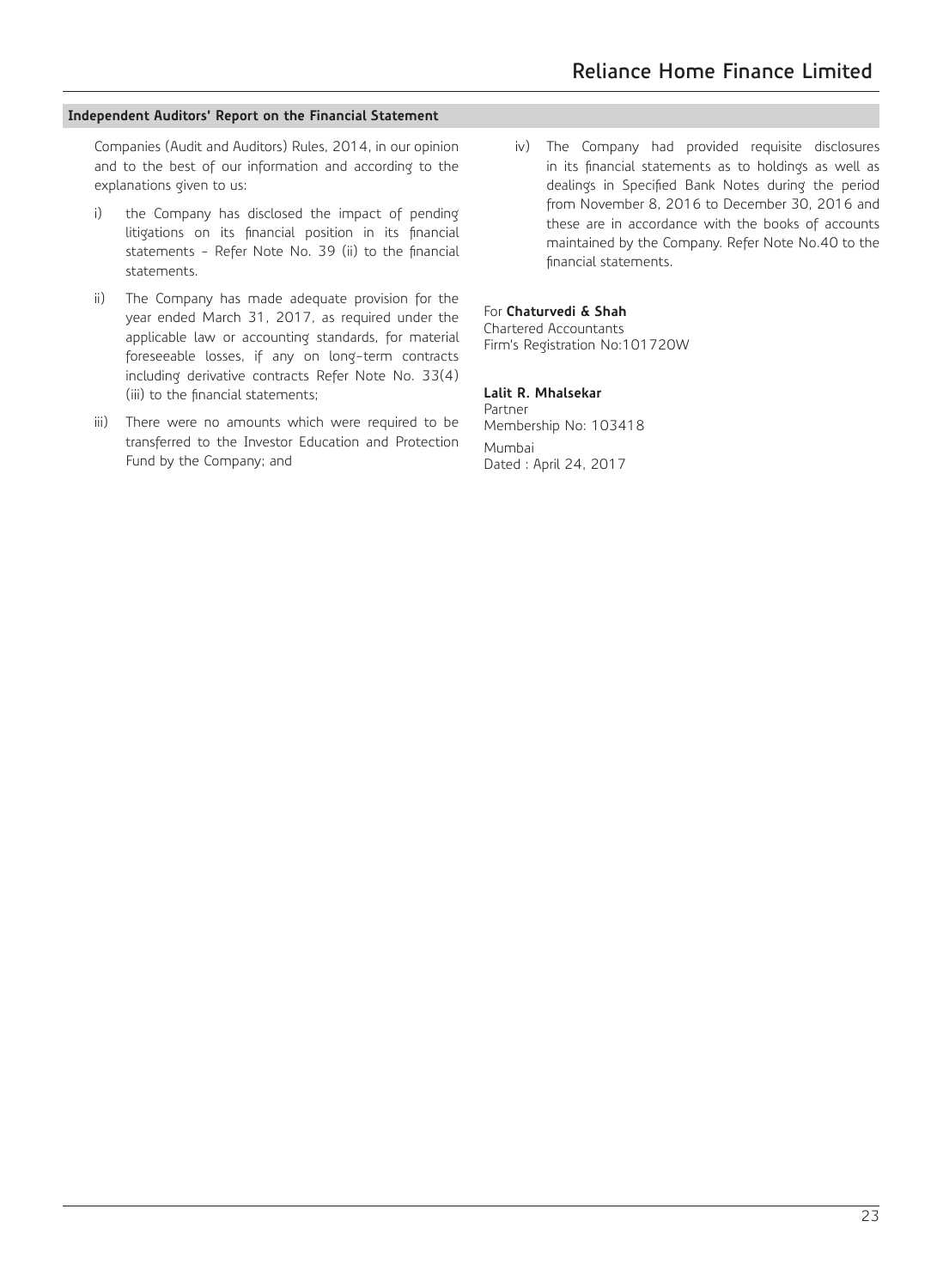## Independent Auditors' Report on the Financial Statement

Companies (Audit and Auditors) Rules, 2014, in our opinion and to the best of our information and according to the explanations given to us:

i) the Company has disclosed the impact of pending litigations on its financial position in its financial statements - Refer Note No. 39 (ii) to the financial statements.

ii) The Company has made adequate provision for the year ended March 31, 2017, as required under the applicable law or accounting standards, for material foreseeable losses, if any on long-term contracts including derivative contracts Refer Note No. 33(4) (iii) to the financial statements;

iii) There were no amounts which were required to be transferred to the Investor Education and Protection Fund by the Company; and

iv) The Company had provided requisite disclosures in its financial statements as to holdings as well as dealings in Specified Bank Notes during the period from November 8, 2016 to December 30, 2016 and these are in accordance with the books of accounts maintained by the Company. Refer Note No.40 to the financial statements.

For **Chaturvedi & Shah**
Chartered Accountants
Firm's Registration No:101720W

**Lalit R. Mhalsekar**
Partner
Membership No: 103418

Mumbai
Dated : April 24, 2017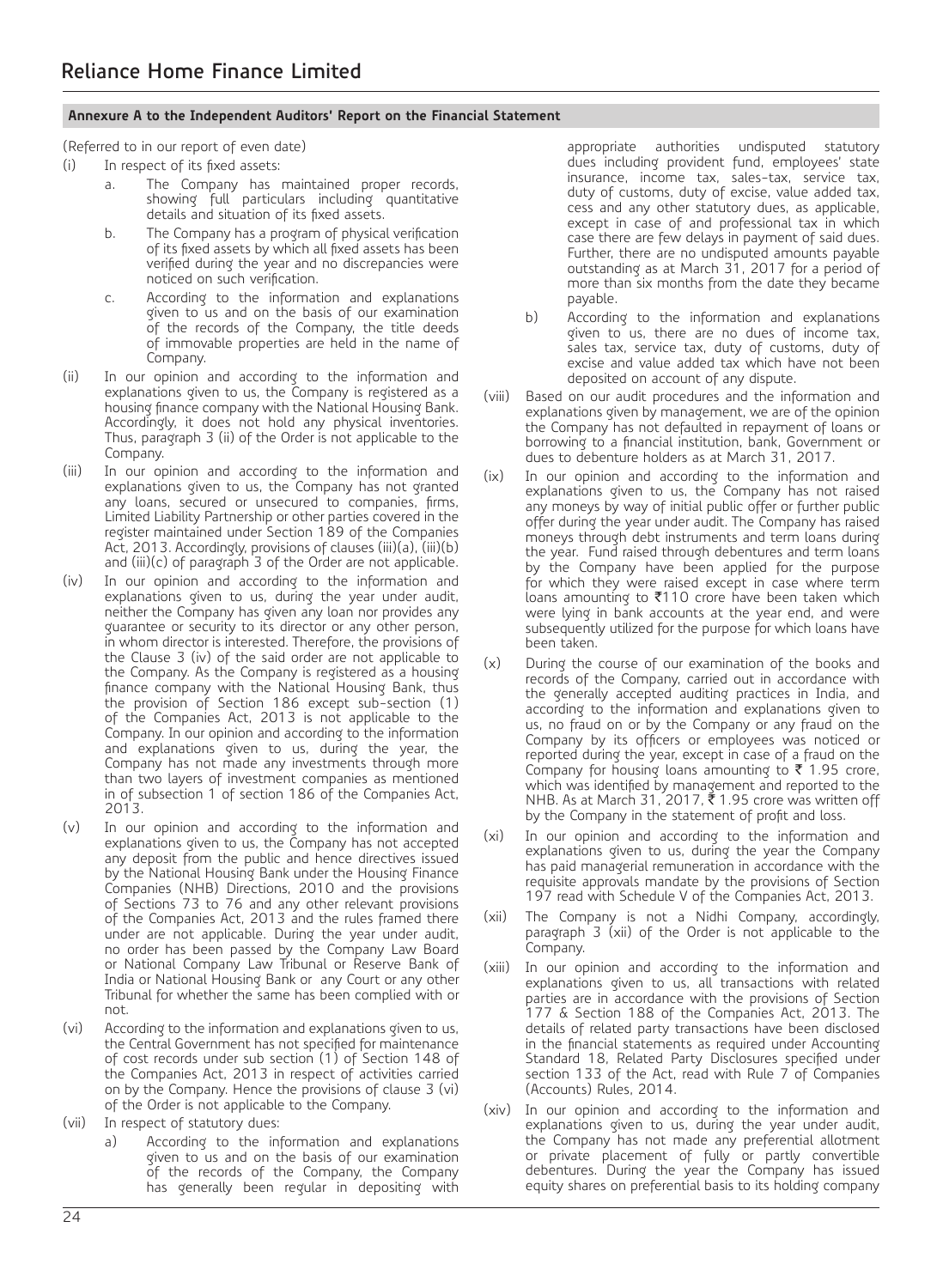## Annexure A to the Independent Auditors' Report on the Financial Statement

(Referred to in our report of even date)

(i) In respect of its fixed assets:

   a. The Company has maintained proper records, showing full particulars including quantitative details and situation of its fixed assets.

   b. The Company has a program of physical verification of its fixed assets by which all fixed assets has been verified during the year and no discrepancies were noticed on such verification.

   c. According to the information and explanations given to us and on the basis of our examination of the records of the Company, the title deeds of immovable properties are held in the name of Company.

(ii) In our opinion and according to the information and explanations given to us, the Company is registered as a housing finance company with the National Housing Bank. Accordingly, it does not hold any physical inventories. Thus, paragraph 3 (ii) of the Order is not applicable to the Company.

(iii) In our opinion and according to the information and explanations given to us, the Company has not granted any loans, secured or unsecured to companies, firms, Limited Liability Partnership or other parties covered in the register maintained under Section 189 of the Companies Act, 2013. Accordingly, provisions of clauses (iii)(a), (iii)(b) and (iii)(c) of paragraph 3 of the Order are not applicable.

(iv) In our opinion and according to the information and explanations given to us, during the year under audit, neither the Company has given any loan nor provides any guarantee or security to its director or any other person, in whom director is interested. Therefore, the provisions of the Clause 3 (iv) of the said order are not applicable to the Company. As the Company is registered as a housing finance company with the National Housing Bank, thus the provision of Section 186 except sub-section (1) of the Companies Act, 2013 is not applicable to the Company. In our opinion and according to the information and explanations given to us, during the year, the Company has not made any investments through more than two layers of investment companies as mentioned in of subsection 1 of section 186 of the Companies Act, 2013.

(v) In our opinion and according to the information and explanations given to us, the Company has not accepted any deposit from the public and hence directives issued by the National Housing Bank under the Housing Finance Companies (NHB) Directions, 2010 and the provisions of Sections 73 to 76 and any other relevant provisions of the Companies Act, 2013 and the rules framed there under are not applicable. During the year under audit, no order has been passed by the Company Law Board or National Company Law Tribunal or Reserve Bank of India or National Housing Bank or any Court or any other Tribunal for whether the same has been complied with or not.

(vi) According to the information and explanations given to us, the Central Government has not specified for maintenance of cost records under sub section (1) of Section 148 of the Companies Act, 2013 in respect of activities carried on by the Company. Hence the provisions of clause 3 (vi) of the Order is not applicable to the Company.

(vii) In respect of statutory dues:

   a) According to the information and explanations given to us and on the basis of our examination of the records of the Company, the Company has generally been regular in depositing with appropriate authorities undisputed statutory dues including provident fund, employees' state insurance, income tax, sales-tax, service tax, duty of customs, duty of excise, value added tax, cess and any other statutory dues, as applicable, except in case of and professional tax in which case there are few delays in payment of said dues. Further, there are no undisputed amounts payable outstanding as at March 31, 2017 for a period of more than six months from the date they became payable.

   b) According to the information and explanations given to us, there are no dues of income tax, sales tax, service tax, duty of customs, duty of excise and value added tax which have not been deposited on account of any dispute.

(viii) Based on our audit procedures and the information and explanations given by management, we are of the opinion the Company has not defaulted in repayment of loans or borrowing to a financial institution, bank, Government or dues to debenture holders as at March 31, 2017.

(ix) In our opinion and according to the information and explanations given to us, the Company has not raised any moneys by way of initial public offer or further public offer during the year under audit. The Company has raised moneys through debt instruments and term loans during the year. Fund raised through debentures and term loans by the Company have been applied for the purpose for which they were raised except in case where term loans amounting to ₹110 crore have been taken which were lying in bank accounts at the year end, and were subsequently utilized for the purpose for which loans have been taken.

(x) During the course of our examination of the books and records of the Company, carried out in accordance with the generally accepted auditing practices in India, and according to the information and explanations given to us, no fraud on or by the Company or any fraud on the Company by its officers or employees was noticed or reported during the year, except in case of a fraud on the Company for housing loans amounting to ₹ 1.95 crore, which was identified by management and reported to the NHB. As at March 31, 2017, ₹ 1.95 crore was written off by the Company in the statement of profit and loss.

(xi) In our opinion and according to the information and explanations given to us, during the year the Company has paid managerial remuneration in accordance with the requisite approvals mandate by the provisions of Section 197 read with Schedule V of the Companies Act, 2013.

(xii) The Company is not a Nidhi Company, accordingly, paragraph 3 (xii) of the Order is not applicable to the Company.

(xiii) In our opinion and according to the information and explanations given to us, all transactions with related parties are in accordance with the provisions of Section 177 & Section 188 of the Companies Act, 2013. The details of related party transactions have been disclosed in the financial statements as required under Accounting Standard 18, Related Party Disclosures specified under section 133 of the Act, read with Rule 7 of Companies (Accounts) Rules, 2014.

(xiv) In our opinion and according to the information and explanations given to us, during the year under audit, the Company has not made any preferential allotment or private placement of fully or partly convertible debentures. During the year the Company has issued equity shares on preferential basis to its holding company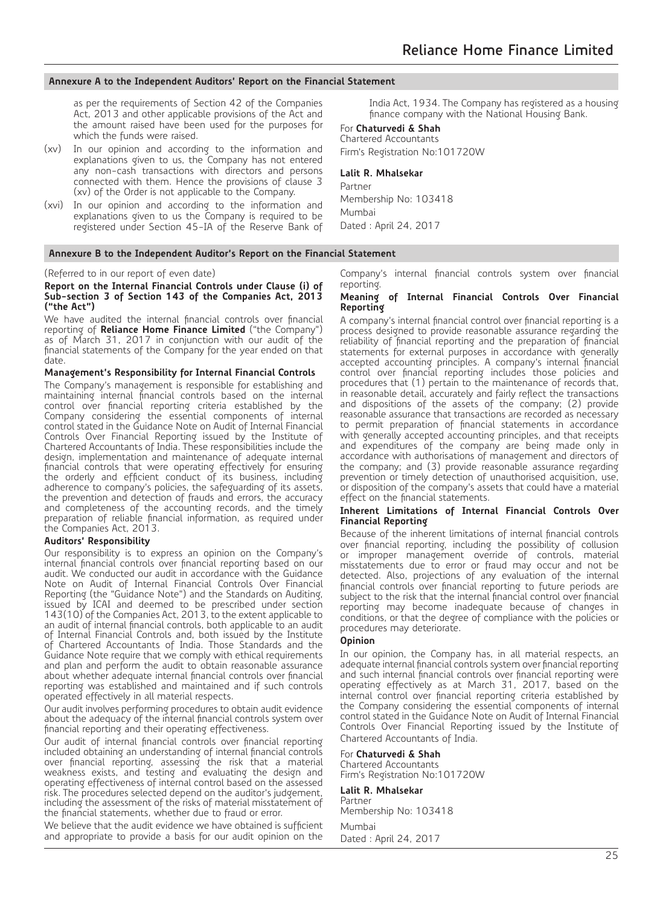## Annexure A to the Independent Auditors' Report on the Financial Statement

as per the requirements of Section 42 of the Companies Act, 2013 and other applicable provisions of the Act and the amount raised have been used for the purposes for which the funds were raised.

(xv) In our opinion and according to the information and explanations given to us, the Company has not entered any non-cash transactions with directors and persons connected with them. Hence the provisions of clause 3 (xv) of the Order is not applicable to the Company.

(xvi) In our opinion and according to the information and explanations given to us the Company is required to be registered under Section 45-IA of the Reserve Bank of India Act, 1934. The Company has registered as a housing finance company with the National Housing Bank.

For **Chaturvedi & Shah**
Chartered Accountants
Firm's Registration No:101720W

**Lalit R. Mhalsekar**
Partner
Membership No: 103418
Mumbai
Dated : April 24, 2017

## Annexure B to the Independent Auditor's Report on the Financial Statement

(Referred to in our report of even date)

**Report on the Internal Financial Controls under Clause (i) of Sub-section 3 of Section 143 of the Companies Act, 2013 ("the Act")**

We have audited the internal financial controls over financial reporting of **Reliance Home Finance Limited** ("the Company") as of March 31, 2017 in conjunction with our audit of the financial statements of the Company for the year ended on that date.

### Management's Responsibility for Internal Financial Controls

The Company's management is responsible for establishing and maintaining internal financial controls based on the internal control over financial reporting criteria established by the Company considering the essential components of internal control stated in the Guidance Note on Audit of Internal Financial Controls Over Financial Reporting issued by the Institute of Chartered Accountants of India. These responsibilities include the design, implementation and maintenance of adequate internal financial controls that were operating effectively for ensuring the orderly and efficient conduct of its business, including adherence to company's policies, the safeguarding of its assets, the prevention and detection of frauds and errors, the accuracy and completeness of the accounting records, and the timely preparation of reliable financial information, as required under the Companies Act, 2013.

### Auditors' Responsibility

Our responsibility is to express an opinion on the Company's internal financial controls over financial reporting based on our audit. We conducted our audit in accordance with the Guidance Note on Audit of Internal Financial Controls Over Financial Reporting (the "Guidance Note") and the Standards on Auditing, issued by ICAI and deemed to be prescribed under section 143(10) of the Companies Act, 2013, to the extent applicable to an audit of internal financial controls, both applicable to an audit of Internal Financial Controls and, both issued by the Institute of Chartered Accountants of India. Those Standards and the Guidance Note require that we comply with ethical requirements and plan and perform the audit to obtain reasonable assurance about whether adequate internal financial controls over financial reporting was established and maintained and if such controls operated effectively in all material respects.

Our audit involves performing procedures to obtain audit evidence about the adequacy of the internal financial controls system over financial reporting and their operating effectiveness.

Our audit of internal financial controls over financial reporting included obtaining an understanding of internal financial controls over financial reporting, assessing the risk that a material weakness exists, and testing and evaluating the design and operating effectiveness of internal control based on the assessed risk. The procedures selected depend on the auditor's judgement, including the assessment of the risks of material misstatement of the financial statements, whether due to fraud or error.

We believe that the audit evidence we have obtained is sufficient and appropriate to provide a basis for our audit opinion on the Company's internal financial controls system over financial reporting.

### Meaning of Internal Financial Controls Over Financial Reporting

A company's internal financial control over financial reporting is a process designed to provide reasonable assurance regarding the reliability of financial reporting and the preparation of financial statements for external purposes in accordance with generally accepted accounting principles. A company's internal financial control over financial reporting includes those policies and procedures that (1) pertain to the maintenance of records that, in reasonable detail, accurately and fairly reflect the transactions and dispositions of the assets of the company; (2) provide reasonable assurance that transactions are recorded as necessary to permit preparation of financial statements in accordance with generally accepted accounting principles, and that receipts and expenditures of the company are being made only in accordance with authorisations of management and directors of the company; and (3) provide reasonable assurance regarding prevention or timely detection of unauthorised acquisition, use, or disposition of the company's assets that could have a material effect on the financial statements.

### Inherent Limitations of Internal Financial Controls Over Financial Reporting

Because of the inherent limitations of internal financial controls over financial reporting, including the possibility of collusion or improper management override of controls, material misstatements due to error or fraud may occur and not be detected. Also, projections of any evaluation of the internal financial controls over financial reporting to future periods are subject to the risk that the internal financial control over financial reporting may become inadequate because of changes in conditions, or that the degree of compliance with the policies or procedures may deteriorate.

### Opinion

In our opinion, the Company has, in all material respects, an adequate internal financial controls system over financial reporting and such internal financial controls over financial reporting were operating effectively as at March 31, 2017, based on the internal control over financial reporting criteria established by the Company considering the essential components of internal control stated in the Guidance Note on Audit of Internal Financial Controls Over Financial Reporting issued by the Institute of Chartered Accountants of India.

For **Chaturvedi & Shah**
Chartered Accountants
Firm's Registration No:101720W

**Lalit R. Mhalsekar**
Partner
Membership No: 103418

Mumbai
Dated : April 24, 2017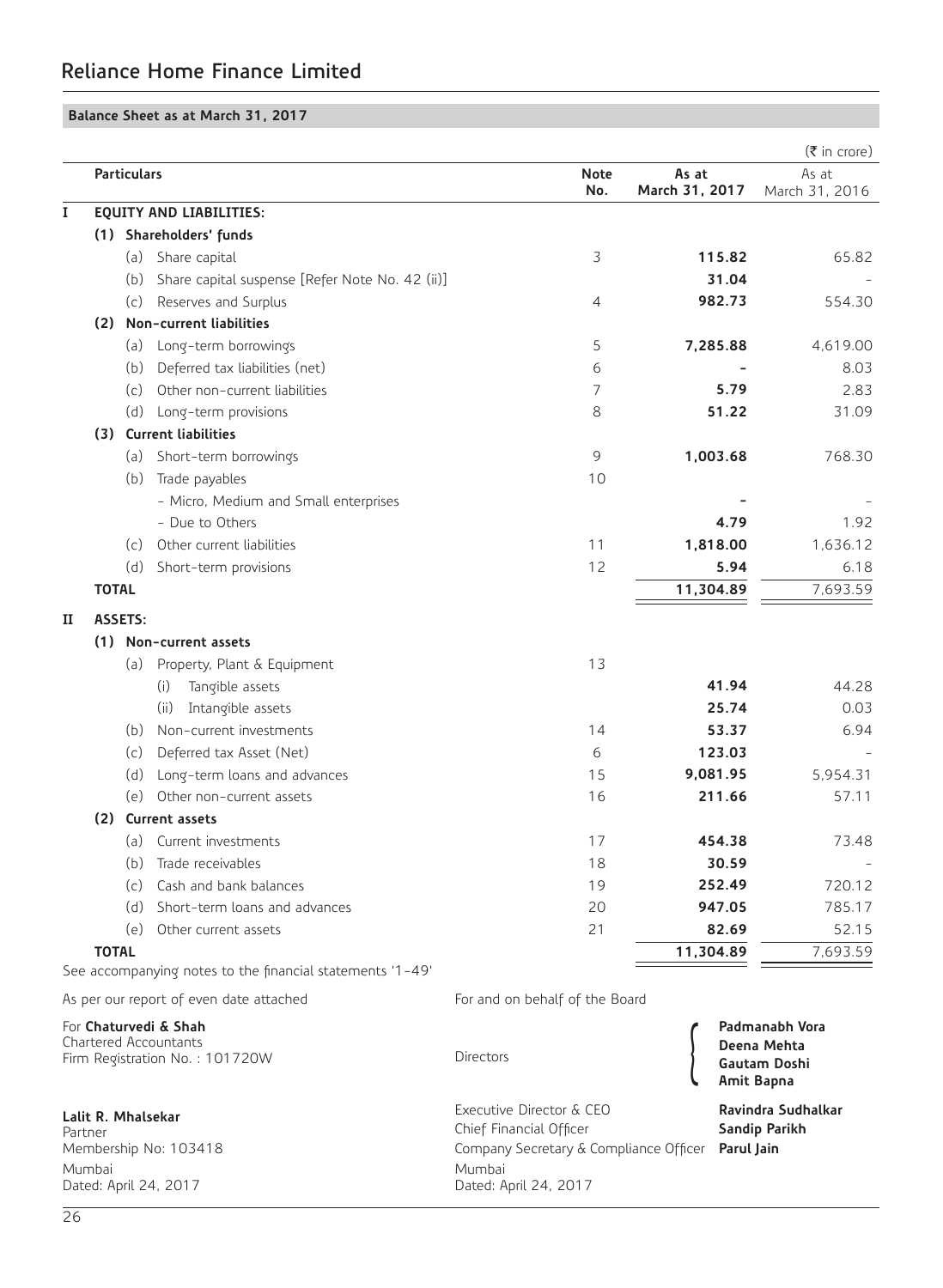# Reliance Home Finance Limited

## Balance Sheet as at March 31, 2017

(₹ in crore)

| | Particulars | Note No. | As at March 31, 2017 | As at March 31, 2016 |
|---|---|---|---|---|
| **I** | **EQUITY AND LIABILITIES:** | | | |
| | **(1) Shareholders' funds** | | | |
| | (a) Share capital | 3 | **115.82** | 65.82 |
| | (b) Share capital suspense [Refer Note No. 42 (ii)] | | **31.04** | - |
| | (c) Reserves and Surplus | 4 | **982.73** | 554.30 |
| | **(2) Non-current liabilities** | | | |
| | (a) Long-term borrowings | 5 | **7,285.88** | 4,619.00 |
| | (b) Deferred tax liabilities (net) | 6 | **-** | 8.03 |
| | (c) Other non-current liabilities | 7 | **5.79** | 2.83 |
| | (d) Long-term provisions | 8 | **51.22** | 31.09 |
| | **(3) Current liabilities** | | | |
| | (a) Short-term borrowings | 9 | **1,003.68** | 768.30 |
| | (b) Trade payables | 10 | | |
| | - Micro, Medium and Small enterprises | | **-** | - |
| | - Due to Others | | **4.79** | 1.92 |
| | (c) Other current liabilities | 11 | **1,818.00** | 1,636.12 |
| | (d) Short-term provisions | 12 | **5.94** | 6.18 |
| | **TOTAL** | | **11,304.89** | 7,693.59 |
| **II** | **ASSETS:** | | | |
| | **(1) Non-current assets** | | | |
| | (a) Property, Plant & Equipment | 13 | | |
| | (i) Tangible assets | | **41.94** | 44.28 |
| | (ii) Intangible assets | | **25.74** | 0.03 |
| | (b) Non-current investments | 14 | **53.37** | 6.94 |
| | (c) Deferred tax Asset (Net) | 6 | **123.03** | - |
| | (d) Long-term loans and advances | 15 | **9,081.95** | 5,954.31 |
| | (e) Other non-current assets | 16 | **211.66** | 57.11 |
| | **(2) Current assets** | | | |
| | (a) Current investments | 17 | **454.38** | 73.48 |
| | (b) Trade receivables | 18 | **30.59** | - |
| | (c) Cash and bank balances | 19 | **252.49** | 720.12 |
| | (d) Short-term loans and advances | 20 | **947.05** | 785.17 |
| | (e) Other current assets | 21 | **82.69** | 52.15 |
| | **TOTAL** | | **11,304.89** | 7,693.59 |

See accompanying notes to the financial statements '1-49'

As per our report of even date attached

For **Chaturvedi & Shah**
Chartered Accountants
Firm Registration No. : 101720W

**Lalit R. Mhalsekar**
Partner
Membership No: 103418
Mumbai
Dated: April 24, 2017

For and on behalf of the Board

Directors: **Padmanabh Vora**, **Deena Mehta**, **Gautam Doshi**, **Amit Bapna**

Executive Director & CEO: **Ravindra Sudhalkar**
Chief Financial Officer: **Sandip Parikh**
Company Secretary & Compliance Officer: **Parul Jain**

Mumbai
Dated: April 24, 2017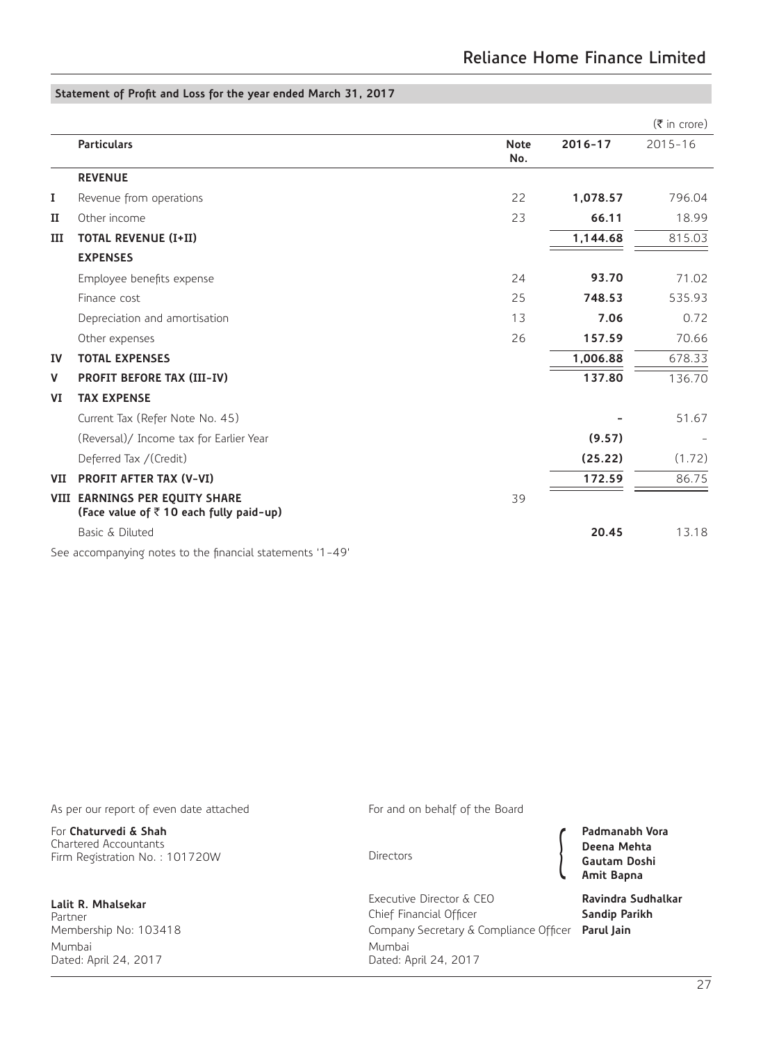## Statement of Profit and Loss for the year ended March 31, 2017

(₹ in crore)

| | Particulars | Note No. | 2016-17 | 2015-16 |
|---|---|---|---|---|
| | **REVENUE** | | | |
| I | Revenue from operations | 22 | **1,078.57** | 796.04 |
| II | Other income | 23 | **66.11** | 18.99 |
| III | **TOTAL REVENUE (I+II)** | | **1,144.68** | 815.03 |
| | **EXPENSES** | | | |
| | Employee benefits expense | 24 | **93.70** | 71.02 |
| | Finance cost | 25 | **748.53** | 535.93 |
| | Depreciation and amortisation | 13 | **7.06** | 0.72 |
| | Other expenses | 26 | **157.59** | 70.66 |
| IV | **TOTAL EXPENSES** | | **1,006.88** | 678.33 |
| V | **PROFIT BEFORE TAX (III-IV)** | | **137.80** | 136.70 |
| VI | **TAX EXPENSE** | | | |
| | Current Tax (Refer Note No. 45) | | **-** | 51.67 |
| | (Reversal)/ Income tax for Earlier Year | | **(9.57)** | - |
| | Deferred Tax /(Credit) | | **(25.22)** | (1.72) |
| VII | **PROFIT AFTER TAX (V-VI)** | | **172.59** | 86.75 |
| VIII | **EARNINGS PER EQUITY SHARE (Face value of ₹ 10 each fully paid-up)** | 39 | | |
| | Basic & Diluted | | **20.45** | 13.18 |

See accompanying notes to the financial statements '1-49'

As per our report of even date attached

For **Chaturvedi & Shah**
Chartered Accountants
Firm Registration No. : 101720W

**Lalit R. Mhalsekar**
Partner
Membership No: 103418
Mumbai
Dated: April 24, 2017

For and on behalf of the Board

Directors: **Padmanabh Vora**, **Deena Mehta**, **Gautam Doshi**, **Amit Bapna**

Executive Director & CEO **Ravindra Sudhalkar**
Chief Financial Officer **Sandip Parikh**
Company Secretary & Compliance Officer **Parul Jain**

Mumbai
Dated: April 24, 2017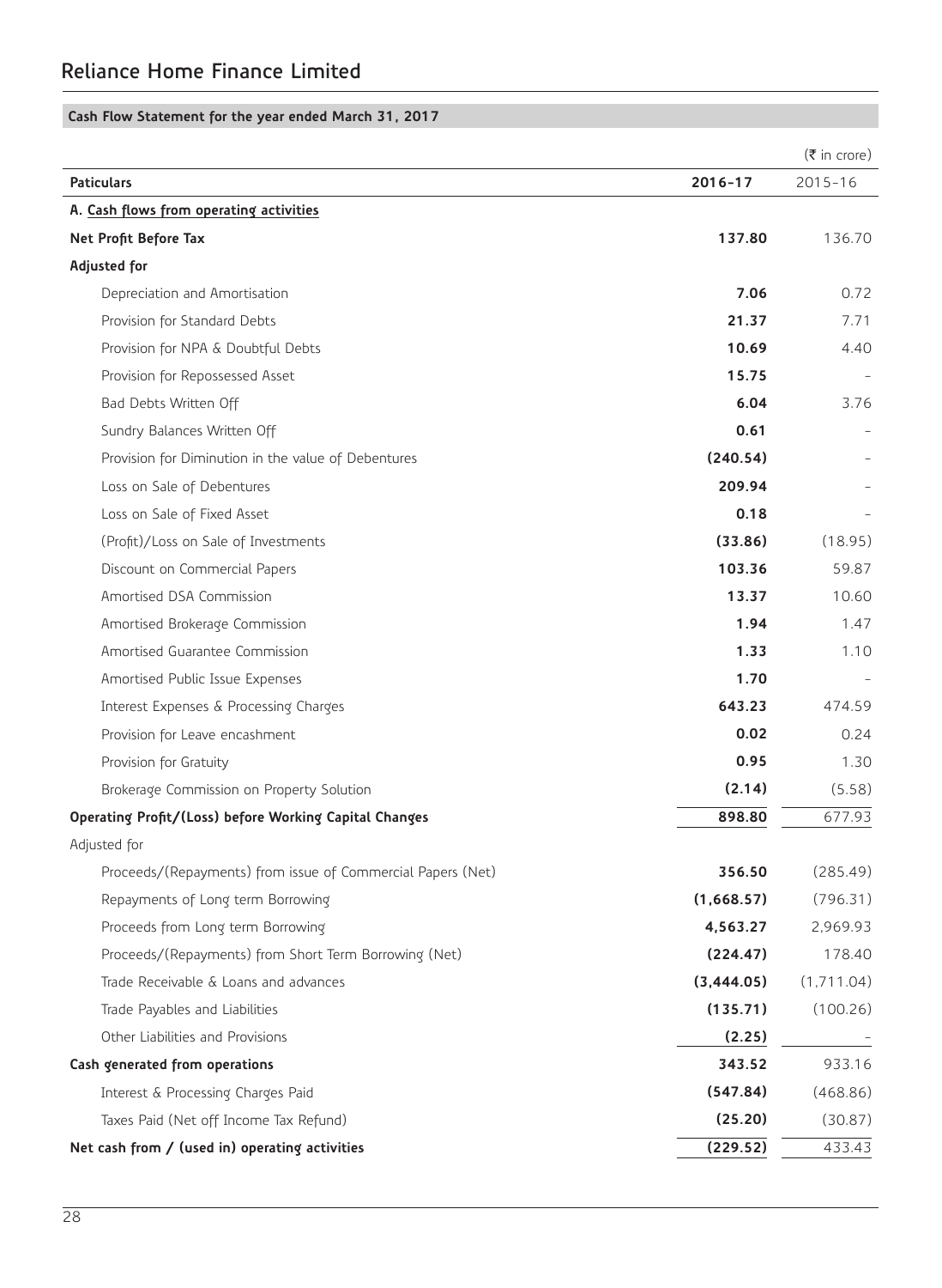## Cash Flow Statement for the year ended March 31, 2017

(₹ in crore)

| Paticulars | 2016-17 | 2015-16 |
|---|---|---|
| **A. Cash flows from operating activities** | | |
| **Net Profit Before Tax** | **137.80** | 136.70 |
| **Adjusted for** | | |
| Depreciation and Amortisation | **7.06** | 0.72 |
| Provision for Standard Debts | **21.37** | 7.71 |
| Provision for NPA & Doubtful Debts | **10.69** | 4.40 |
| Provision for Repossessed Asset | **15.75** | - |
| Bad Debts Written Off | **6.04** | 3.76 |
| Sundry Balances Written Off | **0.61** | - |
| Provision for Diminution in the value of Debentures | **(240.54)** | - |
| Loss on Sale of Debentures | **209.94** | - |
| Loss on Sale of Fixed Asset | **0.18** | - |
| (Profit)/Loss on Sale of Investments | **(33.86)** | (18.95) |
| Discount on Commercial Papers | **103.36** | 59.87 |
| Amortised DSA Commission | **13.37** | 10.60 |
| Amortised Brokerage Commission | **1.94** | 1.47 |
| Amortised Guarantee Commission | **1.33** | 1.10 |
| Amortised Public Issue Expenses | **1.70** | - |
| Interest Expenses & Processing Charges | **643.23** | 474.59 |
| Provision for Leave encashment | **0.02** | 0.24 |
| Provision for Gratuity | **0.95** | 1.30 |
| Brokerage Commission on Property Solution | **(2.14)** | (5.58) |
| **Operating Profit/(Loss) before Working Capital Changes** | **898.80** | 677.93 |
| Adjusted for | | |
| Proceeds/(Repayments) from issue of Commercial Papers (Net) | **356.50** | (285.49) |
| Repayments of Long term Borrowing | **(1,668.57)** | (796.31) |
| Proceeds from Long term Borrowing | **4,563.27** | 2,969.93 |
| Proceeds/(Repayments) from Short Term Borrowing (Net) | **(224.47)** | 178.40 |
| Trade Receivable & Loans and advances | **(3,444.05)** | (1,711.04) |
| Trade Payables and Liabilities | **(135.71)** | (100.26) |
| Other Liabilities and Provisions | **(2.25)** | - |
| **Cash generated from operations** | **343.52** | 933.16 |
| Interest & Processing Charges Paid | **(547.84)** | (468.86) |
| Taxes Paid (Net off Income Tax Refund) | **(25.20)** | (30.87) |
| **Net cash from / (used in) operating activities** | **(229.52)** | 433.43 |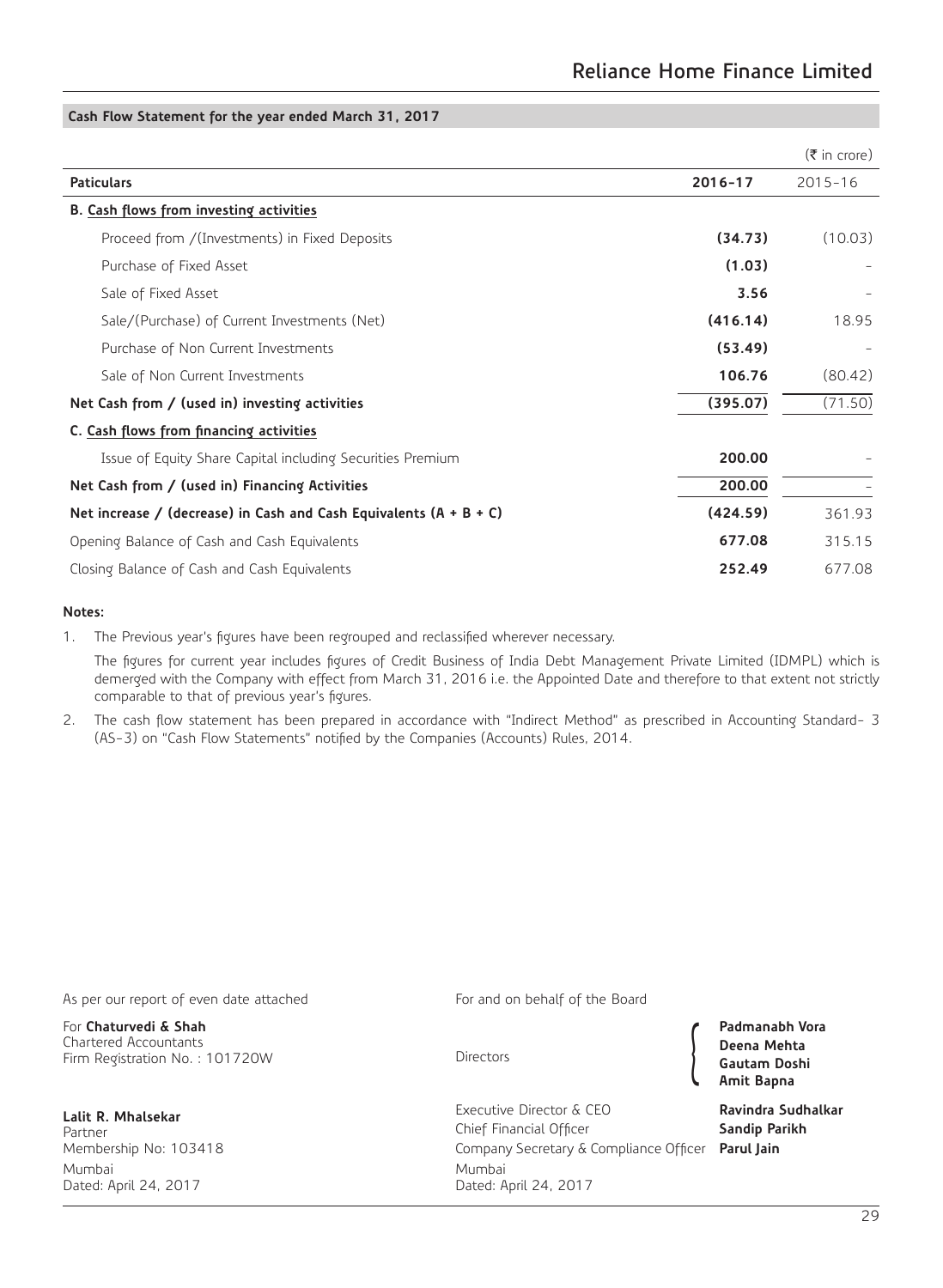## Cash Flow Statement for the year ended March 31, 2017

(₹ in crore)

| Paticulars | 2016-17 | 2015-16 |
|---|---|---|
| **B. Cash flows from investing activities** | | |
| Proceed from /(Investments) in Fixed Deposits | **(34.73)** | (10.03) |
| Purchase of Fixed Asset | **(1.03)** | - |
| Sale of Fixed Asset | **3.56** | - |
| Sale/(Purchase) of Current Investments (Net) | **(416.14)** | 18.95 |
| Purchase of Non Current Investments | **(53.49)** | - |
| Sale of Non Current Investments | **106.76** | (80.42) |
| **Net Cash from / (used in) investing activities** | **(395.07)** | (71.50) |
| **C. Cash flows from financing activities** | | |
| Issue of Equity Share Capital including Securities Premium | **200.00** | - |
| **Net Cash from / (used in) Financing Activities** | **200.00** | - |
| **Net increase / (decrease) in Cash and Cash Equivalents (A + B + C)** | **(424.59)** | 361.93 |
| Opening Balance of Cash and Cash Equivalents | **677.08** | 315.15 |
| Closing Balance of Cash and Cash Equivalents | **252.49** | 677.08 |

**Notes:**

1. The Previous year's figures have been regrouped and reclassified wherever necessary.

   The figures for current year includes figures of Credit Business of India Debt Management Private Limited (IDMPL) which is demerged with the Company with effect from March 31, 2016 i.e. the Appointed Date and therefore to that extent not strictly comparable to that of previous year's figures.

2. The cash flow statement has been prepared in accordance with "Indirect Method" as prescribed in Accounting Standard- 3 (AS-3) on "Cash Flow Statements" notified by the Companies (Accounts) Rules, 2014.

As per our report of even date attached

For **Chaturvedi & Shah**
Chartered Accountants
Firm Registration No. : 101720W

**Lalit R. Mhalsekar**
Partner
Membership No: 103418
Mumbai
Dated: April 24, 2017

For and on behalf of the Board

Directors: **Padmanabh Vora**, **Deena Mehta**, **Gautam Doshi**, **Amit Bapna**

Executive Director & CEO: **Ravindra Sudhalkar**
Chief Financial Officer: **Sandip Parikh**
Company Secretary & Compliance Officer: **Parul Jain**

Mumbai
Dated: April 24, 2017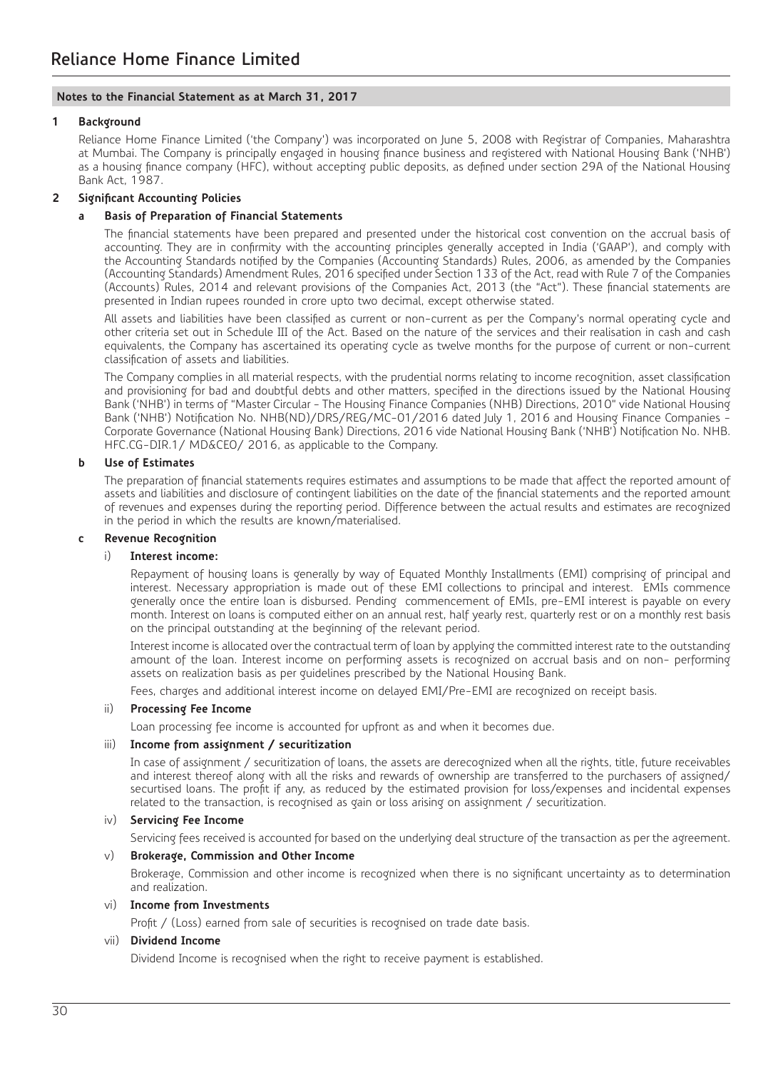## Notes to the Financial Statement as at March 31, 2017

### 1 Background

Reliance Home Finance Limited ('the Company') was incorporated on June 5, 2008 with Registrar of Companies, Maharashtra at Mumbai. The Company is principally engaged in housing finance business and registered with National Housing Bank ('NHB') as a housing finance company (HFC), without accepting public deposits, as defined under section 29A of the National Housing Bank Act, 1987.

### 2 Significant Accounting Policies

#### a Basis of Preparation of Financial Statements

The financial statements have been prepared and presented under the historical cost convention on the accrual basis of accounting. They are in confirmity with the accounting principles generally accepted in India ('GAAP'), and comply with the Accounting Standards notified by the Companies (Accounting Standards) Rules, 2006, as amended by the Companies (Accounting Standards) Amendment Rules, 2016 specified under Section 133 of the Act, read with Rule 7 of the Companies (Accounts) Rules, 2014 and relevant provisions of the Companies Act, 2013 (the "Act"). These financial statements are presented in Indian rupees rounded in crore upto two decimal, except otherwise stated.

All assets and liabilities have been classified as current or non-current as per the Company's normal operating cycle and other criteria set out in Schedule III of the Act. Based on the nature of the services and their realisation in cash and cash equivalents, the Company has ascertained its operating cycle as twelve months for the purpose of current or non-current classification of assets and liabilities.

The Company complies in all material respects, with the prudential norms relating to income recognition, asset classification and provisioning for bad and doubtful debts and other matters, specified in the directions issued by the National Housing Bank ('NHB') in terms of "Master Circular - The Housing Finance Companies (NHB) Directions, 2010" vide National Housing Bank ('NHB') Notification No. NHB(ND)/DRS/REG/MC-01/2016 dated July 1, 2016 and Housing Finance Companies - Corporate Governance (National Housing Bank) Directions, 2016 vide National Housing Bank ('NHB') Notification No. NHB. HFC.CG-DIR.1/ MD&CEO/ 2016, as applicable to the Company.

#### b Use of Estimates

The preparation of financial statements requires estimates and assumptions to be made that affect the reported amount of assets and liabilities and disclosure of contingent liabilities on the date of the financial statements and the reported amount of revenues and expenses during the reporting period. Difference between the actual results and estimates are recognized in the period in which the results are known/materialised.

#### c Revenue Recognition

##### i) Interest income:

Repayment of housing loans is generally by way of Equated Monthly Installments (EMI) comprising of principal and interest. Necessary appropriation is made out of these EMI collections to principal and interest. EMIs commence generally once the entire loan is disbursed. Pending commencement of EMIs, pre-EMI interest is payable on every month. Interest on loans is computed either on an annual rest, half yearly rest, quarterly rest or on a monthly rest basis on the principal outstanding at the beginning of the relevant period.

Interest income is allocated over the contractual term of loan by applying the committed interest rate to the outstanding amount of the loan. Interest income on performing assets is recognized on accrual basis and on non- performing assets on realization basis as per guidelines prescribed by the National Housing Bank.

Fees, charges and additional interest income on delayed EMI/Pre-EMI are recognized on receipt basis.

##### ii) Processing Fee Income

Loan processing fee income is accounted for upfront as and when it becomes due.

##### iii) Income from assignment / securitization

In case of assignment / securitization of loans, the assets are derecognized when all the rights, title, future receivables and interest thereof along with all the risks and rewards of ownership are transferred to the purchasers of assigned/ securtised loans. The profit if any, as reduced by the estimated provision for loss/expenses and incidental expenses related to the transaction, is recognised as gain or loss arising on assignment / securitization.

##### iv) Servicing Fee Income

Servicing fees received is accounted for based on the underlying deal structure of the transaction as per the agreement.

##### v) Brokerage, Commission and Other Income

Brokerage, Commission and other income is recognized when there is no significant uncertainty as to determination and realization.

##### vi) Income from Investments

Profit / (Loss) earned from sale of securities is recognised on trade date basis.

##### vii) Dividend Income

Dividend Income is recognised when the right to receive payment is established.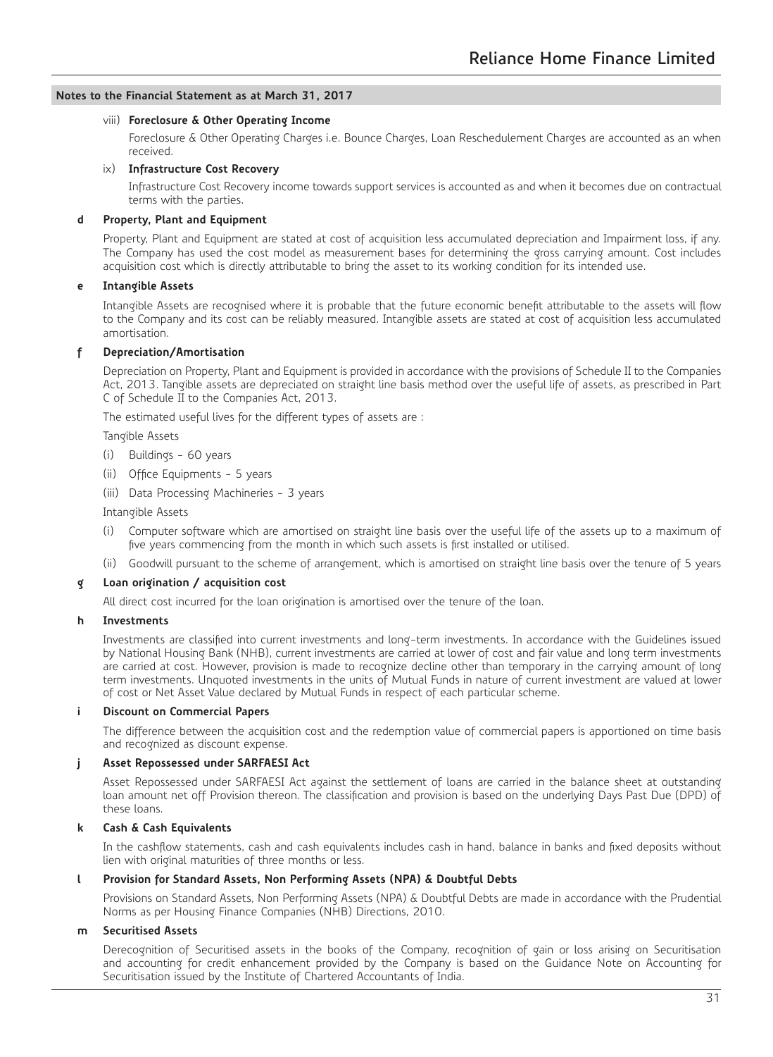**Notes to the Financial Statement as at March 31, 2017**

viii) **Foreclosure & Other Operating Income**

Foreclosure & Other Operating Charges i.e. Bounce Charges, Loan Reschedulement Charges are accounted as an when received.

ix) **Infrastructure Cost Recovery**

Infrastructure Cost Recovery income towards support services is accounted as and when it becomes due on contractual terms with the parties.

**d Property, Plant and Equipment**

Property, Plant and Equipment are stated at cost of acquisition less accumulated depreciation and Impairment loss, if any. The Company has used the cost model as measurement bases for determining the gross carrying amount. Cost includes acquisition cost which is directly attributable to bring the asset to its working condition for its intended use.

**e Intangible Assets**

Intangible Assets are recognised where it is probable that the future economic benefit attributable to the assets will flow to the Company and its cost can be reliably measured. Intangible assets are stated at cost of acquisition less accumulated amortisation.

**f Depreciation/Amortisation**

Depreciation on Property, Plant and Equipment is provided in accordance with the provisions of Schedule II to the Companies Act, 2013. Tangible assets are depreciated on straight line basis method over the useful life of assets, as prescribed in Part C of Schedule II to the Companies Act, 2013.

The estimated useful lives for the different types of assets are :

Tangible Assets

(i) Buildings - 60 years

(ii) Office Equipments - 5 years

(iii) Data Processing Machineries - 3 years

Intangible Assets

(i) Computer software which are amortised on straight line basis over the useful life of the assets up to a maximum of five years commencing from the month in which such assets is first installed or utilised.

(ii) Goodwill pursuant to the scheme of arrangement, which is amortised on straight line basis over the tenure of 5 years

**g Loan origination / acquisition cost**

All direct cost incurred for the loan origination is amortised over the tenure of the loan.

**h Investments**

Investments are classified into current investments and long-term investments. In accordance with the Guidelines issued by National Housing Bank (NHB), current investments are carried at lower of cost and fair value and long term investments are carried at cost. However, provision is made to recognize decline other than temporary in the carrying amount of long term investments. Unquoted investments in the units of Mutual Funds in nature of current investment are valued at lower of cost or Net Asset Value declared by Mutual Funds in respect of each particular scheme.

**i Discount on Commercial Papers**

The difference between the acquisition cost and the redemption value of commercial papers is apportioned on time basis and recognized as discount expense.

**j Asset Repossessed under SARFAESI Act**

Asset Repossessed under SARFAESI Act against the settlement of loans are carried in the balance sheet at outstanding loan amount net off Provision thereon. The classification and provision is based on the underlying Days Past Due (DPD) of these loans.

**k Cash & Cash Equivalents**

In the cashflow statements, cash and cash equivalents includes cash in hand, balance in banks and fixed deposits without lien with original maturities of three months or less.

**l Provision for Standard Assets, Non Performing Assets (NPA) & Doubtful Debts**

Provisions on Standard Assets, Non Performing Assets (NPA) & Doubtful Debts are made in accordance with the Prudential Norms as per Housing Finance Companies (NHB) Directions, 2010.

**m Securitised Assets**

Derecognition of Securitised assets in the books of the Company, recognition of gain or loss arising on Securitisation and accounting for credit enhancement provided by the Company is based on the Guidance Note on Accounting for Securitisation issued by the Institute of Chartered Accountants of India.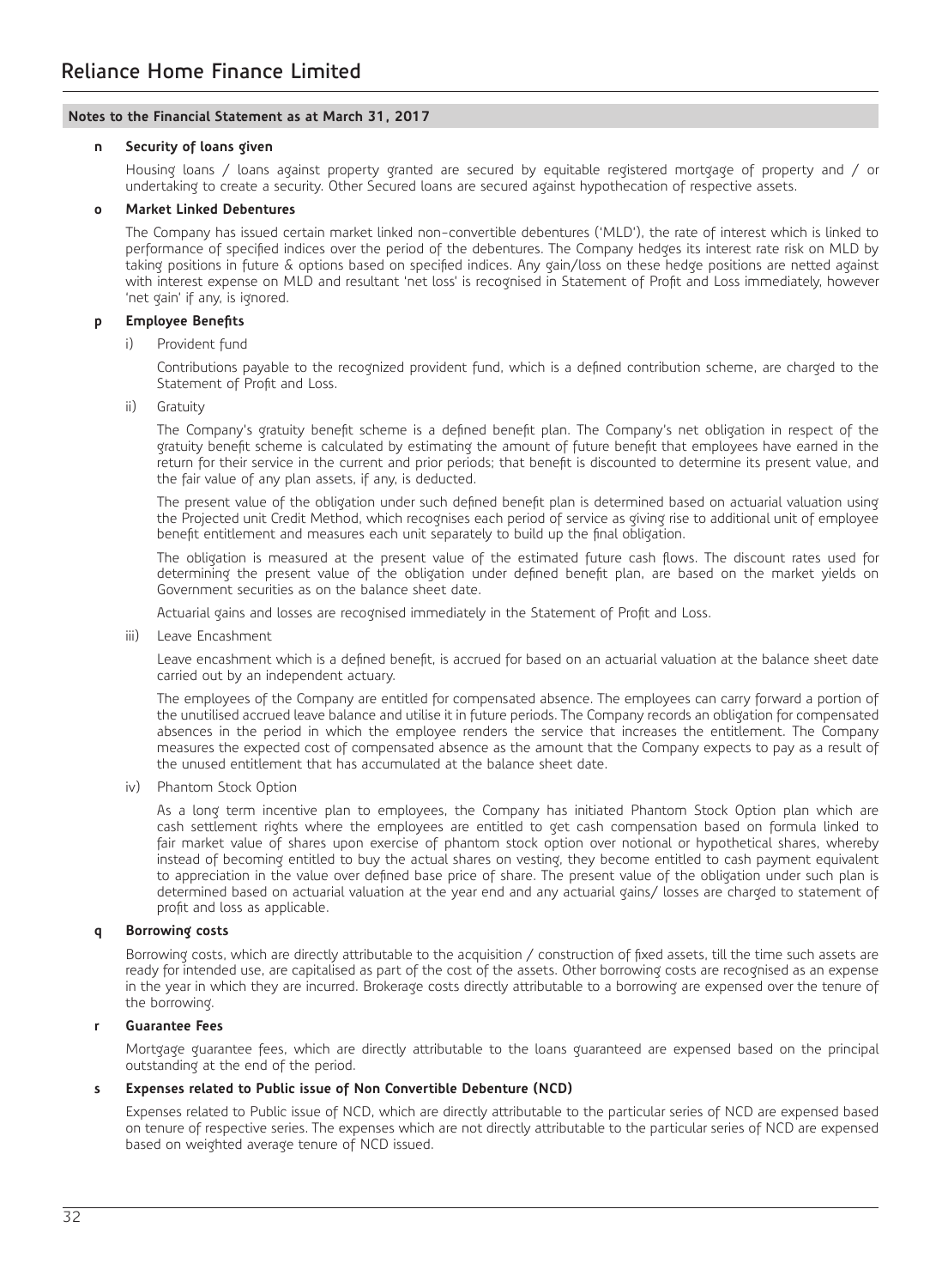# Reliance Home Finance Limited

## Notes to the Financial Statement as at March 31, 2017

### n Security of loans given

Housing loans / loans against property granted are secured by equitable registered mortgage of property and / or undertaking to create a security. Other Secured loans are secured against hypothecation of respective assets.

### o Market Linked Debentures

The Company has issued certain market linked non-convertible debentures ('MLD'), the rate of interest which is linked to performance of specified indices over the period of the debentures. The Company hedges its interest rate risk on MLD by taking positions in future & options based on specified indices. Any gain/loss on these hedge positions are netted against with interest expense on MLD and resultant 'net loss' is recognised in Statement of Profit and Loss immediately, however 'net gain' if any, is ignored.

### p Employee Benefits

i) Provident fund

Contributions payable to the recognized provident fund, which is a defined contribution scheme, are charged to the Statement of Profit and Loss.

ii) Gratuity

The Company's gratuity benefit scheme is a defined benefit plan. The Company's net obligation in respect of the gratuity benefit scheme is calculated by estimating the amount of future benefit that employees have earned in the return for their service in the current and prior periods; that benefit is discounted to determine its present value, and the fair value of any plan assets, if any, is deducted.

The present value of the obligation under such defined benefit plan is determined based on actuarial valuation using the Projected unit Credit Method, which recognises each period of service as giving rise to additional unit of employee benefit entitlement and measures each unit separately to build up the final obligation.

The obligation is measured at the present value of the estimated future cash flows. The discount rates used for determining the present value of the obligation under defined benefit plan, are based on the market yields on Government securities as on the balance sheet date.

Actuarial gains and losses are recognised immediately in the Statement of Profit and Loss.

iii) Leave Encashment

Leave encashment which is a defined benefit, is accrued for based on an actuarial valuation at the balance sheet date carried out by an independent actuary.

The employees of the Company are entitled for compensated absence. The employees can carry forward a portion of the unutilised accrued leave balance and utilise it in future periods. The Company records an obligation for compensated absences in the period in which the employee renders the service that increases the entitlement. The Company measures the expected cost of compensated absence as the amount that the Company expects to pay as a result of the unused entitlement that has accumulated at the balance sheet date.

iv) Phantom Stock Option

As a long term incentive plan to employees, the Company has initiated Phantom Stock Option plan which are cash settlement rights where the employees are entitled to get cash compensation based on formula linked to fair market value of shares upon exercise of phantom stock option over notional or hypothetical shares, whereby instead of becoming entitled to buy the actual shares on vesting, they become entitled to cash payment equivalent to appreciation in the value over defined base price of share. The present value of the obligation under such plan is determined based on actuarial valuation at the year end and any actuarial gains/ losses are charged to statement of profit and loss as applicable.

### q Borrowing costs

Borrowing costs, which are directly attributable to the acquisition / construction of fixed assets, till the time such assets are ready for intended use, are capitalised as part of the cost of the assets. Other borrowing costs are recognised as an expense in the year in which they are incurred. Brokerage costs directly attributable to a borrowing are expensed over the tenure of the borrowing.

### r Guarantee Fees

Mortgage guarantee fees, which are directly attributable to the loans guaranteed are expensed based on the principal outstanding at the end of the period.

### s Expenses related to Public issue of Non Convertible Debenture (NCD)

Expenses related to Public issue of NCD, which are directly attributable to the particular series of NCD are expensed based on tenure of respective series. The expenses which are not directly attributable to the particular series of NCD are expensed based on weighted average tenure of NCD issued.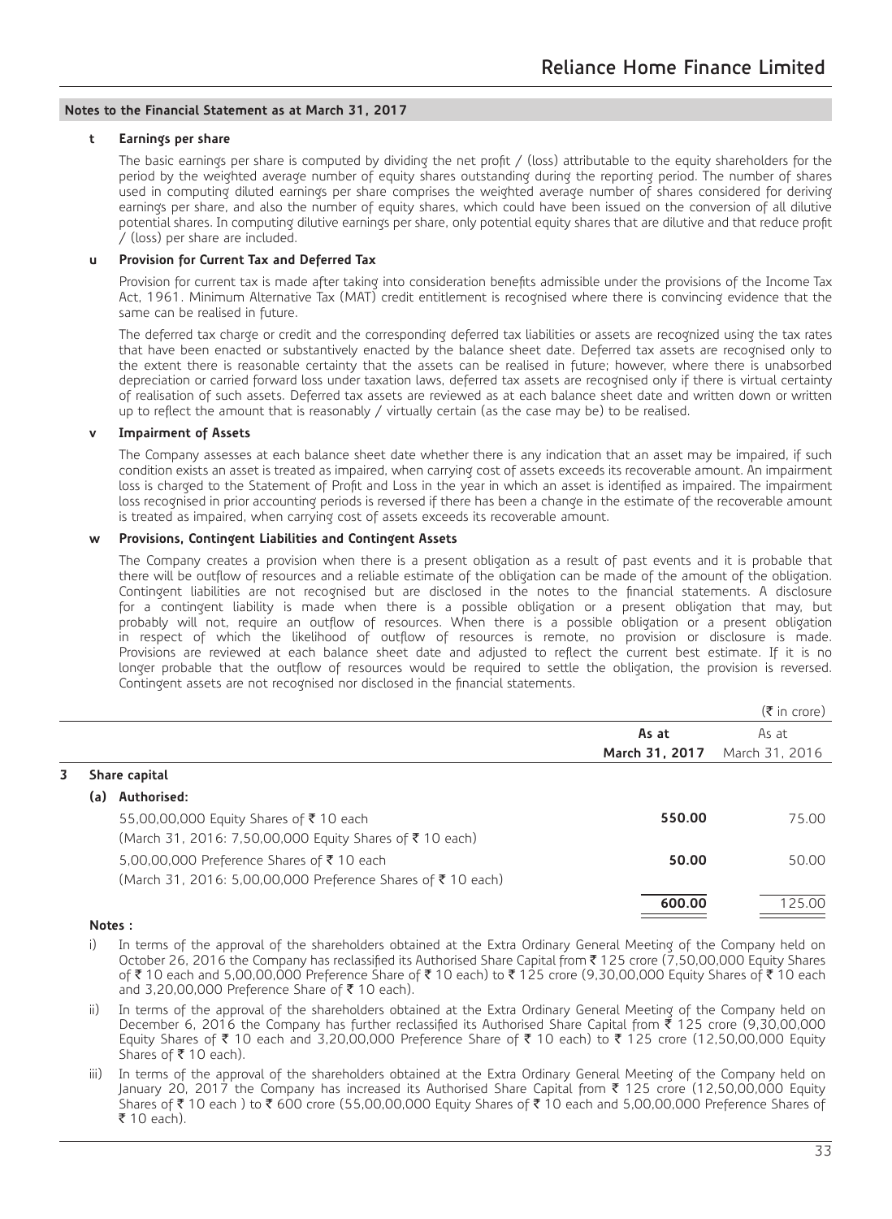**Notes to the Financial Statement as at March 31, 2017**

**t Earnings per share**

The basic earnings per share is computed by dividing the net profit / (loss) attributable to the equity shareholders for the period by the weighted average number of equity shares outstanding during the reporting period. The number of shares used in computing diluted earnings per share comprises the weighted average number of shares considered for deriving earnings per share, and also the number of equity shares, which could have been issued on the conversion of all dilutive potential shares. In computing dilutive earnings per share, only potential equity shares that are dilutive and that reduce profit / (loss) per share are included.

**u Provision for Current Tax and Deferred Tax**

Provision for current tax is made after taking into consideration benefits admissible under the provisions of the Income Tax Act, 1961. Minimum Alternative Tax (MAT) credit entitlement is recognised where there is convincing evidence that the same can be realised in future.

The deferred tax charge or credit and the corresponding deferred tax liabilities or assets are recognized using the tax rates that have been enacted or substantively enacted by the balance sheet date. Deferred tax assets are recognised only to the extent there is reasonable certainty that the assets can be realised in future; however, where there is unabsorbed depreciation or carried forward loss under taxation laws, deferred tax assets are recognised only if there is virtual certainty of realisation of such assets. Deferred tax assets are reviewed as at each balance sheet date and written down or written up to reflect the amount that is reasonably / virtually certain (as the case may be) to be realised.

**v Impairment of Assets**

The Company assesses at each balance sheet date whether there is any indication that an asset may be impaired, if such condition exists an asset is treated as impaired, when carrying cost of assets exceeds its recoverable amount. An impairment loss is charged to the Statement of Profit and Loss in the year in which an asset is identified as impaired. The impairment loss recognised in prior accounting periods is reversed if there has been a change in the estimate of the recoverable amount is treated as impaired, when carrying cost of assets exceeds its recoverable amount.

**w Provisions, Contingent Liabilities and Contingent Assets**

The Company creates a provision when there is a present obligation as a result of past events and it is probable that there will be outflow of resources and a reliable estimate of the obligation can be made of the amount of the obligation. Contingent liabilities are not recognised but are disclosed in the notes to the financial statements. A disclosure for a contingent liability is made when there is a possible obligation or a present obligation that may, but probably will not, require an outflow of resources. When there is a possible obligation or a present obligation in respect of which the likelihood of outflow of resources is remote, no provision or disclosure is made. Provisions are reviewed at each balance sheet date and adjusted to reflect the current best estimate. If it is no longer probable that the outflow of resources would be required to settle the obligation, the provision is reversed. Contingent assets are not recognised nor disclosed in the financial statements.

(₹ in crore)

| | **As at March 31, 2017** | As at March 31, 2016 |
|---|---|---|
| **3 Share capital** | | |
| **(a) Authorised:** | | |
| 55,00,00,000 Equity Shares of ₹ 10 each (March 31, 2016: 7,50,00,000 Equity Shares of ₹ 10 each) | **550.00** | 75.00 |
| 5,00,00,000 Preference Shares of ₹ 10 each (March 31, 2016: 5,00,00,000 Preference Shares of ₹ 10 each) | **50.00** | 50.00 |
| | **600.00** | 125.00 |

**Notes :**

i) In terms of the approval of the shareholders obtained at the Extra Ordinary General Meeting of the Company held on October 26, 2016 the Company has reclassified its Authorised Share Capital from ₹ 125 crore (7,50,00,000 Equity Shares of ₹ 10 each and 5,00,00,000 Preference Share of ₹ 10 each) to ₹ 125 crore (9,30,00,000 Equity Shares of ₹ 10 each and 3,20,00,000 Preference Share of ₹ 10 each).

ii) In terms of the approval of the shareholders obtained at the Extra Ordinary General Meeting of the Company held on December 6, 2016 the Company has further reclassified its Authorised Share Capital from ₹ 125 crore (9,30,00,000 Equity Shares of ₹ 10 each and 3,20,00,000 Preference Share of ₹ 10 each) to ₹ 125 crore (12,50,00,000 Equity Shares of ₹ 10 each).

iii) In terms of the approval of the shareholders obtained at the Extra Ordinary General Meeting of the Company held on January 20, 2017 the Company has increased its Authorised Share Capital from ₹ 125 crore (12,50,00,000 Equity Shares of ₹ 10 each ) to ₹ 600 crore (55,00,00,000 Equity Shares of ₹ 10 each and 5,00,00,000 Preference Shares of ₹ 10 each).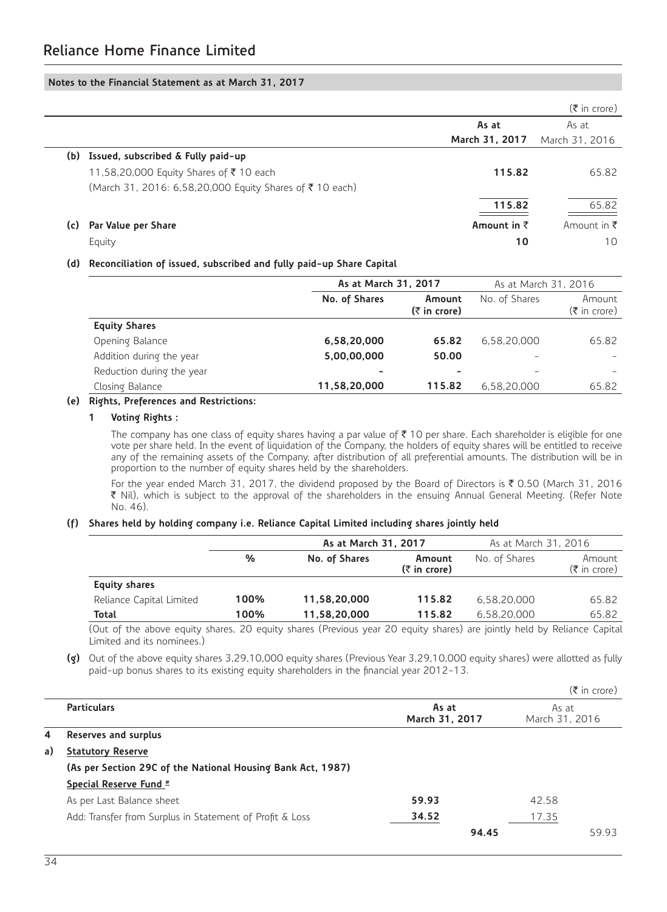## Notes to the Financial Statement as at March 31, 2017

(₹ in crore)

| | | As at March 31, 2017 | As at March 31, 2016 |
|---|---|---|---|
| **(b)** | **Issued, subscribed & Fully paid-up** | | |
| | 11,58,20,000 Equity Shares of ₹ 10 each | **115.82** | 65.82 |
| | (March 31, 2016: 6,58,20,000 Equity Shares of ₹ 10 each) | | |
| | | **115.82** | 65.82 |
| **(c)** | **Par Value per Share** | **Amount in ₹** | Amount in ₹ |
| | Equity | **10** | 10 |

**(d) Reconciliation of issued, subscribed and fully paid-up Share Capital**

| | As at March 31, 2017 | | As at March 31, 2016 | |
|---|---|---|---|---|
| | **No. of Shares** | **Amount (₹ in crore)** | No. of Shares | Amount (₹ in crore) |
| **Equity Shares** | | | | |
| Opening Balance | **6,58,20,000** | **65.82** | 6,58,20,000 | 65.82 |
| Addition during the year | **5,00,00,000** | **50.00** | - | - |
| Reduction during the year | **-** | **-** | - | - |
| Closing Balance | **11,58,20,000** | **115.82** | 6,58,20,000 | 65.82 |

**(e) Rights, Preferences and Restrictions:**

**1 Voting Rights :**

The company has one class of equity shares having a par value of ₹ 10 per share. Each shareholder is eligible for one vote per share held. In the event of liquidation of the Company, the holders of equity shares will be entitled to receive any of the remaining assets of the Company, after distribution of all preferential amounts. The distribution will be in proportion to the number of equity shares held by the shareholders.

For the year ended March 31, 2017, the dividend proposed by the Board of Directors is ₹ 0.50 (March 31, 2016 ₹ Nil), which is subject to the approval of the shareholders in the ensuing Annual General Meeting. (Refer Note No. 46).

**(f) Shares held by holding company i.e. Reliance Capital Limited including shares jointly held**

| | As at March 31, 2017 | | | As at March 31, 2016 | |
|---|---|---|---|---|---|
| | **%** | **No. of Shares** | **Amount (₹ in crore)** | No. of Shares | Amount (₹ in crore) |
| **Equity shares** | | | | | |
| Reliance Capital Limited | **100%** | **11,58,20,000** | **115.82** | 6,58,20,000 | 65.82 |
| **Total** | **100%** | **11,58,20,000** | **115.82** | 6,58,20,000 | 65.82 |

(Out of the above equity shares, 20 equity shares (Previous year 20 equity shares) are jointly held by Reliance Capital Limited and its nominees.)

**(g)** Out of the above equity shares 3,29,10,000 equity shares (Previous Year 3,29,10,000 equity shares) were allotted as fully paid-up bonus shares to its existing equity shareholders in the financial year 2012-13.

(₹ in crore)

| | **Particulars** | **As at March 31, 2017** | | As at March 31, 2016 | |
|---|---|---|---|---|---|
| **4** | **Reserves and surplus** | | | | |
| **a)** | **Statutory Reserve** | | | | |
| | **(As per Section 29C of the National Housing Bank Act, 1987)** | | | | |
| | **Special Reserve Fund #** | | | | |
| | As per Last Balance sheet | **59.93** | | 42.58 | |
| | Add: Transfer from Surplus in Statement of Profit & Loss | **34.52** | | 17.35 | |
| | | | **94.45** | | 59.93 |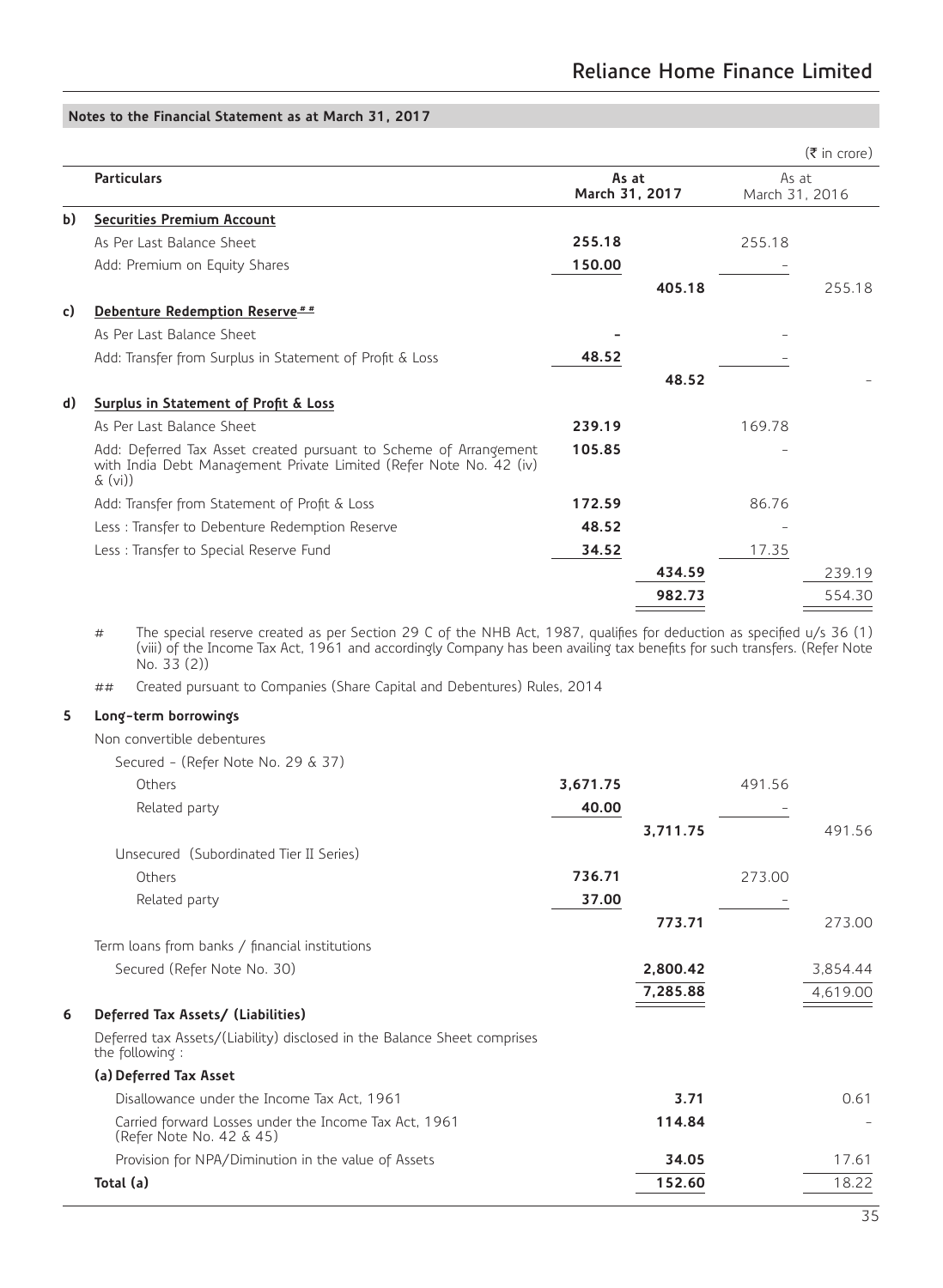## Notes to the Financial Statement as at March 31, 2017

(₹ in crore)

| | Particulars | As at March 31, 2017 | | As at March 31, 2016 | |
|---|---|---|---|---|---|
| **b)** | **Securities Premium Account** | | | | |
| | As Per Last Balance Sheet | **255.18** | | 255.18 | |
| | Add: Premium on Equity Shares | **150.00** | | - | |
| | | | **405.18** | | 255.18 |
| **c)** | **Debenture Redemption Reserve##** | | | | |
| | As Per Last Balance Sheet | **-** | | - | |
| | Add: Transfer from Surplus in Statement of Profit & Loss | **48.52** | | - | |
| | | | **48.52** | | - |
| **d)** | **Surplus in Statement of Profit & Loss** | | | | |
| | As Per Last Balance Sheet | **239.19** | | 169.78 | |
| | Add: Deferred Tax Asset created pursuant to Scheme of Arrangement with India Debt Management Private Limited (Refer Note No. 42 (iv) & (vi)) | **105.85** | | - | |
| | Add: Transfer from Statement of Profit & Loss | **172.59** | | 86.76 | |
| | Less : Transfer to Debenture Redemption Reserve | **48.52** | | - | |
| | Less : Transfer to Special Reserve Fund | **34.52** | | 17.35 | |
| | | | **434.59** | | 239.19 |
| | | | **982.73** | | 554.30 |

# The special reserve created as per Section 29 C of the NHB Act, 1987, qualifies for deduction as specified u/s 36 (1) (viii) of the Income Tax Act, 1961 and accordingly Company has been availing tax benefits for such transfers. (Refer Note No. 33 (2))

## Created pursuant to Companies (Share Capital and Debentures) Rules, 2014

| | Particulars | As at March 31, 2017 | | As at March 31, 2016 | |
|---|---|---|---|---|---|
| **5** | **Long-term borrowings** | | | | |
| | Non convertible debentures | | | | |
| | Secured - (Refer Note No. 29 & 37) | | | | |
| | Others | **3,671.75** | | 491.56 | |
| | Related party | **40.00** | | - | |
| | | | **3,711.75** | | 491.56 |
| | Unsecured (Subordinated Tier II Series) | | | | |
| | Others | **736.71** | | 273.00 | |
| | Related party | **37.00** | | - | |
| | | | **773.71** | | 273.00 |
| | Term loans from banks / financial institutions | | | | |
| | Secured (Refer Note No. 30) | | **2,800.42** | | 3,854.44 |
| | | | **7,285.88** | | 4,619.00 |
| **6** | **Deferred Tax Assets/ (Liabilities)** | | | | |
| | Deferred tax Assets/(Liability) disclosed in the Balance Sheet comprises the following : | | | | |
| | **(a) Deferred Tax Asset** | | | | |
| | Disallowance under the Income Tax Act, 1961 | | **3.71** | | 0.61 |
| | Carried forward Losses under the Income Tax Act, 1961 (Refer Note No. 42 & 45) | | **114.84** | | - |
| | Provision for NPA/Diminution in the value of Assets | | **34.05** | | 17.61 |
| | **Total (a)** | | **152.60** | | 18.22 |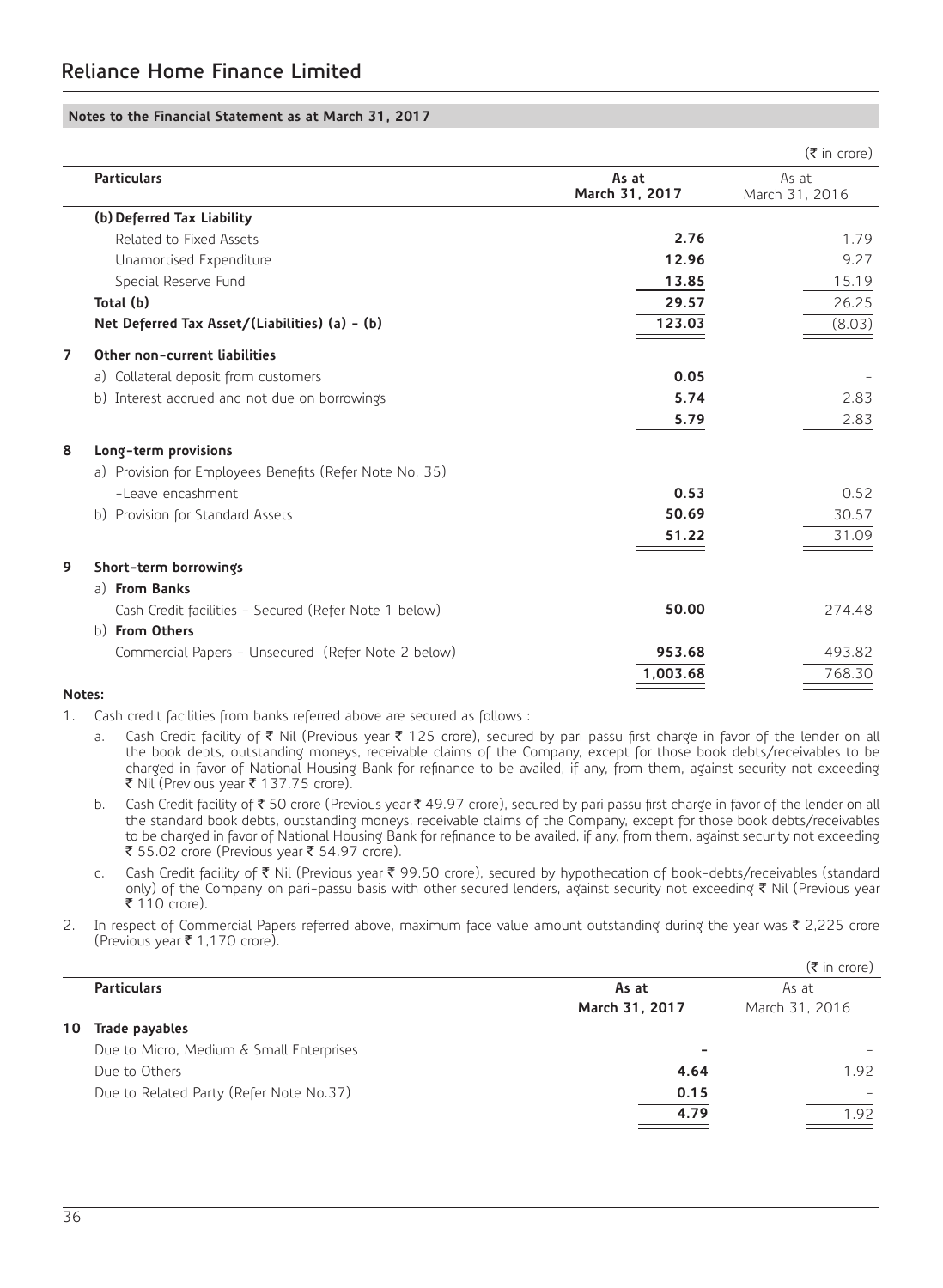## Notes to the Financial Statement as at March 31, 2017

(₹ in crore)

| | Particulars | As at March 31, 2017 | As at March 31, 2016 |
|---|---|---|---|
| | **(b) Deferred Tax Liability** | | |
| | Related to Fixed Assets | **2.76** | 1.79 |
| | Unamortised Expenditure | **12.96** | 9.27 |
| | Special Reserve Fund | **13.85** | 15.19 |
| | **Total (b)** | **29.57** | 26.25 |
| | **Net Deferred Tax Asset/(Liabilities) (a) - (b)** | **123.03** | (8.03) |
| **7** | **Other non-current liabilities** | | |
| | a) Collateral deposit from customers | **0.05** | - |
| | b) Interest accrued and not due on borrowings | **5.74** | 2.83 |
| | | **5.79** | 2.83 |
| **8** | **Long-term provisions** | | |
| | a) Provision for Employees Benefits (Refer Note No. 35) | | |
| | -Leave encashment | **0.53** | 0.52 |
| | b) Provision for Standard Assets | **50.69** | 30.57 |
| | | **51.22** | 31.09 |
| **9** | **Short-term borrowings** | | |
| | a) **From Banks** | | |
| | Cash Credit facilities - Secured (Refer Note 1 below) | **50.00** | 274.48 |
| | b) **From Others** | | |
| | Commercial Papers - Unsecured (Refer Note 2 below) | **953.68** | 493.82 |
| | | **1,003.68** | 768.30 |

**Notes:**

1. Cash credit facilities from banks referred above are secured as follows :
   a. Cash Credit facility of ₹ Nil (Previous year ₹ 125 crore), secured by pari passu first charge in favor of the lender on all the book debts, outstanding moneys, receivable claims of the Company, except for those book debts/receivables to be charged in favor of National Housing Bank for refinance to be availed, if any, from them, against security not exceeding ₹ Nil (Previous year ₹ 137.75 crore).
   b. Cash Credit facility of ₹ 50 crore (Previous year ₹ 49.97 crore), secured by pari passu first charge in favor of the lender on all the standard book debts, outstanding moneys, receivable claims of the Company, except for those book debts/receivables to be charged in favor of National Housing Bank for refinance to be availed, if any, from them, against security not exceeding ₹ 55.02 crore (Previous year ₹ 54.97 crore).
   c. Cash Credit facility of ₹ Nil (Previous year ₹ 99.50 crore), secured by hypothecation of book-debts/receivables (standard only) of the Company on pari-passu basis with other secured lenders, against security not exceeding ₹ Nil (Previous year ₹ 110 crore).
2. In respect of Commercial Papers referred above, maximum face value amount outstanding during the year was ₹ 2,225 crore (Previous year ₹ 1,170 crore).

(₹ in crore)

| | Particulars | As at March 31, 2017 | As at March 31, 2016 |
|---|---|---|---|
| **10** | **Trade payables** | | |
| | Due to Micro, Medium & Small Enterprises | - | - |
| | Due to Others | **4.64** | 1.92 |
| | Due to Related Party (Refer Note No.37) | **0.15** | - |
| | | **4.79** | 1.92 |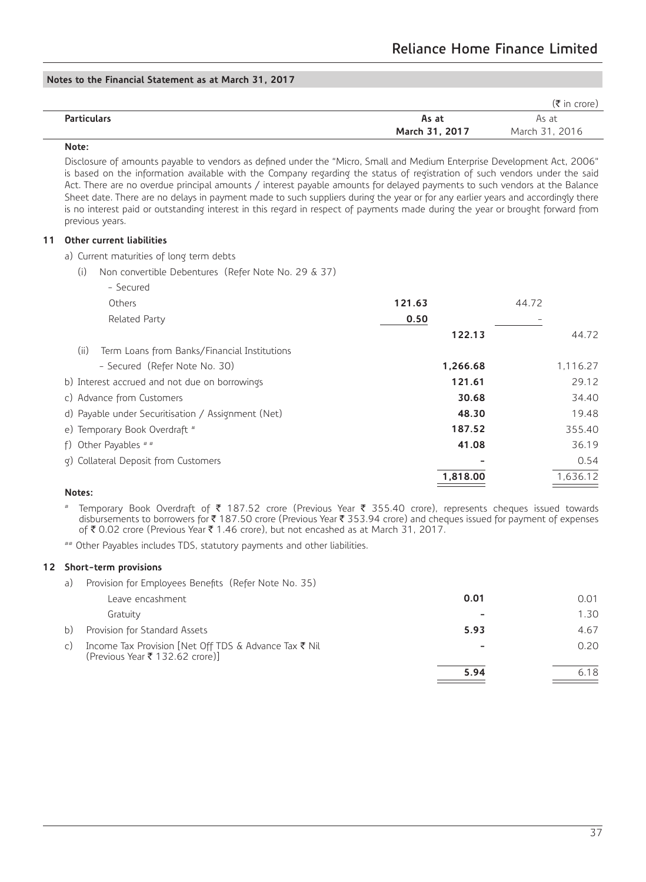**Notes to the Financial Statement as at March 31, 2017**

(₹ in crore)

| Particulars | | As at March 31, 2017 | | As at March 31, 2016 |
|---|---|---|---|---|

**Note:**

Disclosure of amounts payable to vendors as defined under the "Micro, Small and Medium Enterprise Development Act, 2006" is based on the information available with the Company regarding the status of registration of such vendors under the said Act. There are no overdue principal amounts / interest payable amounts for delayed payments to such vendors at the Balance Sheet date. There are no delays in payment made to such suppliers during the year or for any earlier years and accordingly there is no interest paid or outstanding interest in this regard in respect of payments made during the year or brought forward from previous years.

## 11 Other current liabilities

| Particulars | | As at March 31, 2017 | | As at March 31, 2016 |
|---|---|---|---|---|
| a) Current maturities of long term debts | | | | |
| (i) Non convertible Debentures (Refer Note No. 29 & 37) | | | | |
| - Secured | | | | |
| Others | **121.63** | | 44.72 | |
| Related Party | **0.50** | | - | |
| | | **122.13** | | 44.72 |
| (ii) Term Loans from Banks/Financial Institutions | | | | |
| - Secured (Refer Note No. 30) | | **1,266.68** | | 1,116.27 |
| b) Interest accrued and not due on borrowings | | **121.61** | | 29.12 |
| c) Advance from Customers | | **30.68** | | 34.40 |
| d) Payable under Securitisation / Assignment (Net) | | **48.30** | | 19.48 |
| e) Temporary Book Overdraft # | | **187.52** | | 355.40 |
| f) Other Payables ## | | **41.08** | | 36.19 |
| g) Collateral Deposit from Customers | | **-** | | 0.54 |
| | | **1,818.00** | | 1,636.12 |

**Notes:**

# Temporary Book Overdraft of ₹ 187.52 crore (Previous Year ₹ 355.40 crore), represents cheques issued towards disbursements to borrowers for ₹ 187.50 crore (Previous Year ₹ 353.94 crore) and cheques issued for payment of expenses of ₹ 0.02 crore (Previous Year ₹ 1.46 crore), but not encashed as at March 31, 2017.

## Other Payables includes TDS, statutory payments and other liabilities.

## 12 Short-term provisions

| Particulars | As at March 31, 2017 | As at March 31, 2016 |
|---|---|---|
| a) Provision for Employees Benefits (Refer Note No. 35) | | |
| Leave encashment | **0.01** | 0.01 |
| Gratuity | **-** | 1.30 |
| b) Provision for Standard Assets | **5.93** | 4.67 |
| c) Income Tax Provision [Net Off TDS & Advance Tax ₹ Nil (Previous Year ₹ 132.62 crore)] | **-** | 0.20 |
| | **5.94** | 6.18 |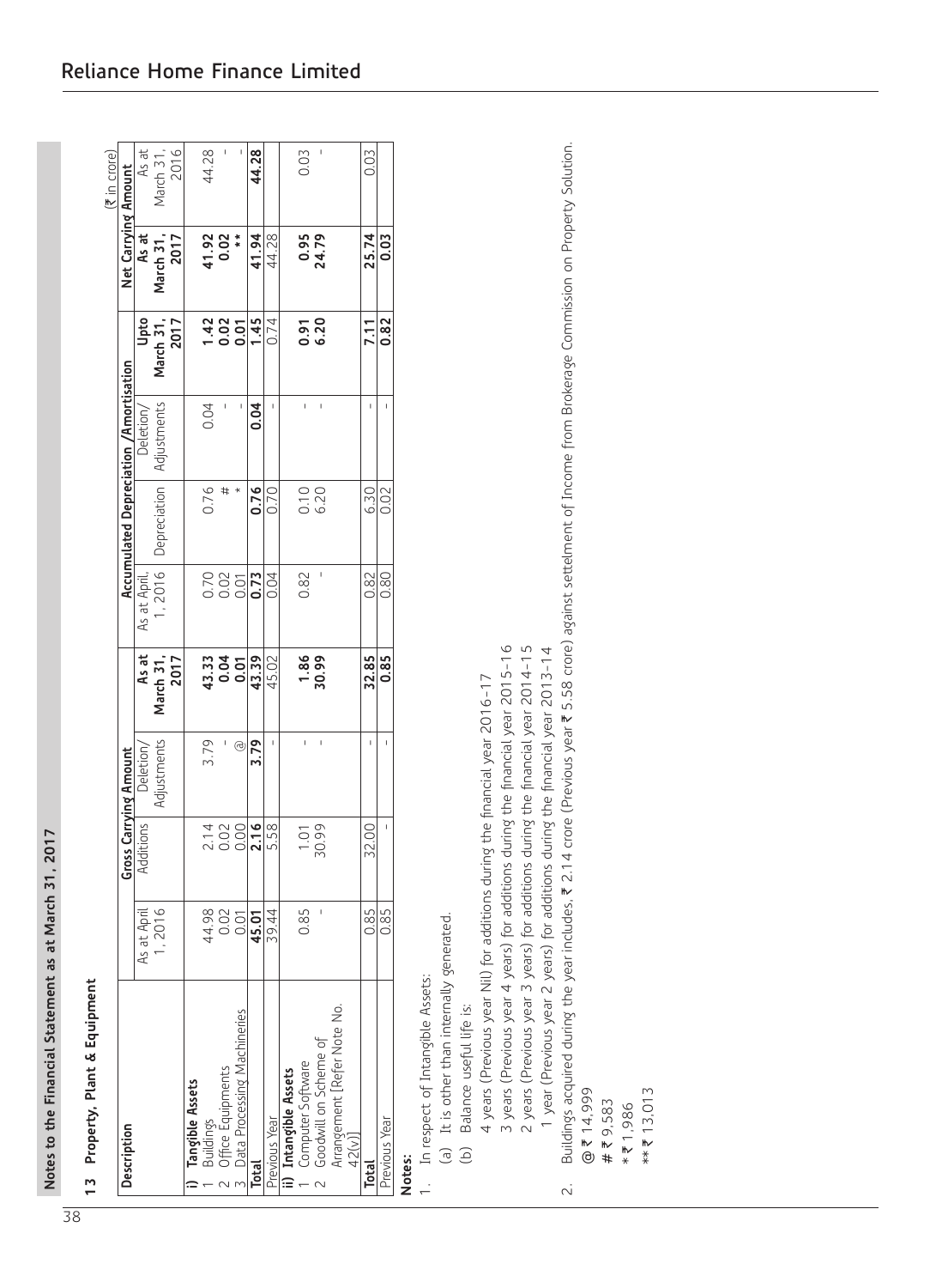## Notes to the Financial Statement as at March 31, 2017

### 13 Property, Plant & Equipment

(₹ in crore)

| Description | Gross Carrying Amount | | | | Accumulated Depreciation /Amortisation | | | | Net Carrying Amount | |
|---|---|---|---|---|---|---|---|---|---|---|
| | As at April 1, 2016 | Additions | Deletion/ Adjustments | As at March 31, 2017 | As at April, 1, 2016 | Depreciation | Deletion/ Adjustments | Upto March 31, 2017 | As at March 31, 2017 | As at March 31, 2016 |
| **i) Tangible Assets** | | | | | | | | | | |
| 1 Buildings | 44.98 | 2.14 | 3.79 | **43.33** | 0.70 | 0.76 | 0.04 | **1.42** | **41.92** | 44.28 |
| 2 Office Equipments | 0.02 | 0.02 | - | **0.04** | 0.02 | # | - | **0.02** | **0.02** | - |
| 3 Data Processing Machineries | 0.01 | 0.00 | @ | **0.01** | 0.01 | * | - | **0.01** | ** | - |
| **Total** | **45.01** | **2.16** | **3.79** | **43.39** | **0.73** | **0.76** | **0.04** | **1.45** | **41.94** | **44.28** |
| Previous Year | 39.44 | 5.58 | - | 45.02 | 0.04 | 0.70 | - | 0.74 | 44.28 | |
| **ii) Intangible Assets** | | | | | | | | | | |
| 1 Computer Software | 0.85 | 1.01 | - | **1.86** | 0.82 | 0.10 | - | **0.91** | **0.95** | 0.03 |
| 2 Goodwill on Scheme of Arrangement [Refer Note No. 42(v)] | - | 30.99 | - | **30.99** | - | 6.20 | - | **6.20** | **24.79** | - |
| **Total** | 0.85 | 32.00 | - | **32.85** | 0.82 | 6.30 | - | **7.11** | **25.74** | 0.03 |
| Previous Year | 0.85 | - | - | **0.85** | 0.80 | 0.02 | - | **0.82** | **0.03** | |

**Notes:**

1. In respect of Intangible Assets:
   (a) It is other than internally generated.
   (b) Balance useful life is:
      4 years (Previous year Nil) for additions during the financial year 2016-17
      3 years (Previous year 4 years) for additions during the financial year 2015-16
      2 years (Previous year 3 years) for additions during the financial year 2014-15
      1 year (Previous year 2 years) for additions during the financial year 2013-14
2. Buildings acquired during the year includes, ₹ 2.14 crore (Previous year ₹ 5.58 crore) against settelment of Income from Brokerage Commission on Property Solution.

@ ₹ 14,999
# ₹ 9,583
* ₹ 1,986
** ₹ 13,013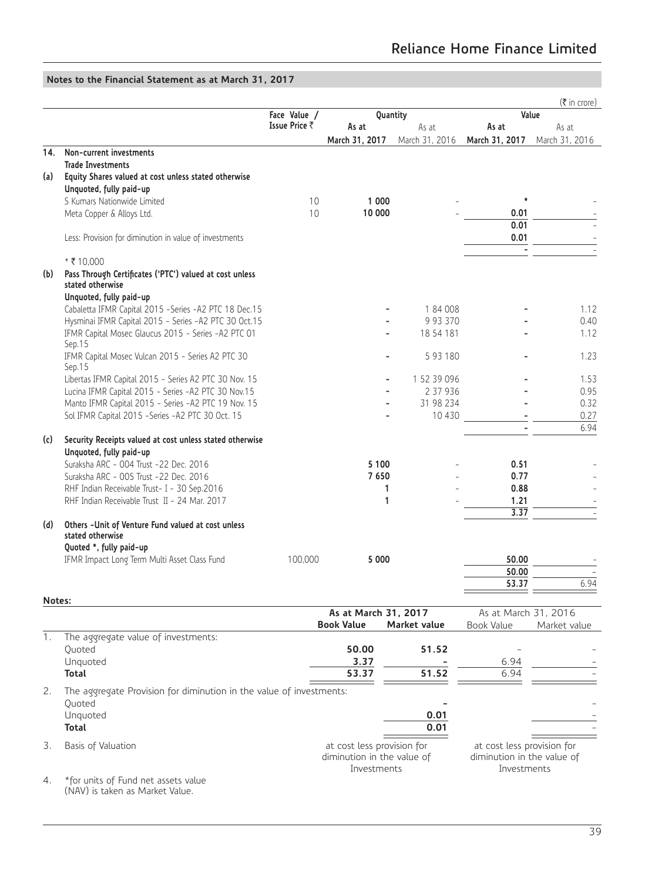## Notes to the Financial Statement as at March 31, 2017

(₹ in crore)

| | | Face Value / Issue Price ₹ | Quantity | | Value | |
|---|---|---|---|---|---|---|
| | | | **As at March 31, 2017** | As at March 31, 2016 | **As at March 31, 2017** | As at March 31, 2016 |
| **14.** | **Non-current investments** | | | | | |
| | **Trade Investments** | | | | | |
| **(a)** | **Equity Shares valued at cost unless stated otherwise** | | | | | |
| | **Unquoted, fully paid-up** | | | | | |
| | S Kumars Nationwide Limited | 10 | **1 000** | - | * | - |
| | Meta Copper & Alloys Ltd. | 10 | **10 000** | - | **0.01** | - |
| | | | | | **0.01** | - |
| | Less: Provision for diminution in value of investments | | | | **0.01** | - |
| | | | | | **-** | - |
| | * ₹ 10,000 | | | | | |
| **(b)** | **Pass Through Certificates ('PTC') valued at cost unless stated otherwise** | | | | | |
| | **Unquoted, fully paid-up** | | | | | |
| | Cabaletta IFMR Capital 2015 -Series -A2 PTC 18 Dec.15 | | **-** | 1 84 008 | **-** | 1.12 |
| | Hysminai IFMR Capital 2015 - Series -A2 PTC 30 Oct.15 | | **-** | 9 93 370 | **-** | 0.40 |
| | IFMR Capital Mosec Glaucus 2015 - Series -A2 PTC 01 Sep.15 | | **-** | 18 54 181 | **-** | 1.12 |
| | IFMR Capital Mosec Vulcan 2015 - Series A2 PTC 30 Sep.15 | | **-** | 5 93 180 | **-** | 1.23 |
| | Libertas IFMR Capital 2015 - Series A2 PTC 30 Nov. 15 | | **-** | 1 52 39 096 | **-** | 1.53 |
| | Lucina IFMR Capital 2015 - Series -A2 PTC 30 Nov.15 | | **-** | 2 37 936 | **-** | 0.95 |
| | Manto IFMR Capital 2015 - Series -A2 PTC 19 Nov. 15 | | **-** | 31 98 234 | **-** | 0.32 |
| | Sol IFMR Capital 2015 -Series -A2 PTC 30 Oct. 15 | | **-** | 10 430 | **-** | 0.27 |
| | | | | | **-** | 6.94 |
| **(c)** | **Security Receipts valued at cost unless stated otherwise** | | | | | |
| | **Unquoted, fully paid-up** | | | | | |
| | Suraksha ARC - 004 Trust -22 Dec. 2016 | | **5 100** | - | **0.51** | - |
| | Suraksha ARC - 005 Trust -22 Dec. 2016 | | **7 650** | - | **0.77** | - |
| | RHF Indian Receivable Trust- I - 30 Sep.2016 | | **1** | - | **0.88** | - |
| | RHF Indian Receivable Trust II - 24 Mar. 2017 | | **1** | - | **1.21** | - |
| | | | | | **3.37** | - |
| **(d)** | **Others -Unit of Venture Fund valued at cost unless stated otherwise** | | | | | |
| | **Quoted *, fully paid-up** | | | | | |
| | IFMR Impact Long Term Multi Asset Class Fund | 100,000 | **5 000** | | **50.00** | - |
| | | | | | **50.00** | - |
| | | | | | **53.37** | 6.94 |

**Notes:**

| | | As at March 31, 2017 | | As at March 31, 2016 | |
|---|---|---|---|---|---|
| | | **Book Value** | **Market value** | Book Value | Market value |
| 1. | The aggregate value of investments: | | | | |
| | Quoted | **50.00** | **51.52** | - | - |
| | Unquoted | **3.37** | **-** | 6.94 | - |
| | **Total** | **53.37** | **51.52** | 6.94 | - |
| 2. | The aggregate Provision for diminution in the value of investments: | | | | |
| | Quoted | | **-** | | - |
| | Unquoted | | **0.01** | | - |
| | **Total** | | **0.01** | | - |
| 3. | Basis of Valuation | at cost less provision for diminution in the value of Investments | | at cost less provision for diminution in the value of Investments | |
| 4. | *for units of Fund net assets value (NAV) is taken as Market Value. | | | | |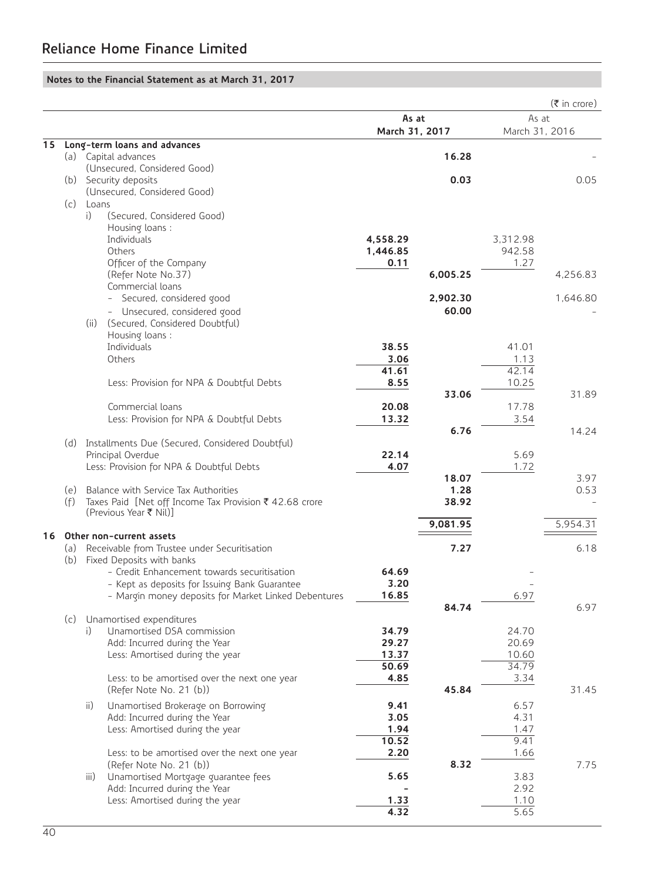## Reliance Home Finance Limited

### Notes to the Financial Statement as at March 31, 2017

(₹ in crore)

| | | | As at March 31, 2017 | | As at March 31, 2016 | |
|---|---|---|---|---|---|---|
| **15** | **Long-term loans and advances** | | | | | |
| | (a) | Capital advances (Unsecured, Considered Good) | | **16.28** | | - |
| | (b) | Security deposits (Unsecured, Considered Good) | | **0.03** | | 0.05 |
| | (c) | Loans | | | | |
| | | i) (Secured, Considered Good) | | | | |
| | | Housing loans : | | | | |
| | | Individuals | **4,558.29** | | 3,312.98 | |
| | | Others | **1,446.85** | | 942.58 | |
| | | Officer of the Company (Refer Note No.37) | **0.11** | **6,005.25** | 1.27 | 4,256.83 |
| | | Commercial loans | | | | |
| | | - Secured, considered good | | **2,902.30** | | 1,646.80 |
| | | - Unsecured, considered good | | **60.00** | | - |
| | | (ii) (Secured, Considered Doubtful) | | | | |
| | | Housing loans : | | | | |
| | | Individuals | **38.55** | | 41.01 | |
| | | Others | **3.06** | | 1.13 | |
| | | | **41.61** | | 42.14 | |
| | | Less: Provision for NPA & Doubtful Debts | **8.55** | | 10.25 | |
| | | | | **33.06** | | 31.89 |
| | | Commercial loans | **20.08** | | 17.78 | |
| | | Less: Provision for NPA & Doubtful Debts | **13.32** | | 3.54 | |
| | | | | **6.76** | | 14.24 |
| | (d) | Installments Due (Secured, Considered Doubtful) | | | | |
| | | Principal Overdue | **22.14** | | 5.69 | |
| | | Less: Provision for NPA & Doubtful Debts | **4.07** | | 1.72 | |
| | | | | **18.07** | | 3.97 |
| | (e) | Balance with Service Tax Authorities | | **1.28** | | 0.53 |
| | (f) | Taxes Paid [Net off Income Tax Provision ₹ 42.68 crore (Previous Year ₹ Nil)] | | **38.92** | | - |
| | | | | **9,081.95** | | 5,954.31 |
| **16** | **Other non-current assets** | | | | | |
| | (a) | Receivable from Trustee under Securitisation | | **7.27** | | 6.18 |
| | (b) | Fixed Deposits with banks | | | | |
| | | - Credit Enhancement towards securitisation | **64.69** | | - | |
| | | - Kept as deposits for Issuing Bank Guarantee | **3.20** | | - | |
| | | - Margin money deposits for Market Linked Debentures | **16.85** | | 6.97 | |
| | | | | **84.74** | | 6.97 |
| | (c) | Unamortised expenditures | | | | |
| | | i) Unamortised DSA commission | **34.79** | | 24.70 | |
| | | Add: Incurred during the Year | **29.27** | | 20.69 | |
| | | Less: Amortised during the year | **13.37** | | 10.60 | |
| | | | **50.69** | | 34.79 | |
| | | Less: to be amortised over the next one year (Refer Note No. 21 (b)) | **4.85** | **45.84** | 3.34 | 31.45 |
| | | ii) Unamortised Brokerage on Borrowing | **9.41** | | 6.57 | |
| | | Add: Incurred during the Year | **3.05** | | 4.31 | |
| | | Less: Amortised during the year | **1.94** | | 1.47 | |
| | | | **10.52** | | 9.41 | |
| | | Less: to be amortised over the next one year (Refer Note No. 21 (b)) | **2.20** | **8.32** | 1.66 | 7.75 |
| | | iii) Unamortised Mortgage guarantee fees | **5.65** | | 3.83 | |
| | | Add: Incurred during the Year | **-** | | 2.92 | |
| | | Less: Amortised during the year | **1.33** | | 1.10 | |
| | | | **4.32** | | 5.65 | |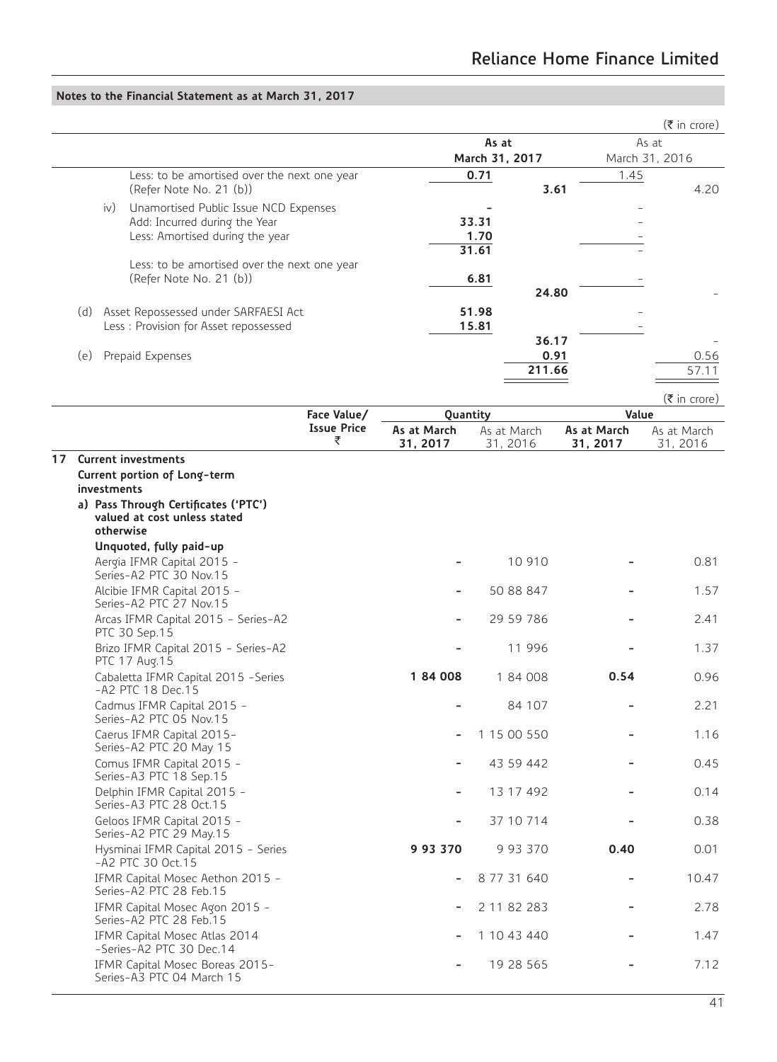## Notes to the Financial Statement as at March 31, 2017

(₹ in crore)

| | | As at March 31, 2017 | | As at March 31, 2016 | |
|---|---|---|---|---|---|
| | Less: to be amortised over the next one year (Refer Note No. 21 (b)) | 0.71 | 3.61 | 1.45 | 4.20 |
| iv) | Unamortised Public Issue NCD Expenses | - | | - | |
| | Add: Incurred during the Year | 33.31 | | - | |
| | Less: Amortised during the year | 1.70 | | - | |
| | | 31.61 | | - | |
| | Less: to be amortised over the next one year (Refer Note No. 21 (b)) | 6.81 | | - | |
| | | | 24.80 | | - |
| (d) | Asset Repossessed under SARFAESI Act | 51.98 | | - | |
| | Less : Provision for Asset repossessed | 15.81 | | - | |
| | | | 36.17 | | - |
| (e) | Prepaid Expenses | | 0.91 | | 0.56 |
| | | | 211.66 | | 57.11 |

(₹ in crore)

| | Face Value/ Issue Price ₹ | Quantity As at March 31, 2017 | Quantity As at March 31, 2016 | Value As at March 31, 2017 | Value As at March 31, 2016 |
|---|---|---|---|---|---|
| **17 Current investments** | | | | | |
| **Current portion of Long-term investments** | | | | | |
| **a) Pass Through Certificates ('PTC') valued at cost unless stated otherwise** | | | | | |
| **Unquoted, fully paid-up** | | | | | |
| Aergia IFMR Capital 2015 - Series-A2 PTC 30 Nov.15 | | - | 10 910 | - | 0.81 |
| Alcibie IFMR Capital 2015 - Series-A2 PTC 27 Nov.15 | | - | 50 88 847 | - | 1.57 |
| Arcas IFMR Capital 2015 - Series-A2 PTC 30 Sep.15 | | - | 29 59 786 | - | 2.41 |
| Brizo IFMR Capital 2015 - Series-A2 PTC 17 Aug.15 | | - | 11 996 | - | 1.37 |
| Cabaletta IFMR Capital 2015 -Series -A2 PTC 18 Dec.15 | | **1 84 008** | 1 84 008 | **0.54** | 0.96 |
| Cadmus IFMR Capital 2015 - Series-A2 PTC 05 Nov.15 | | - | 84 107 | - | 2.21 |
| Caerus IFMR Capital 2015- Series-A2 PTC 20 May 15 | | - | 1 15 00 550 | - | 1.16 |
| Comus IFMR Capital 2015 - Series-A3 PTC 18 Sep.15 | | - | 43 59 442 | - | 0.45 |
| Delphin IFMR Capital 2015 - Series-A3 PTC 28 Oct.15 | | - | 13 17 492 | - | 0.14 |
| Geloos IFMR Capital 2015 - Series-A2 PTC 29 May.15 | | - | 37 10 714 | - | 0.38 |
| Hysminai IFMR Capital 2015 - Series -A2 PTC 30 Oct.15 | | **9 93 370** | 9 93 370 | **0.40** | 0.01 |
| IFMR Capital Mosec Aethon 2015 - Series-A2 PTC 28 Feb.15 | | - | 8 77 31 640 | - | 10.47 |
| IFMR Capital Mosec Agon 2015 - Series-A2 PTC 28 Feb.15 | | - | 2 11 82 283 | - | 2.78 |
| IFMR Capital Mosec Atlas 2014 -Series-A2 PTC 30 Dec.14 | | - | 1 10 43 440 | - | 1.47 |
| IFMR Capital Mosec Boreas 2015- Series-A3 PTC 04 March 15 | | - | 19 28 565 | - | 7.12 |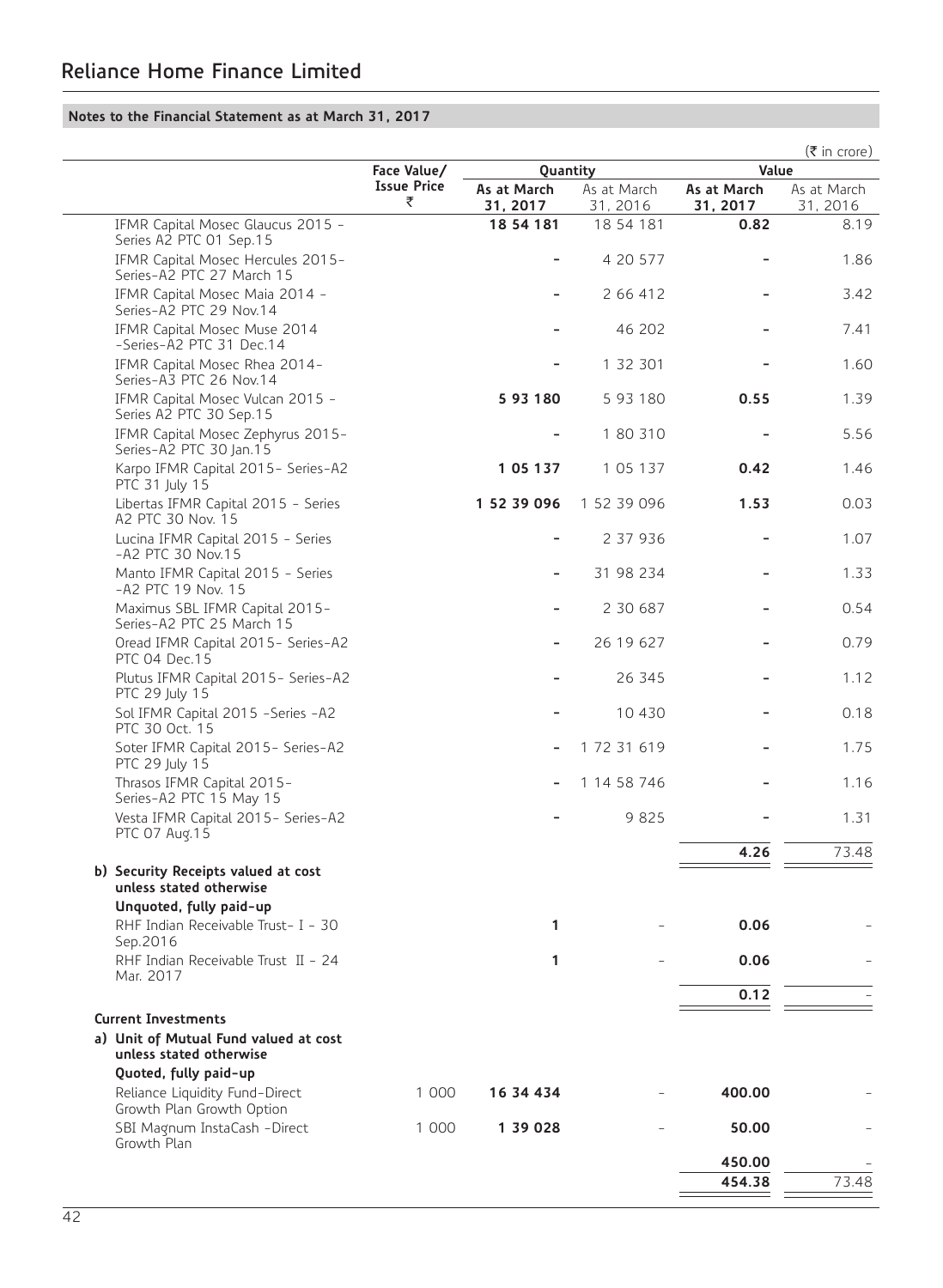## Notes to the Financial Statement as at March 31, 2017

(₹ in crore)

| | Face Value/ Issue Price ₹ | Quantity | | Value | |
|---|---|---|---|---|---|
| | | **As at March 31, 2017** | As at March 31, 2016 | **As at March 31, 2017** | As at March 31, 2016 |
| IFMR Capital Mosec Glaucus 2015 - Series A2 PTC 01 Sep.15 | | **18 54 181** | 18 54 181 | **0.82** | 8.19 |
| IFMR Capital Mosec Hercules 2015- Series-A2 PTC 27 March 15 | | **-** | 4 20 577 | **-** | 1.86 |
| IFMR Capital Mosec Maia 2014 - Series-A2 PTC 29 Nov.14 | | **-** | 2 66 412 | **-** | 3.42 |
| IFMR Capital Mosec Muse 2014 -Series-A2 PTC 31 Dec.14 | | **-** | 46 202 | **-** | 7.41 |
| IFMR Capital Mosec Rhea 2014- Series-A3 PTC 26 Nov.14 | | **-** | 1 32 301 | **-** | 1.60 |
| IFMR Capital Mosec Vulcan 2015 - Series A2 PTC 30 Sep.15 | | **5 93 180** | 5 93 180 | **0.55** | 1.39 |
| IFMR Capital Mosec Zephyrus 2015- Series-A2 PTC 30 Jan.15 | | **-** | 1 80 310 | **-** | 5.56 |
| Karpo IFMR Capital 2015- Series-A2 PTC 31 July 15 | | **1 05 137** | 1 05 137 | **0.42** | 1.46 |
| Libertas IFMR Capital 2015 - Series A2 PTC 30 Nov. 15 | | **1 52 39 096** | 1 52 39 096 | **1.53** | 0.03 |
| Lucina IFMR Capital 2015 - Series -A2 PTC 30 Nov.15 | | **-** | 2 37 936 | **-** | 1.07 |
| Manto IFMR Capital 2015 - Series -A2 PTC 19 Nov. 15 | | **-** | 31 98 234 | **-** | 1.33 |
| Maximus SBL IFMR Capital 2015- Series-A2 PTC 25 March 15 | | **-** | 2 30 687 | **-** | 0.54 |
| Oread IFMR Capital 2015- Series-A2 PTC 04 Dec.15 | | **-** | 26 19 627 | **-** | 0.79 |
| Plutus IFMR Capital 2015- Series-A2 PTC 29 July 15 | | **-** | 26 345 | **-** | 1.12 |
| Sol IFMR Capital 2015 -Series -A2 PTC 30 Oct. 15 | | **-** | 10 430 | **-** | 0.18 |
| Soter IFMR Capital 2015- Series-A2 PTC 29 July 15 | | **-** | 1 72 31 619 | **-** | 1.75 |
| Thrasos IFMR Capital 2015- Series-A2 PTC 15 May 15 | | **-** | 1 14 58 746 | **-** | 1.16 |
| Vesta IFMR Capital 2015- Series-A2 PTC 07 Aug.15 | | **-** | 9 825 | **-** | 1.31 |
| | | | | **4.26** | 73.48 |
| **b) Security Receipts valued at cost unless stated otherwise** | | | | | |
| **Unquoted, fully paid-up** | | | | | |
| RHF Indian Receivable Trust- I - 30 Sep.2016 | | **1** | - | **0.06** | - |
| RHF Indian Receivable Trust II - 24 Mar. 2017 | | **1** | - | **0.06** | - |
| | | | | **0.12** | - |
| **Current Investments** | | | | | |
| **a) Unit of Mutual Fund valued at cost unless stated otherwise** | | | | | |
| **Quoted, fully paid-up** | | | | | |
| Reliance Liquidity Fund-Direct Growth Plan Growth Option | 1 000 | **16 34 434** | - | **400.00** | - |
| SBI Magnum InstaCash -Direct Growth Plan | 1 000 | **1 39 028** | - | **50.00** | - |
| | | | | **450.00** | - |
| | | | | **454.38** | 73.48 |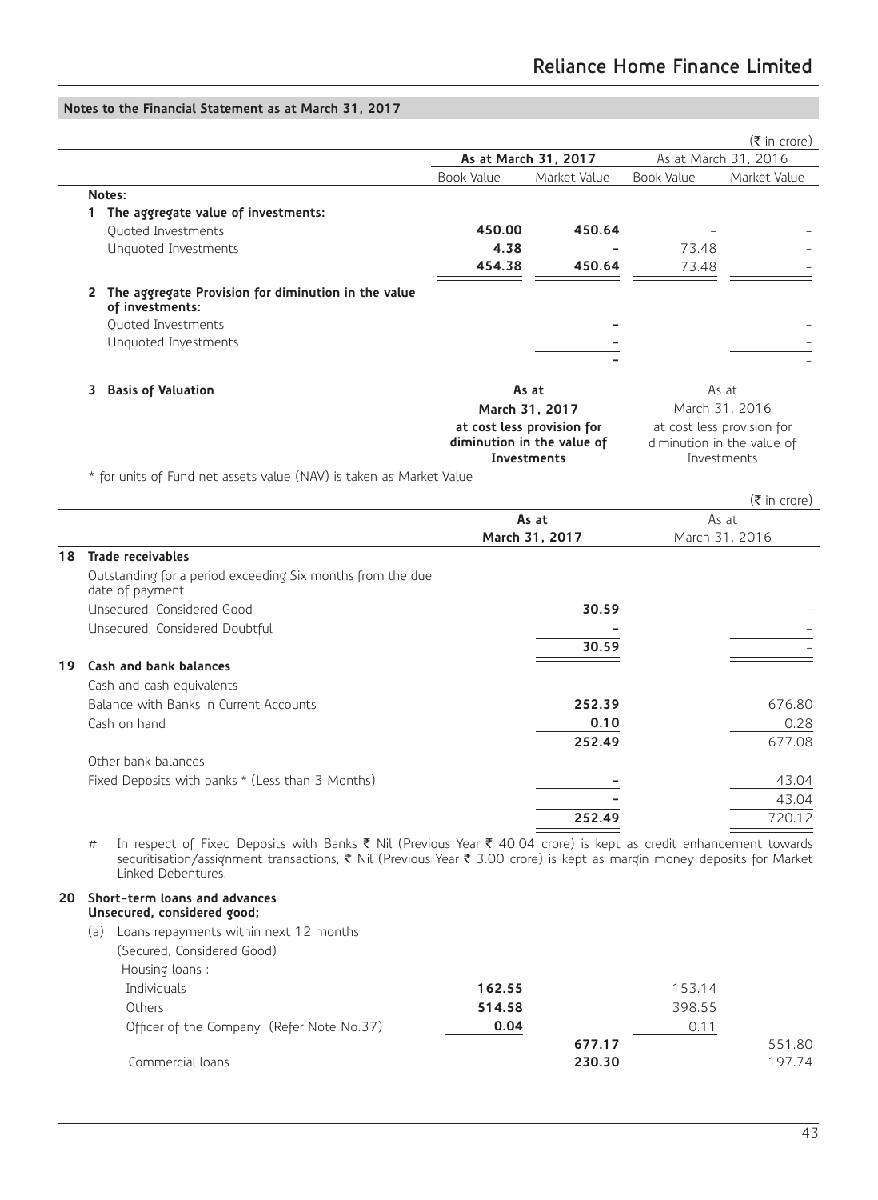## Notes to the Financial Statement as at March 31, 2017

(₹ in crore)

| | As at March 31, 2017 | | As at March 31, 2016 | |
|---|---|---|---|---|
| | Book Value | Market Value | Book Value | Market Value |
| **Notes:** | | | | |
| **1 The aggregate value of investments:** | | | | |
| Quoted Investments | **450.00** | **450.64** | - | - |
| Unquoted Investments | **4.38** | **-** | 73.48 | - |
| | **454.38** | **450.64** | 73.48 | - |
| **2 The aggregate Provision for diminution in the value of investments:** | | | | |
| Quoted Investments | | **-** | | - |
| Unquoted Investments | | **-** | | - |
| | | **-** | | - |

| | As at March 31, 2017 | As at March 31, 2016 |
|---|---|---|
| **3 Basis of Valuation** | **at cost less provision for diminution in the value of Investments** | at cost less provision for diminution in the value of Investments |

\* for units of Fund net assets value (NAV) is taken as Market Value

(₹ in crore)

| | | As at March 31, 2017 | | As at March 31, 2016 |
|---|---|---|---|---|
| **18** | **Trade receivables** | | | |
| | Outstanding for a period exceeding Six months from the due date of payment | | | |
| | Unsecured, Considered Good | | **30.59** | - |
| | Unsecured, Considered Doubtful | | **-** | - |
| | | | **30.59** | - |
| **19** | **Cash and bank balances** | | | |
| | Cash and cash equivalents | | | |
| | Balance with Banks in Current Accounts | | **252.39** | 676.80 |
| | Cash on hand | | **0.10** | 0.28 |
| | | | **252.49** | 677.08 |
| | Other bank balances | | | |
| | Fixed Deposits with banks # (Less than 3 Months) | | **-** | 43.04 |
| | | | **-** | 43.04 |
| | | | **252.49** | 720.12 |

\# In respect of Fixed Deposits with Banks ₹ Nil (Previous Year ₹ 40.04 crore) is kept as credit enhancement towards securitisation/assignment transactions, ₹ Nil (Previous Year ₹ 3.00 crore) is kept as margin money deposits for Market Linked Debentures.

| | | As at March 31, 2017 | | As at March 31, 2016 | |
|---|---|---|---|---|---|
| **20** | **Short-term loans and advances** **Unsecured, considered good;** | | | | |
| | (a) Loans repayments within next 12 months | | | | |
| | (Secured, Considered Good) | | | | |
| | Housing loans : | | | | |
| | Individuals | **162.55** | | 153.14 | |
| | Others | **514.58** | | 398.55 | |
| | Officer of the Company (Refer Note No.37) | **0.04** | | 0.11 | |
| | | | **677.17** | | 551.80 |
| | Commercial loans | | **230.30** | | 197.74 |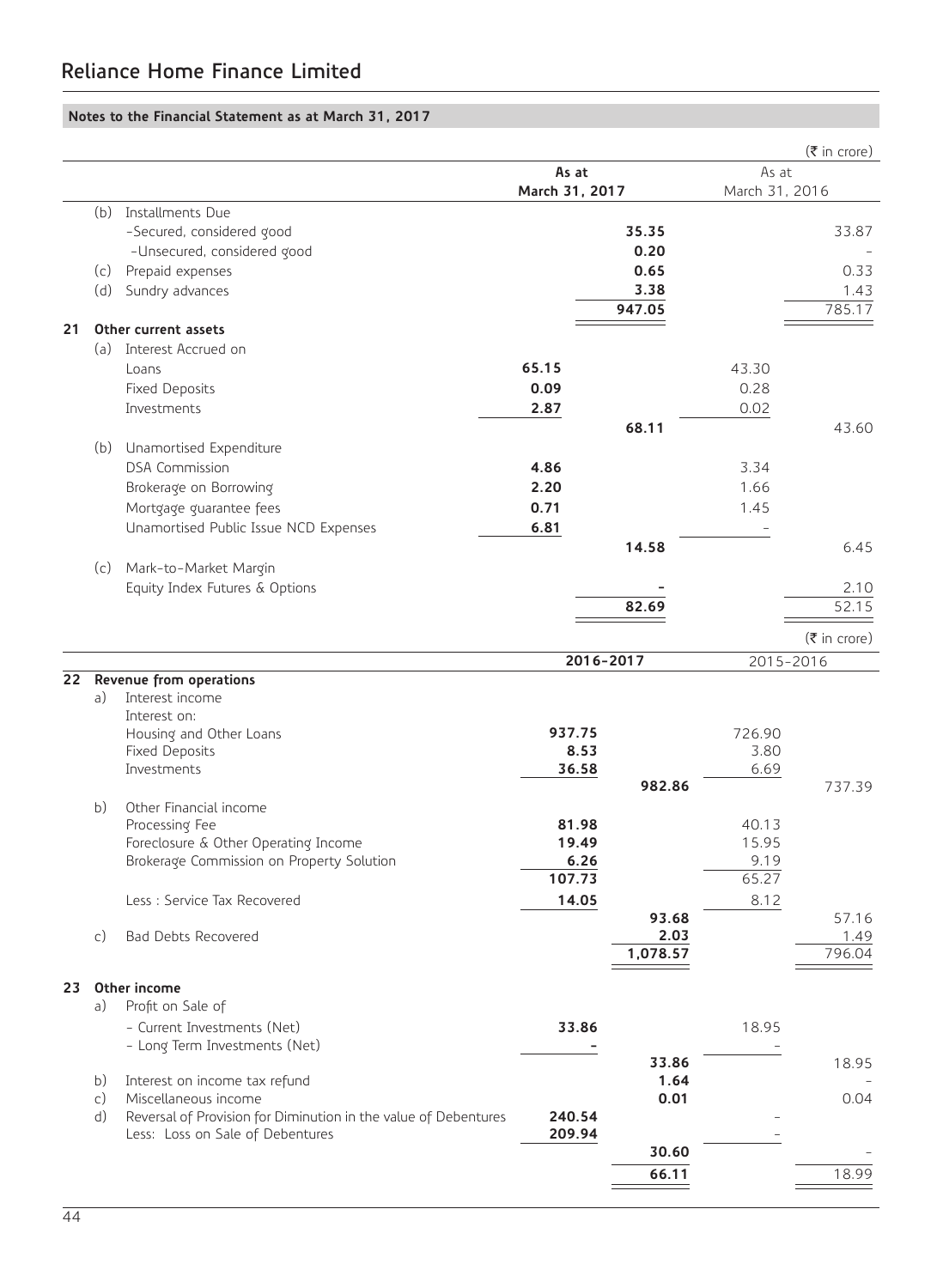## Notes to the Financial Statement as at March 31, 2017

(₹ in crore)

| | | | As at March 31, 2017 | | As at March 31, 2016 | |
|---|---|---|---|---|---|---|
| | (b) | Installments Due | | | | |
| | | -Secured, considered good | | **35.35** | | 33.87 |
| | | -Unsecured, considered good | | **0.20** | | - |
| | (c) | Prepaid expenses | | **0.65** | | 0.33 |
| | (d) | Sundry advances | | **3.38** | | 1.43 |
| | | | | **947.05** | | 785.17 |
| **21** | | **Other current assets** | | | | |
| | (a) | Interest Accrued on | | | | |
| | | Loans | **65.15** | | 43.30 | |
| | | Fixed Deposits | **0.09** | | 0.28 | |
| | | Investments | **2.87** | | 0.02 | |
| | | | | **68.11** | | 43.60 |
| | (b) | Unamortised Expenditure | | | | |
| | | DSA Commission | **4.86** | | 3.34 | |
| | | Brokerage on Borrowing | **2.20** | | 1.66 | |
| | | Mortgage guarantee fees | **0.71** | | 1.45 | |
| | | Unamortised Public Issue NCD Expenses | **6.81** | | - | |
| | | | | **14.58** | | 6.45 |
| | (c) | Mark-to-Market Margin | | | | |
| | | Equity Index Futures & Options | | **-** | | 2.10 |
| | | | | **82.69** | | 52.15 |

(₹ in crore)

| | | | 2016-2017 | | 2015-2016 | |
|---|---|---|---|---|---|---|
| **22** | | **Revenue from operations** | | | | |
| | a) | Interest income | | | | |
| | | Interest on: | | | | |
| | | Housing and Other Loans | **937.75** | | 726.90 | |
| | | Fixed Deposits | **8.53** | | 3.80 | |
| | | Investments | **36.58** | | 6.69 | |
| | | | | **982.86** | | 737.39 |
| | b) | Other Financial income | | | | |
| | | Processing Fee | **81.98** | | 40.13 | |
| | | Foreclosure & Other Operating Income | **19.49** | | 15.95 | |
| | | Brokerage Commission on Property Solution | **6.26** | | 9.19 | |
| | | | **107.73** | | 65.27 | |
| | | Less : Service Tax Recovered | **14.05** | | 8.12 | |
| | | | | **93.68** | | 57.16 |
| | c) | Bad Debts Recovered | | **2.03** | | 1.49 |
| | | | | **1,078.57** | | 796.04 |
| **23** | | **Other income** | | | | |
| | a) | Profit on Sale of | | | | |
| | | - Current Investments (Net) | **33.86** | | 18.95 | |
| | | - Long Term Investments (Net) | **-** | | - | |
| | | | | **33.86** | | 18.95 |
| | b) | Interest on income tax refund | | **1.64** | | - |
| | c) | Miscellaneous income | | **0.01** | | 0.04 |
| | d) | Reversal of Provision for Diminution in the value of Debentures | **240.54** | | - | |
| | | Less: Loss on Sale of Debentures | **209.94** | | - | |
| | | | | **30.60** | | - |
| | | | | **66.11** | | 18.99 |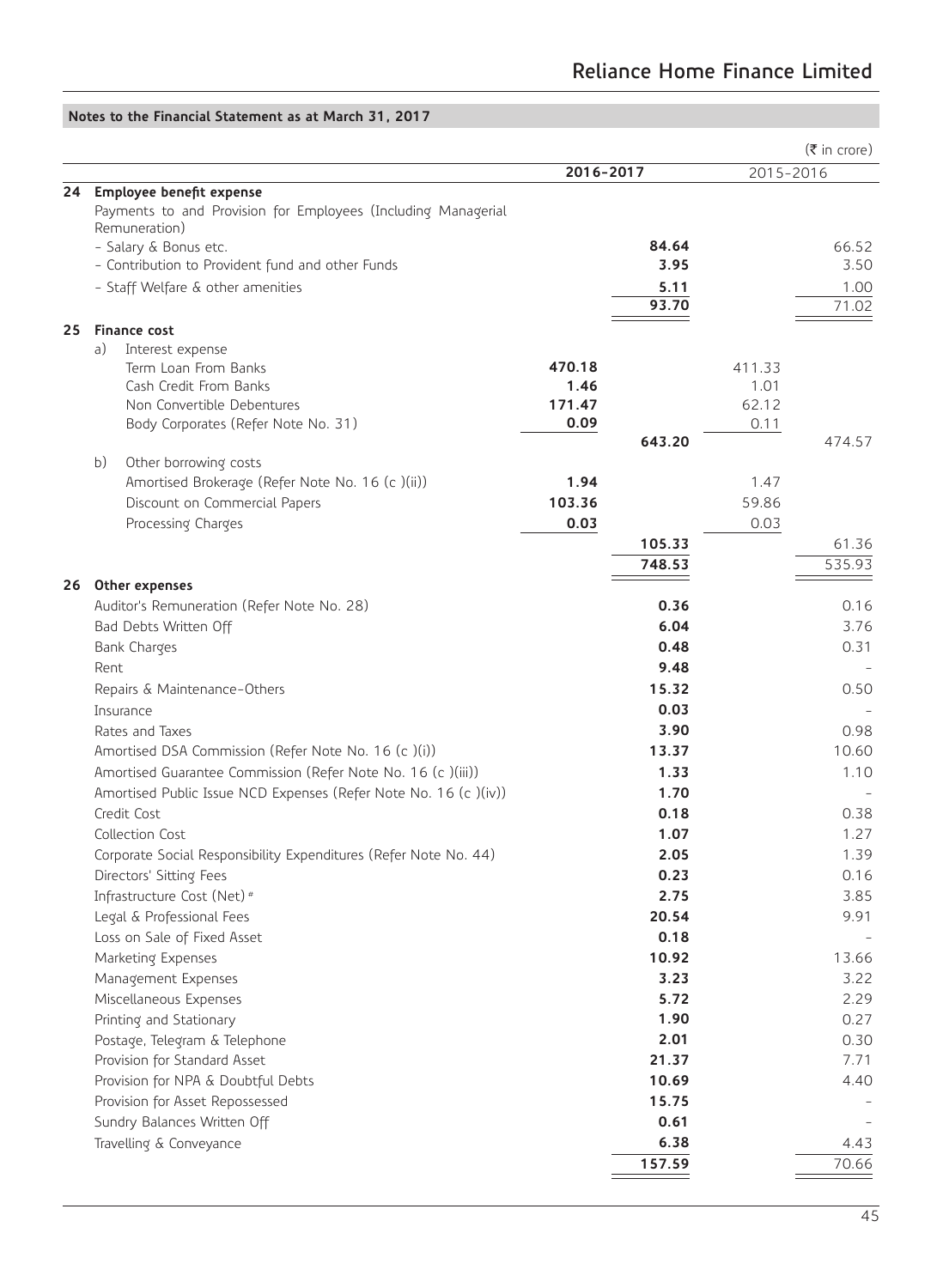## Notes to the Financial Statement as at March 31, 2017

(₹ in crore)

| | | 2016-2017 | | 2015-2016 | |
|---|---|---|---|---|---|
| **24** | **Employee benefit expense** | | | | |
| | Payments to and Provision for Employees (Including Managerial Remuneration) | | | | |
| | - Salary & Bonus etc. | | **84.64** | | 66.52 |
| | - Contribution to Provident fund and other Funds | | **3.95** | | 3.50 |
| | - Staff Welfare & other amenities | | **5.11** | | 1.00 |
| | | | **93.70** | | 71.02 |
| **25** | **Finance cost** | | | | |
| | a) Interest expense | | | | |
| | Term Loan From Banks | **470.18** | | 411.33 | |
| | Cash Credit From Banks | **1.46** | | 1.01 | |
| | Non Convertible Debentures | **171.47** | | 62.12 | |
| | Body Corporates (Refer Note No. 31) | **0.09** | | 0.11 | |
| | | | **643.20** | | 474.57 |
| | b) Other borrowing costs | | | | |
| | Amortised Brokerage (Refer Note No. 16 (c )(ii)) | **1.94** | | 1.47 | |
| | Discount on Commercial Papers | **103.36** | | 59.86 | |
| | Processing Charges | **0.03** | | 0.03 | |
| | | | **105.33** | | 61.36 |
| | | | **748.53** | | 535.93 |
| **26** | **Other expenses** | | | | |
| | Auditor's Remuneration (Refer Note No. 28) | | **0.36** | | 0.16 |
| | Bad Debts Written Off | | **6.04** | | 3.76 |
| | Bank Charges | | **0.48** | | 0.31 |
| | Rent | | **9.48** | | - |
| | Repairs & Maintenance-Others | | **15.32** | | 0.50 |
| | Insurance | | **0.03** | | - |
| | Rates and Taxes | | **3.90** | | 0.98 |
| | Amortised DSA Commission (Refer Note No. 16 (c )(i)) | | **13.37** | | 10.60 |
| | Amortised Guarantee Commission (Refer Note No. 16 (c )(iii)) | | **1.33** | | 1.10 |
| | Amortised Public Issue NCD Expenses (Refer Note No. 16 (c )(iv)) | | **1.70** | | - |
| | Credit Cost | | **0.18** | | 0.38 |
| | Collection Cost | | **1.07** | | 1.27 |
| | Corporate Social Responsibility Expenditures (Refer Note No. 44) | | **2.05** | | 1.39 |
| | Directors' Sitting Fees | | **0.23** | | 0.16 |
| | Infrastructure Cost (Net) # | | **2.75** | | 3.85 |
| | Legal & Professional Fees | | **20.54** | | 9.91 |
| | Loss on Sale of Fixed Asset | | **0.18** | | - |
| | Marketing Expenses | | **10.92** | | 13.66 |
| | Management Expenses | | **3.23** | | 3.22 |
| | Miscellaneous Expenses | | **5.72** | | 2.29 |
| | Printing and Stationary | | **1.90** | | 0.27 |
| | Postage, Telegram & Telephone | | **2.01** | | 0.30 |
| | Provision for Standard Asset | | **21.37** | | 7.71 |
| | Provision for NPA & Doubtful Debts | | **10.69** | | 4.40 |
| | Provision for Asset Repossessed | | **15.75** | | - |
| | Sundry Balances Written Off | | **0.61** | | - |
| | Travelling & Conveyance | | **6.38** | | 4.43 |
| | | | **157.59** | | 70.66 |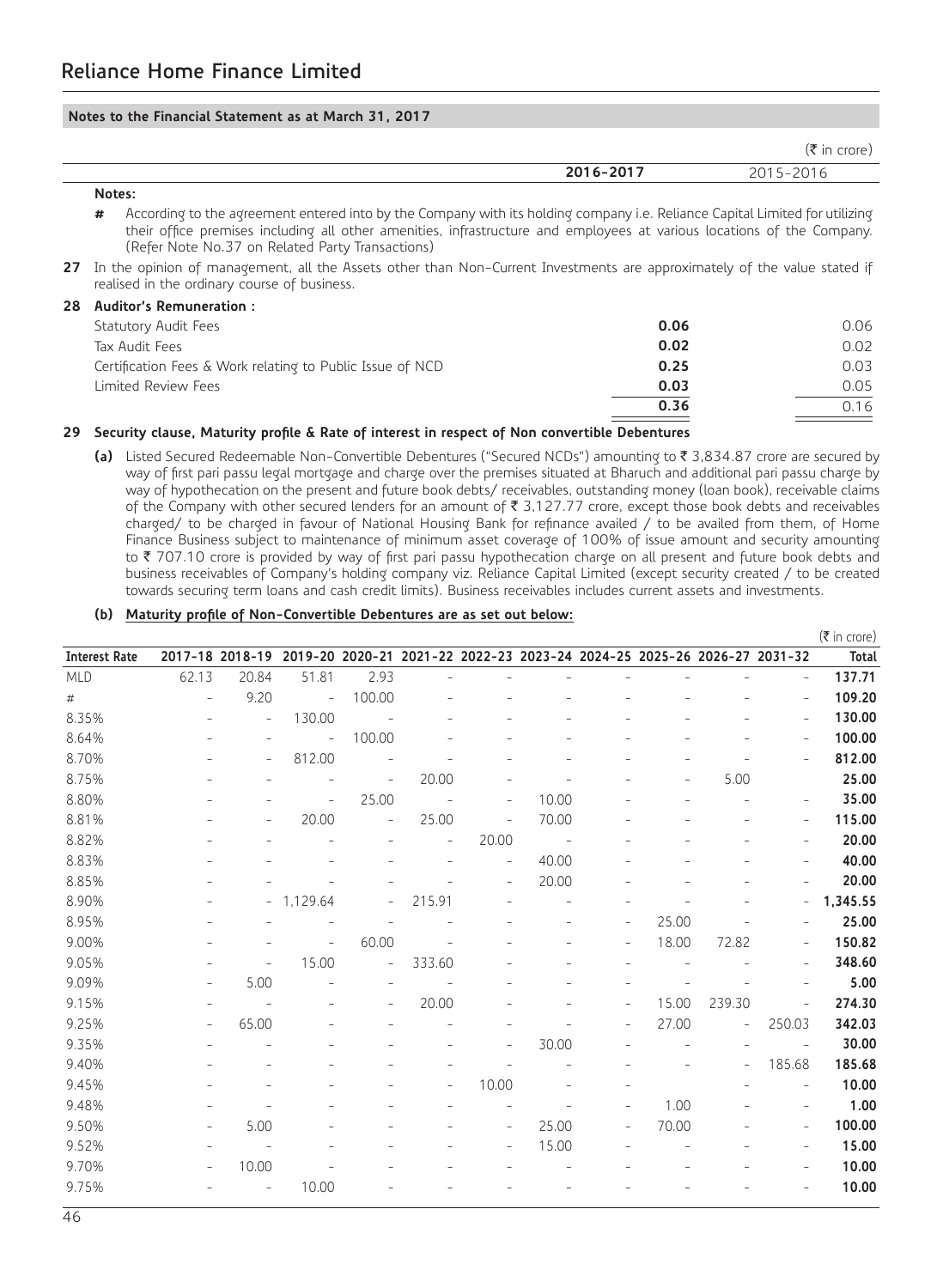# Reliance Home Finance Limited

**Notes to the Financial Statement as at March 31, 2017**

| | | (₹ in crore) |
|---|---|---|
| | **2016-2017** | 2015-2016 |

**Notes:**

**#** According to the agreement entered into by the Company with its holding company i.e. Reliance Capital Limited for utilizing their office premises including all other amenities, infrastructure and employees at various locations of the Company. (Refer Note No.37 on Related Party Transactions)

**27** In the opinion of management, all the Assets other than Non-Current Investments are approximately of the value stated if realised in the ordinary course of business.

**28 Auditor's Remuneration :**

| | 2016-2017 | 2015-2016 |
|---|---|---|
| Statutory Audit Fees | **0.06** | 0.06 |
| Tax Audit Fees | **0.02** | 0.02 |
| Certification Fees & Work relating to Public Issue of NCD | **0.25** | 0.03 |
| Limited Review Fees | **0.03** | 0.05 |
| | **0.36** | 0.16 |

**29 Security clause, Maturity profile & Rate of interest in respect of Non convertible Debentures**

**(a)** Listed Secured Redeemable Non-Convertible Debentures ("Secured NCDs") amounting to ₹ 3,834.87 crore are secured by way of first pari passu legal mortgage and charge over the premises situated at Bharuch and additional pari passu charge by way of hypothecation on the present and future book debts/ receivables, outstanding money (loan book), receivable claims of the Company with other secured lenders for an amount of ₹ 3,127.77 crore, except those book debts and receivables charged/ to be charged in favour of National Housing Bank for refinance availed / to be availed from them, of Home Finance Business subject to maintenance of minimum asset coverage of 100% of issue amount and security amounting to ₹ 707.10 crore is provided by way of first pari passu hypothecation charge on all present and future book debts and business receivables of Company's holding company viz. Reliance Capital Limited (except security created / to be created towards securing term loans and cash credit limits). Business receivables includes current assets and investments.

**(b) Maturity profile of Non-Convertible Debentures are as set out below:**

(₹ in crore)

| Interest Rate | 2017-18 | 2018-19 | 2019-20 | 2020-21 | 2021-22 | 2022-23 | 2023-24 | 2024-25 | 2025-26 | 2026-27 | 2031-32 | Total |
|---|---|---|---|---|---|---|---|---|---|---|---|---|
| MLD | 62.13 | 20.84 | 51.81 | 2.93 | - | - | - | - | - | - | - | **137.71** |
| # | - | 9.20 | - | 100.00 | - | - | - | - | - | - | - | **109.20** |
| 8.35% | - | - | 130.00 | - | - | - | - | - | - | - | - | **130.00** |
| 8.64% | - | - | - | 100.00 | - | - | - | - | - | - | - | **100.00** |
| 8.70% | - | - | 812.00 | - | - | - | - | - | - | - | - | **812.00** |
| 8.75% | - | - | - | - | 20.00 | - | - | - | - | 5.00 | | **25.00** |
| 8.80% | - | - | - | 25.00 | - | - | 10.00 | - | - | - | - | **35.00** |
| 8.81% | - | - | 20.00 | - | 25.00 | - | 70.00 | - | - | - | - | **115.00** |
| 8.82% | - | - | - | - | - | 20.00 | - | - | - | - | - | **20.00** |
| 8.83% | - | - | - | - | - | - | 40.00 | - | - | - | - | **40.00** |
| 8.85% | - | - | - | - | - | - | 20.00 | - | - | - | - | **20.00** |
| 8.90% | - | - | 1,129.64 | - | 215.91 | - | - | - | - | - | - | **1,345.55** |
| 8.95% | - | - | - | - | - | - | - | - | 25.00 | - | - | **25.00** |
| 9.00% | - | - | - | 60.00 | - | - | - | - | 18.00 | 72.82 | - | **150.82** |
| 9.05% | - | - | 15.00 | - | 333.60 | - | - | - | - | - | - | **348.60** |
| 9.09% | - | 5.00 | - | - | - | - | - | - | - | - | - | **5.00** |
| 9.15% | - | - | - | - | 20.00 | - | - | - | 15.00 | 239.30 | - | **274.30** |
| 9.25% | - | 65.00 | - | - | - | - | - | - | 27.00 | - | 250.03 | **342.03** |
| 9.35% | - | - | - | - | - | - | 30.00 | - | - | - | - | **30.00** |
| 9.40% | - | - | - | - | - | - | - | - | - | - | 185.68 | **185.68** |
| 9.45% | - | - | - | - | - | 10.00 | - | - | - | - | - | **10.00** |
| 9.48% | - | - | - | - | - | - | - | - | 1.00 | - | - | **1.00** |
| 9.50% | - | 5.00 | - | - | - | - | 25.00 | - | 70.00 | - | - | **100.00** |
| 9.52% | - | - | - | - | - | - | 15.00 | - | - | - | - | **15.00** |
| 9.70% | - | 10.00 | - | - | - | - | - | - | - | - | - | **10.00** |
| 9.75% | - | - | 10.00 | - | - | - | - | - | - | - | - | **10.00** |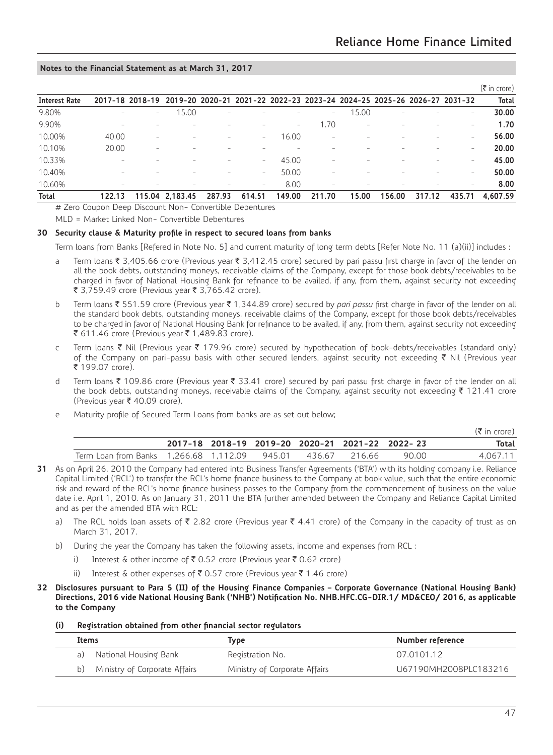**Notes to the Financial Statement as at March 31, 2017**

(₹ in crore)

| Interest Rate | 2017-18 | 2018-19 | 2019-20 | 2020-21 | 2021-22 | 2022-23 | 2023-24 | 2024-25 | 2025-26 | 2026-27 | 2031-32 | Total |
|---|---|---|---|---|---|---|---|---|---|---|---|---|
| 9.80% | - | - | 15.00 | - | - | - | - | 15.00 | - | - | - | **30.00** |
| 9.90% | - | - | - | - | - | - | 1.70 | - | - | - | - | **1.70** |
| 10.00% | 40.00 | - | - | - | - | 16.00 | - | - | - | - | - | **56.00** |
| 10.10% | 20.00 | - | - | - | - | - | - | - | - | - | - | **20.00** |
| 10.33% | - | - | - | - | - | 45.00 | - | - | - | - | - | **45.00** |
| 10.40% | - | - | - | - | - | 50.00 | - | - | - | - | - | **50.00** |
| 10.60% | - | - | - | - | - | 8.00 | - | - | - | - | - | **8.00** |
| **Total** | **122.13** | **115.04** | **2,183.45** | **287.93** | **614.51** | **149.00** | **211.70** | **15.00** | **156.00** | **317.12** | **435.71** | **4,607.59** |

# Zero Coupon Deep Discount Non- Convertible Debentures

MLD = Market Linked Non- Convertible Debentures

**30 Security clause & Maturity profile in respect to secured loans from banks**

Term loans from Banks [Refered in Note No. 5] and current maturity of long term debts [Refer Note No. 11 (a)(ii)] includes :

a Term loans ₹ 3,405.66 crore (Previous year ₹ 3,412.45 crore) secured by pari passu first charge in favor of the lender on all the book debts, outstanding moneys, receivable claims of the Company, except for those book debts/receivables to be charged in favor of National Housing Bank for refinance to be availed, if any, from them, against security not exceeding ₹ 3,759.49 crore (Previous year ₹ 3,765.42 crore).

b Term loans ₹ 551.59 crore (Previous year ₹ 1,344.89 crore) secured by *pari passu* first charge in favor of the lender on all the standard book debts, outstanding moneys, receivable claims of the Company, except for those book debts/receivables to be charged in favor of National Housing Bank for refinance to be availed, if any, from them, against security not exceeding ₹ 611.46 crore (Previous year ₹ 1,489.83 crore).

c Term loans ₹ Nil (Previous year ₹ 179.96 crore) secured by hypothecation of book-debts/receivables (standard only) of the Company on pari-passu basis with other secured lenders, against security not exceeding ₹ Nil (Previous year ₹ 199.07 crore).

d Term loans ₹ 109.86 crore (Previous year ₹ 33.41 crore) secured by pari passu first charge in favor of the lender on all the book debts, outstanding moneys, receivable claims of the Company, against security not exceeding ₹ 121.41 crore (Previous year ₹ 40.09 crore).

e Maturity profile of Secured Term Loans from banks are as set out below;

(₹ in crore)

| | 2017-18 | 2018-19 | 2019-20 | 2020-21 | 2021-22 | 2022- 23 | Total |
|---|---|---|---|---|---|---|---|
| Term Loan from Banks | 1,266.68 | 1,112.09 | 945.01 | 436.67 | 216.66 | 90.00 | 4,067.11 |

**31** As on April 26, 2010 the Company had entered into Business Transfer Agreements ('BTA') with its holding company i.e. Reliance Capital Limited ('RCL') to transfer the RCL's home finance business to the Company at book value, such that the entire economic risk and reward of the RCL's home finance business passes to the Company from the commencement of business on the value date i.e. April 1, 2010. As on January 31, 2011 the BTA further amended between the Company and Reliance Capital Limited and as per the amended BTA with RCL:

a) The RCL holds loan assets of ₹ 2.82 crore (Previous year ₹ 4.41 crore) of the Company in the capacity of trust as on March 31, 2017.

b) During the year the Company has taken the following assets, income and expenses from RCL :

i) Interest & other income of ₹ 0.52 crore (Previous year ₹ 0.62 crore)

ii) Interest & other expenses of ₹ 0.57 crore (Previous year ₹ 1.46 crore)

**32 Disclosures pursuant to Para 5 (II) of the Housing Finance Companies – Corporate Governance (National Housing Bank) Directions, 2016 vide National Housing Bank ('NHB') Notification No. NHB.HFC.CG-DIR.1/ MD&CEO/ 2016, as applicable to the Company**

**(i) Registration obtained from other financial sector regulators**

| Items | Type | Number reference |
|---|---|---|
| a) National Housing Bank | Registration No. | 07.0101.12 |
| b) Ministry of Corporate Affairs | Ministry of Corporate Affairs | U67190MH2008PLC183216 |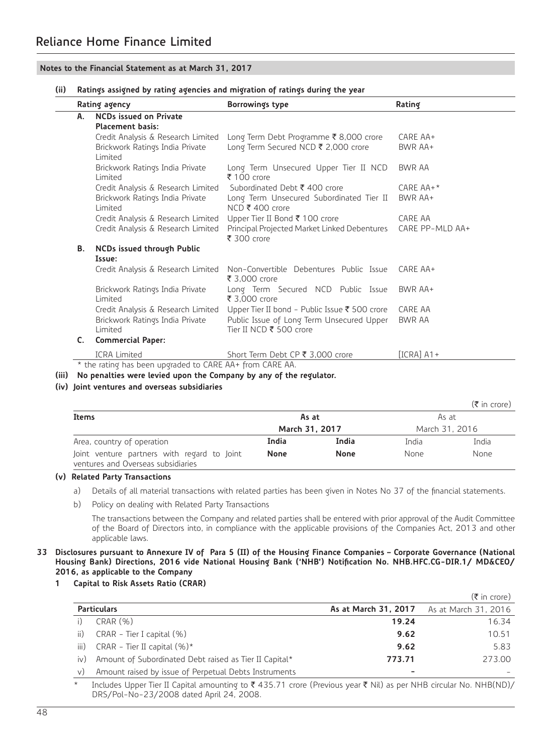**Notes to the Financial Statement as at March 31, 2017**

**(ii) Ratings assigned by rating agencies and migration of ratings during the year**

| | Rating agency | Borrowings type | Rating |
|---|---|---|---|
| **A.** | **NCDs issued on Private Placement basis:** | | |
| | Credit Analysis & Research Limited | Long Term Debt Programme ₹ 8,000 crore | CARE AA+ |
| | Brickwork Ratings India Private Limited | Long Term Secured NCD ₹ 2,000 crore | BWR AA+ |
| | Brickwork Ratings India Private Limited | Long Term Unsecured Upper Tier II NCD ₹ 100 crore | BWR AA |
| | Credit Analysis & Research Limited | Subordinated Debt ₹ 400 crore | CARE AA+* |
| | Brickwork Ratings India Private Limited | Long Term Unsecured Subordinated Tier II NCD ₹ 400 crore | BWR AA+ |
| | Credit Analysis & Research Limited | Upper Tier II Bond ₹ 100 crore | CARE AA |
| | Credit Analysis & Research Limited | Principal Projected Market Linked Debentures ₹ 300 crore | CARE PP-MLD AA+ |
| **B.** | **NCDs issued through Public Issue:** | | |
| | Credit Analysis & Research Limited | Non-Convertible Debentures Public Issue ₹ 3,000 crore | CARE AA+ |
| | Brickwork Ratings India Private Limited | Long Term Secured NCD Public Issue ₹ 3,000 crore | BWR AA+ |
| | Credit Analysis & Research Limited | Upper Tier II bond - Public Issue ₹ 500 crore | CARE AA |
| | Brickwork Ratings India Private Limited | Public Issue of Long Term Unsecured Upper Tier II NCD ₹ 500 crore | BWR AA |
| **C.** | **Commercial Paper:** | | |
| | ICRA Limited | Short Term Debt CP ₹ 3,000 crore | [ICRA] A1+ |

\* the rating has been upgraded to CARE AA+ from CARE AA.

**(iii) No penalties were levied upon the Company by any of the regulator.**

**(iv) Joint ventures and overseas subsidiaries**

(₹ in crore)

| Items | As at March 31, 2017 | | As at March 31, 2016 | |
|---|---|---|---|---|
| Area, country of operation | **India** | **India** | India | India |
| Joint venture partners with regard to Joint ventures and Overseas subsidiaries | **None** | **None** | None | None |

**(v) Related Party Transactions**

a) Details of all material transactions with related parties has been given in Notes No 37 of the financial statements.

b) Policy on dealing with Related Party Transactions

The transactions between the Company and related parties shall be entered with prior approval of the Audit Committee of the Board of Directors into, in compliance with the applicable provisions of the Companies Act, 2013 and other applicable laws.

**33 Disclosures pursuant to Annexure IV of Para 5 (II) of the Housing Finance Companies – Corporate Governance (National Housing Bank) Directions, 2016 vide National Housing Bank ('NHB') Notification No. NHB.HFC.CG-DIR.1/ MD&CEO/ 2016, as applicable to the Company**

**1 Capital to Risk Assets Ratio (CRAR)**

(₹ in crore)

| | Particulars | As at March 31, 2017 | As at March 31, 2016 |
|---|---|---|---|
| i) | CRAR (%) | **19.24** | 16.34 |
| ii) | CRAR - Tier I capital (%) | **9.62** | 10.51 |
| iii) | CRAR - Tier II capital (%)* | **9.62** | 5.83 |
| iv) | Amount of Subordinated Debt raised as Tier II Capital* | **773.71** | 273.00 |
| v) | Amount raised by issue of Perpetual Debts Instruments | **-** | - |

\* Includes Upper Tier II Capital amounting to ₹ 435.71 crore (Previous year ₹ Nil) as per NHB circular No. NHB(ND)/ DRS/Pol-No-23/2008 dated April 24, 2008.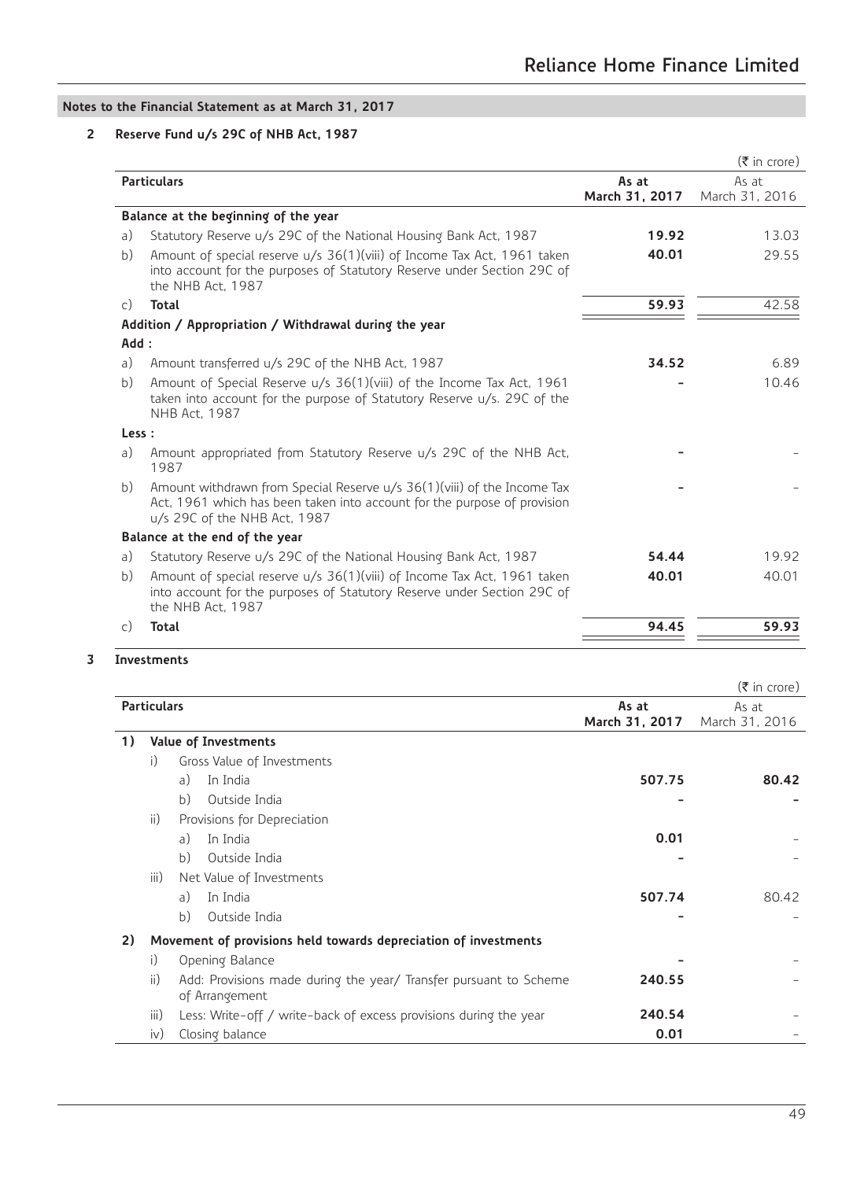## Notes to the Financial Statement as at March 31, 2017

### 2 Reserve Fund u/s 29C of NHB Act, 1987

(₹ in crore)

| | Particulars | As at March 31, 2017 | As at March 31, 2016 |
|---|---|---|---|
| | **Balance at the beginning of the year** | | |
| a) | Statutory Reserve u/s 29C of the National Housing Bank Act, 1987 | **19.92** | 13.03 |
| b) | Amount of special reserve u/s 36(1)(viii) of Income Tax Act, 1961 taken into account for the purposes of Statutory Reserve under Section 29C of the NHB Act, 1987 | **40.01** | 29.55 |
| c) | **Total** | **59.93** | 42.58 |
| | **Addition / Appropriation / Withdrawal during the year** | | |
| | **Add :** | | |
| a) | Amount transferred u/s 29C of the NHB Act, 1987 | **34.52** | 6.89 |
| b) | Amount of Special Reserve u/s 36(1)(viii) of the Income Tax Act, 1961 taken into account for the purpose of Statutory Reserve u/s. 29C of the NHB Act, 1987 | **-** | 10.46 |
| | **Less :** | | |
| a) | Amount appropriated from Statutory Reserve u/s 29C of the NHB Act, 1987 | **-** | - |
| b) | Amount withdrawn from Special Reserve u/s 36(1)(viii) of the Income Tax Act, 1961 which has been taken into account for the purpose of provision u/s 29C of the NHB Act, 1987 | **-** | - |
| | **Balance at the end of the year** | | |
| a) | Statutory Reserve u/s 29C of the National Housing Bank Act, 1987 | **54.44** | 19.92 |
| b) | Amount of special reserve u/s 36(1)(viii) of Income Tax Act, 1961 taken into account for the purposes of Statutory Reserve under Section 29C of the NHB Act, 1987 | **40.01** | 40.01 |
| c) | **Total** | **94.45** | **59.93** |

### 3 Investments

(₹ in crore)

| | Particulars | As at March 31, 2017 | As at March 31, 2016 |
|---|---|---|---|
| **1)** | **Value of Investments** | | |
| | i) Gross Value of Investments | | |
| | a) In India | **507.75** | **80.42** |
| | b) Outside India | **-** | **-** |
| | ii) Provisions for Depreciation | | |
| | a) In India | **0.01** | - |
| | b) Outside India | **-** | - |
| | iii) Net Value of Investments | | |
| | a) In India | **507.74** | 80.42 |
| | b) Outside India | **-** | - |
| **2)** | **Movement of provisions held towards depreciation of investments** | | |
| | i) Opening Balance | **-** | - |
| | ii) Add: Provisions made during the year/ Transfer pursuant to Scheme of Arrangement | **240.55** | - |
| | iii) Less: Write-off / write-back of excess provisions during the year | **240.54** | - |
| | iv) Closing balance | **0.01** | - |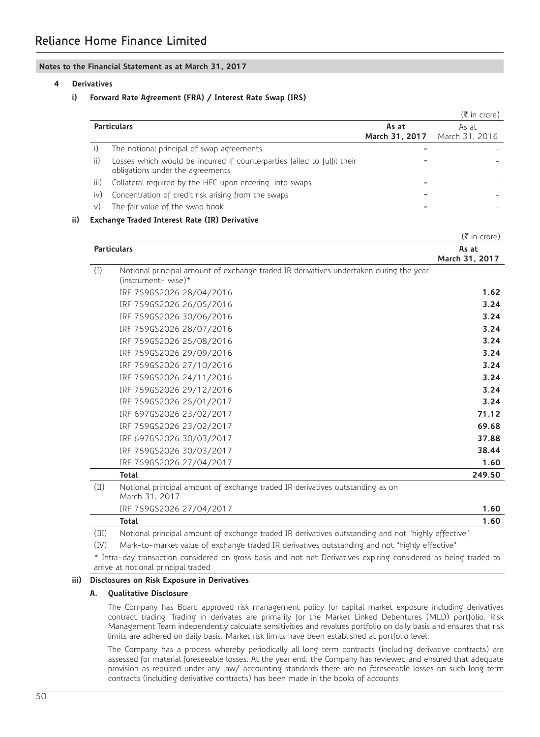# Reliance Home Finance Limited

## Notes to the Financial Statement as at March 31, 2017

### 4 Derivatives

#### i) Forward Rate Agreement (FRA) / Interest Rate Swap (IRS)

(₹ in crore)

| | Particulars | As at March 31, 2017 | As at March 31, 2016 |
|---|---|---|---|
| i) | The notional principal of swap agreements | - | - |
| ii) | Losses which would be incurred if counterparties failed to fulfil their obligations under the agreements | - | - |
| iii) | Collateral required by the HFC upon entering into swaps | - | - |
| iv) | Concentration of credit risk arising from the swaps | - | - |
| v) | The fair value of the swap book | - | - |

#### ii) Exchange Traded Interest Rate (IR) Derivative

(₹ in crore)

| | Particulars | As at March 31, 2017 |
|---|---|---|
| (I) | Notional principal amount of exchange traded IR derivatives undertaken during the year (instrument- wise)* | |
| | IRF 759GS2026 28/04/2016 | **1.62** |
| | IRF 759GS2026 26/05/2016 | **3.24** |
| | IRF 759GS2026 30/06/2016 | **3.24** |
| | IRF 759GS2026 28/07/2016 | **3.24** |
| | IRF 759GS2026 25/08/2016 | **3.24** |
| | IRF 759GS2026 29/09/2016 | **3.24** |
| | IRF 759GS2026 27/10/2016 | **3.24** |
| | IRF 759GS2026 24/11/2016 | **3.24** |
| | IRF 759GS2026 29/12/2016 | **3.24** |
| | IRF 759GS2026 25/01/2017 | **3.24** |
| | IRF 697GS2026 23/02/2017 | **71.12** |
| | IRF 759GS2026 23/02/2017 | **69.68** |
| | IRF 697GS2026 30/03/2017 | **37.88** |
| | IRF 759GS2026 30/03/2017 | **38.44** |
| | IRF 759GS2026 27/04/2017 | **1.60** |
| | **Total** | **249.50** |
| (II) | Notional principal amount of exchange traded IR derivatives outstanding as on March 31, 2017 | |
| | IRF 759GS2026 27/04/2017 | **1.60** |
| | **Total** | **1.60** |
| (III) | Notional principal amount of exchange traded IR derivatives outstanding and not "highly effective" | |
| (IV) | Mark-to-market value of exchange traded IR derivatives outstanding and not "highly effective" | |

* Intra-day transaction considered on gross basis and not net Derivatives expiring considered as being traded to arrive at notional principal traded

#### iii) Disclosures on Risk Exposure in Derivatives

**A. Qualitative Disclosure**

The Company has Board approved risk management policy for capital market exposure including derivatives contract trading. Trading in derivates are primarily for the Market Linked Debentures (MLD) portfolio. Risk Management Team independently calculate sensitivities and revalues portfolio on daily basis and ensures that risk limits are adhered on daily basis. Market risk limits have been established at portfolio level.

The Company has a process whereby periodically all long term contracts (including derivative contracts) are assessed for material foreseeable losses. At the year end, the Company has reviewed and ensured that adequate provision as required under any law/ accounting standards there are no foreseeable losses on such long term contracts (including derivative contracts) has been made in the books of accounts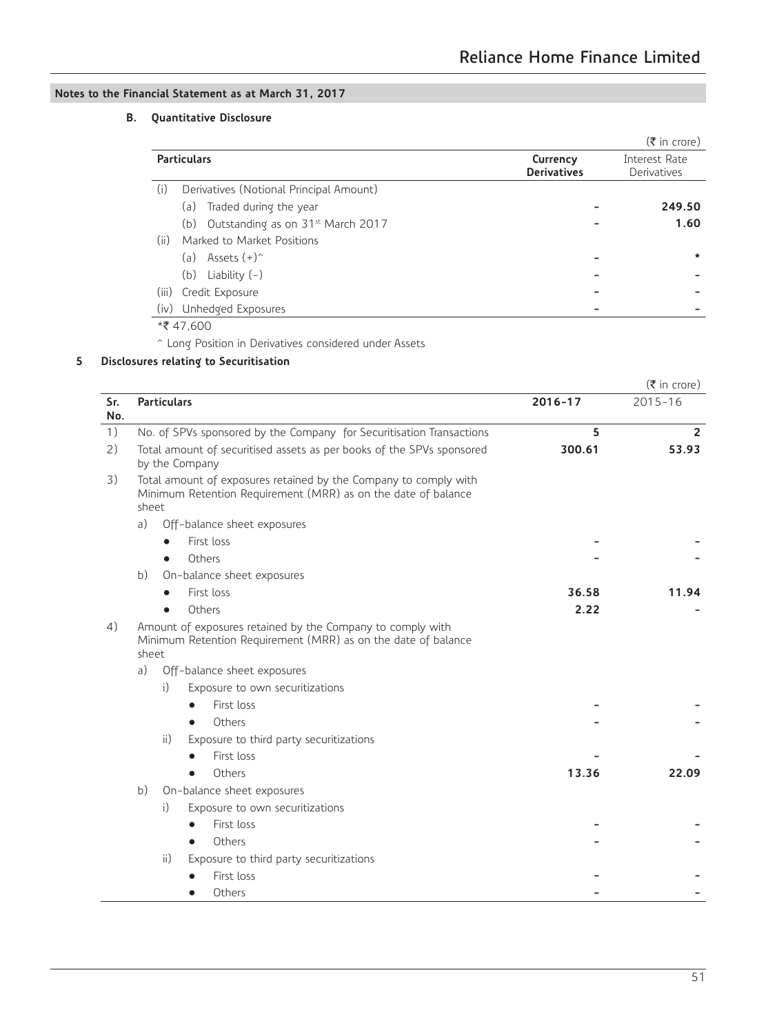## Notes to the Financial Statement as at March 31, 2017

### B. Quantitative Disclosure

(₹ in crore)

| Particulars | Currency Derivatives | Interest Rate Derivatives |
|---|---|---|
| (i) Derivatives (Notional Principal Amount) | | |
| (a) Traded during the year | - | **249.50** |
| (b) Outstanding as on 31st March 2017 | - | **1.60** |
| (ii) Marked to Market Positions | | |
| (a) Assets (+)^ | - | * |
| (b) Liability (-) | - | - |
| (iii) Credit Exposure | - | - |
| (iv) Unhedged Exposures | - | - |

*₹ 47,600

^ Long Position in Derivatives considered under Assets

### 5 Disclosures relating to Securitisation

(₹ in crore)

| Sr. No. | Particulars | 2016-17 | 2015-16 |
|---|---|---|---|
| 1) | No. of SPVs sponsored by the Company for Securitisation Transactions | **5** | **2** |
| 2) | Total amount of securitised assets as per books of the SPVs sponsored by the Company | **300.61** | **53.93** |
| 3) | Total amount of exposures retained by the Company to comply with Minimum Retention Requirement (MRR) as on the date of balance sheet | | |
| | a) Off-balance sheet exposures | | |
| | • First loss | - | - |
| | • Others | - | - |
| | b) On-balance sheet exposures | | |
| | • First loss | **36.58** | **11.94** |
| | • Others | **2.22** | - |
| 4) | Amount of exposures retained by the Company to comply with Minimum Retention Requirement (MRR) as on the date of balance sheet | | |
| | a) Off-balance sheet exposures | | |
| | i) Exposure to own securitizations | | |
| | • First loss | - | - |
| | • Others | - | - |
| | ii) Exposure to third party securitizations | | |
| | • First loss | - | - |
| | • Others | **13.36** | **22.09** |
| | b) On-balance sheet exposures | | |
| | i) Exposure to own securitizations | | |
| | • First loss | - | - |
| | • Others | - | - |
| | ii) Exposure to third party securitizations | | |
| | • First loss | - | - |
| | • Others | - | - |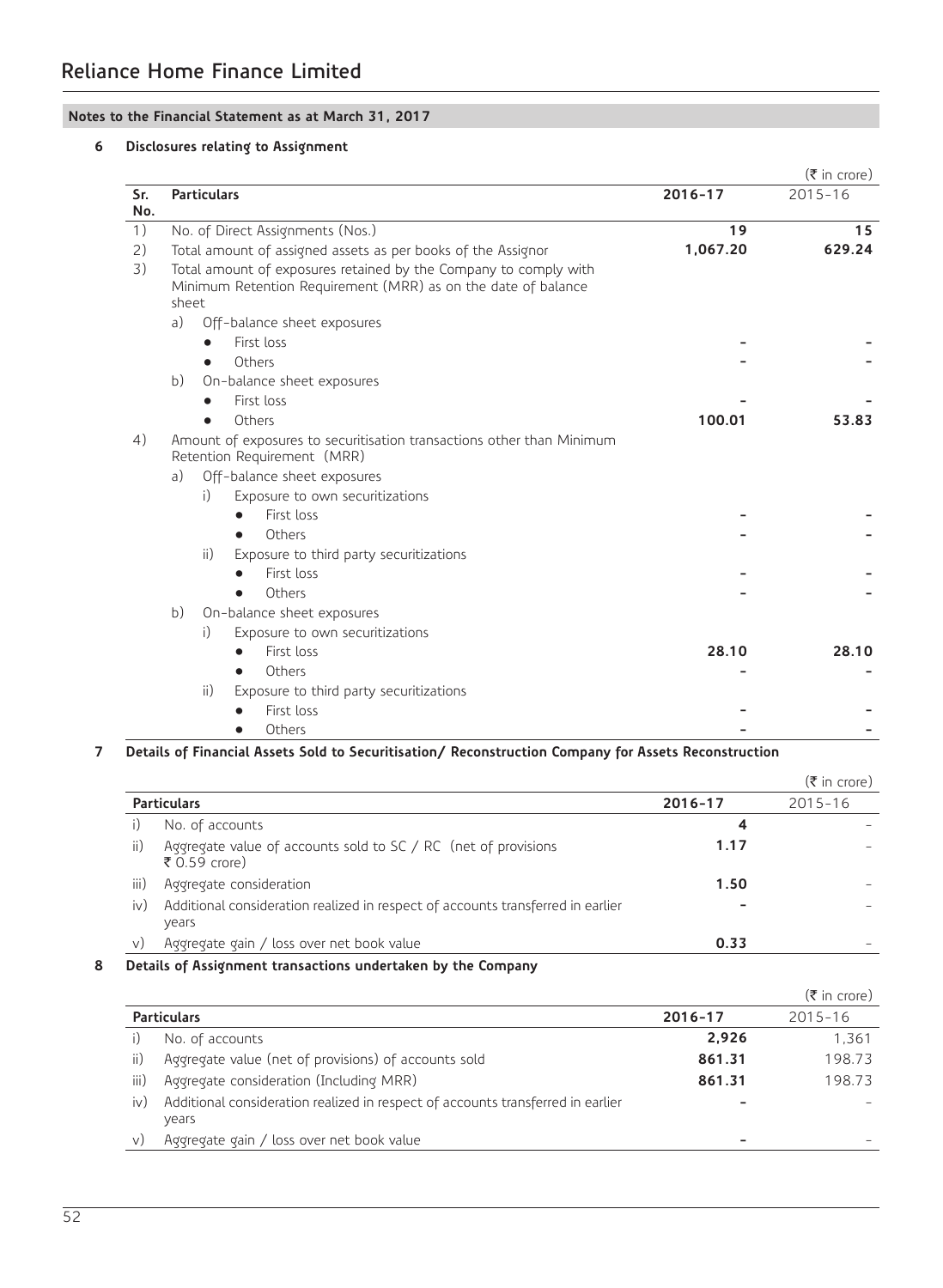## Notes to the Financial Statement as at March 31, 2017

### 6 Disclosures relating to Assignment

(₹ in crore)

| Sr. No. | Particulars | 2016-17 | 2015-16 |
|---|---|---|---|
| 1) | No. of Direct Assignments (Nos.) | **19** | **15** |
| 2) | Total amount of assigned assets as per books of the Assignor | **1,067.20** | **629.24** |
| 3) | Total amount of exposures retained by the Company to comply with Minimum Retention Requirement (MRR) as on the date of balance sheet | | |
| | a) Off-balance sheet exposures | | |
| | • First loss | - | - |
| | • Others | - | - |
| | b) On-balance sheet exposures | | |
| | • First loss | - | - |
| | • Others | **100.01** | **53.83** |
| 4) | Amount of exposures to securitisation transactions other than Minimum Retention Requirement (MRR) | | |
| | a) Off-balance sheet exposures | | |
| | i) Exposure to own securitizations | | |
| | • First loss | - | - |
| | • Others | - | - |
| | ii) Exposure to third party securitizations | | |
| | • First loss | - | - |
| | • Others | - | - |
| | b) On-balance sheet exposures | | |
| | i) Exposure to own securitizations | | |
| | • First loss | **28.10** | **28.10** |
| | • Others | - | - |
| | ii) Exposure to third party securitizations | | |
| | • First loss | - | - |
| | • Others | - | - |

### 7 Details of Financial Assets Sold to Securitisation/ Reconstruction Company for Assets Reconstruction

(₹ in crore)

| | Particulars | 2016-17 | 2015-16 |
|---|---|---|---|
| i) | No. of accounts | **4** | - |
| ii) | Aggregate value of accounts sold to SC / RC (net of provisions ₹ 0.59 crore) | **1.17** | - |
| iii) | Aggregate consideration | **1.50** | - |
| iv) | Additional consideration realized in respect of accounts transferred in earlier years | - | - |
| v) | Aggregate gain / loss over net book value | **0.33** | - |

### 8 Details of Assignment transactions undertaken by the Company

(₹ in crore)

| | Particulars | 2016-17 | 2015-16 |
|---|---|---|---|
| i) | No. of accounts | **2,926** | 1,361 |
| ii) | Aggregate value (net of provisions) of accounts sold | **861.31** | 198.73 |
| iii) | Aggregate consideration (Including MRR) | **861.31** | 198.73 |
| iv) | Additional consideration realized in respect of accounts transferred in earlier years | - | - |
| v) | Aggregate gain / loss over net book value | - | - |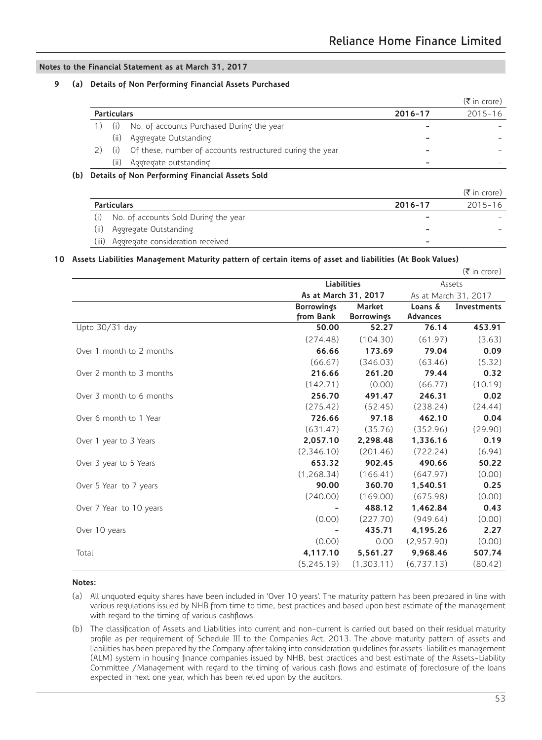### Notes to the Financial Statement as at March 31, 2017

**9 (a) Details of Non Performing Financial Assets Purchased**

(₹ in crore)

| Particulars | | | 2016-17 | 2015-16 |
|---|---|---|---|---|
| 1) | (i) | No. of accounts Purchased During the year | - | - |
| | (ii) | Aggregate Outstanding | - | - |
| 2) | (i) | Of these, number of accounts restructured during the year | - | - |
| | (ii) | Aggregate outstanding | - | - |

**(b) Details of Non Performing Financial Assets Sold**

(₹ in crore)

| Particulars | | 2016-17 | 2015-16 |
|---|---|---|---|
| (i) | No. of accounts Sold During the year | - | - |
| (ii) | Aggregate Outstanding | - | - |
| (iii) | Aggregate consideration received | - | - |

**10 Assets Liabilities Management Maturity pattern of certain items of asset and liabilities (At Book Values)**

(₹ in crore)

| | Liabilities | | Assets | |
|---|---|---|---|---|
| | As at March 31, 2017 | | As at March 31, 2017 | |
| | **Borrowings from Bank** | **Market Borrowings** | **Loans & Advances** | **Investments** |
| Upto 30/31 day | **50.00** | **52.27** | **76.14** | **453.91** |
| | (274.48) | (104.30) | (61.97) | (3.63) |
| Over 1 month to 2 months | **66.66** | **173.69** | **79.04** | **0.09** |
| | (66.67) | (346.03) | (63.46) | (5.32) |
| Over 2 month to 3 months | **216.66** | **261.20** | **79.44** | **0.32** |
| | (142.71) | (0.00) | (66.77) | (10.19) |
| Over 3 month to 6 months | **256.70** | **491.47** | **246.31** | **0.02** |
| | (275.42) | (52.45) | (238.24) | (24.44) |
| Over 6 month to 1 Year | **726.66** | **97.18** | **462.10** | **0.04** |
| | (631.47) | (35.76) | (352.96) | (29.90) |
| Over 1 year to 3 Years | **2,057.10** | **2,298.48** | **1,336.16** | **0.19** |
| | (2,346.10) | (201.46) | (722.24) | (6.94) |
| Over 3 year to 5 Years | **653.32** | **902.45** | **490.66** | **50.22** |
| | (1,268.34) | (166.41) | (647.97) | (0.00) |
| Over 5 Year to 7 years | **90.00** | **360.70** | **1,540.51** | **0.25** |
| | (240.00) | (169.00) | (675.98) | (0.00) |
| Over 7 Year to 10 years | **-** | **488.12** | **1,462.84** | **0.43** |
| | (0.00) | (227.70) | (949.64) | (0.00) |
| Over 10 years | **-** | **435.71** | **4,195.26** | **2.27** |
| | (0.00) | 0.00 | (2,957.90) | (0.00) |
| Total | **4,117.10** | **5,561.27** | **9,968.46** | **507.74** |
| | (5,245.19) | (1,303.11) | (6,737.13) | (80.42) |

**Notes:**

(a) All unquoted equity shares have been included in 'Over 10 years'. The maturity pattern has been prepared in line with various regulations issued by NHB from time to time, best practices and based upon best estimate of the management with regard to the timing of various cashflows.

(b) The classification of Assets and Liabilities into current and non-current is carried out based on their residual maturity profile as per requirement of Schedule III to the Companies Act, 2013. The above maturity pattern of assets and liabilities has been prepared by the Company after taking into consideration guidelines for assets-liabilities management (ALM) system in housing finance companies issued by NHB, best practices and best estimate of the Assets-Liability Committee /Management with regard to the timing of various cash flows and estimate of foreclosure of the loans expected in next one year, which has been relied upon by the auditors.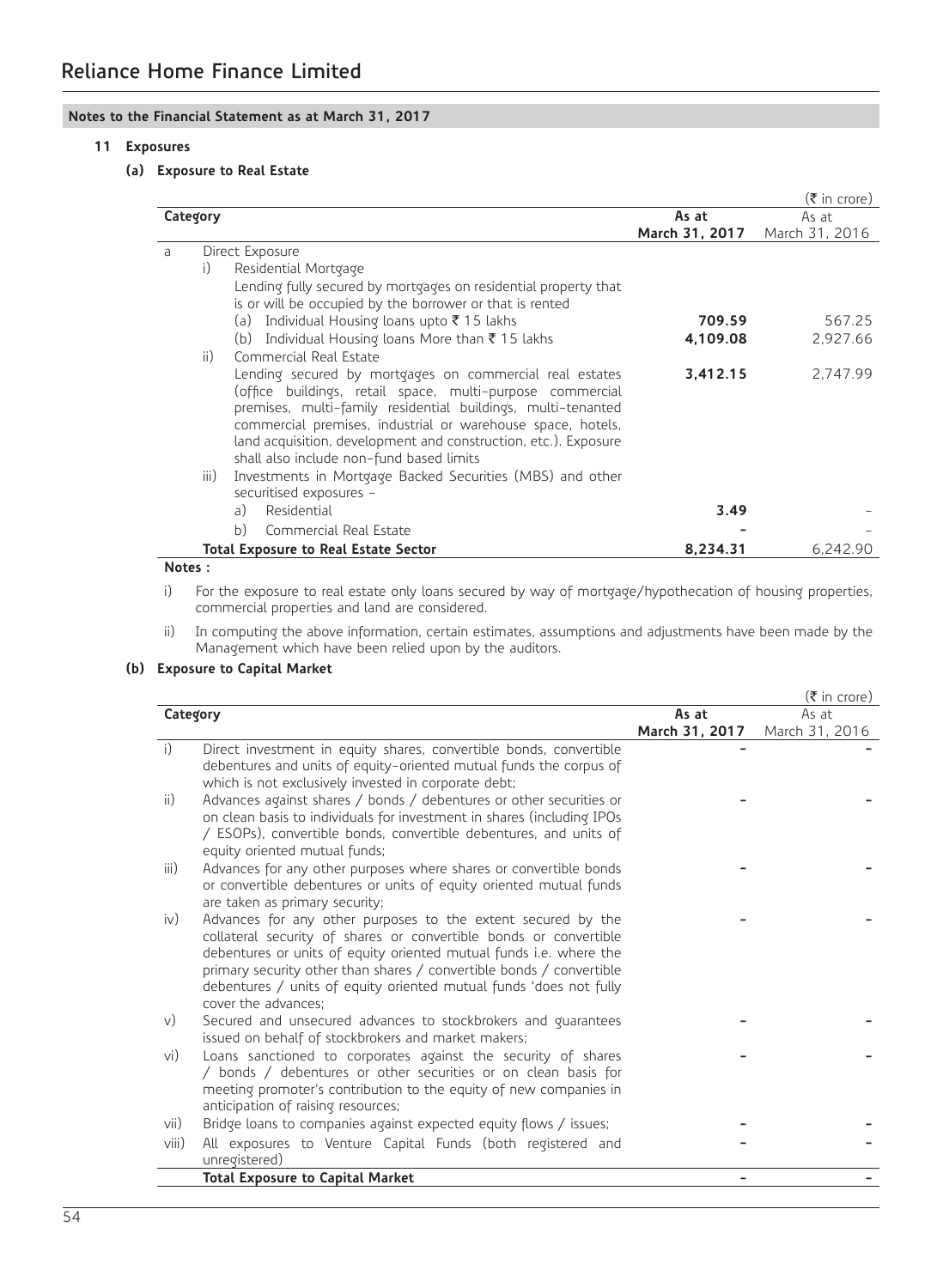# Reliance Home Finance Limited

## Notes to the Financial Statement as at March 31, 2017

### 11 Exposures

#### (a) Exposure to Real Estate

(₹ in crore)

| Category | | As at March 31, 2017 | As at March 31, 2016 |
|---|---|---|---|
| a | Direct Exposure | | |
| | i) Residential Mortgage | | |
| | Lending fully secured by mortgages on residential property that is or will be occupied by the borrower or that is rented | | |
| | (a) Individual Housing loans upto ₹ 15 lakhs | **709.59** | 567.25 |
| | (b) Individual Housing loans More than ₹ 15 lakhs | **4,109.08** | 2,927.66 |
| | ii) Commercial Real Estate | | |
| | Lending secured by mortgages on commercial real estates (office buildings, retail space, multi-purpose commercial premises, multi-family residential buildings, multi-tenanted commercial premises, industrial or warehouse space, hotels, land acquisition, development and construction, etc.). Exposure shall also include non-fund based limits | **3,412.15** | 2,747.99 |
| | iii) Investments in Mortgage Backed Securities (MBS) and other securitised exposures - | | |
| | a) Residential | **3.49** | - |
| | b) Commercial Real Estate | **-** | - |
| | **Total Exposure to Real Estate Sector** | **8,234.31** | 6,242.90 |

**Notes :**

i) For the exposure to real estate only loans secured by way of mortgage/hypothecation of housing properties, commercial properties and land are considered.

ii) In computing the above information, certain estimates, assumptions and adjustments have been made by the Management which have been relied upon by the auditors.

#### (b) Exposure to Capital Market

(₹ in crore)

| Category | | As at March 31, 2017 | As at March 31, 2016 |
|---|---|---|---|
| i) | Direct investment in equity shares, convertible bonds, convertible debentures and units of equity-oriented mutual funds the corpus of which is not exclusively invested in corporate debt; | **-** | **-** |
| ii) | Advances against shares / bonds / debentures or other securities or on clean basis to individuals for investment in shares (including IPOs / ESOPs), convertible bonds, convertible debentures, and units of equity oriented mutual funds; | **-** | **-** |
| iii) | Advances for any other purposes where shares or convertible bonds or convertible debentures or units of equity oriented mutual funds are taken as primary security; | **-** | **-** |
| iv) | Advances for any other purposes to the extent secured by the collateral security of shares or convertible bonds or convertible debentures or units of equity oriented mutual funds i.e. where the primary security other than shares / convertible bonds / convertible debentures / units of equity oriented mutual funds 'does not fully cover the advances; | **-** | **-** |
| v) | Secured and unsecured advances to stockbrokers and guarantees issued on behalf of stockbrokers and market makers; | **-** | **-** |
| vi) | Loans sanctioned to corporates against the security of shares / bonds / debentures or other securities or on clean basis for meeting promoter's contribution to the equity of new companies in anticipation of raising resources; | **-** | **-** |
| vii) | Bridge loans to companies against expected equity flows / issues; | **-** | **-** |
| viii) | All exposures to Venture Capital Funds (both registered and unregistered) | **-** | **-** |
| | **Total Exposure to Capital Market** | **-** | **-** |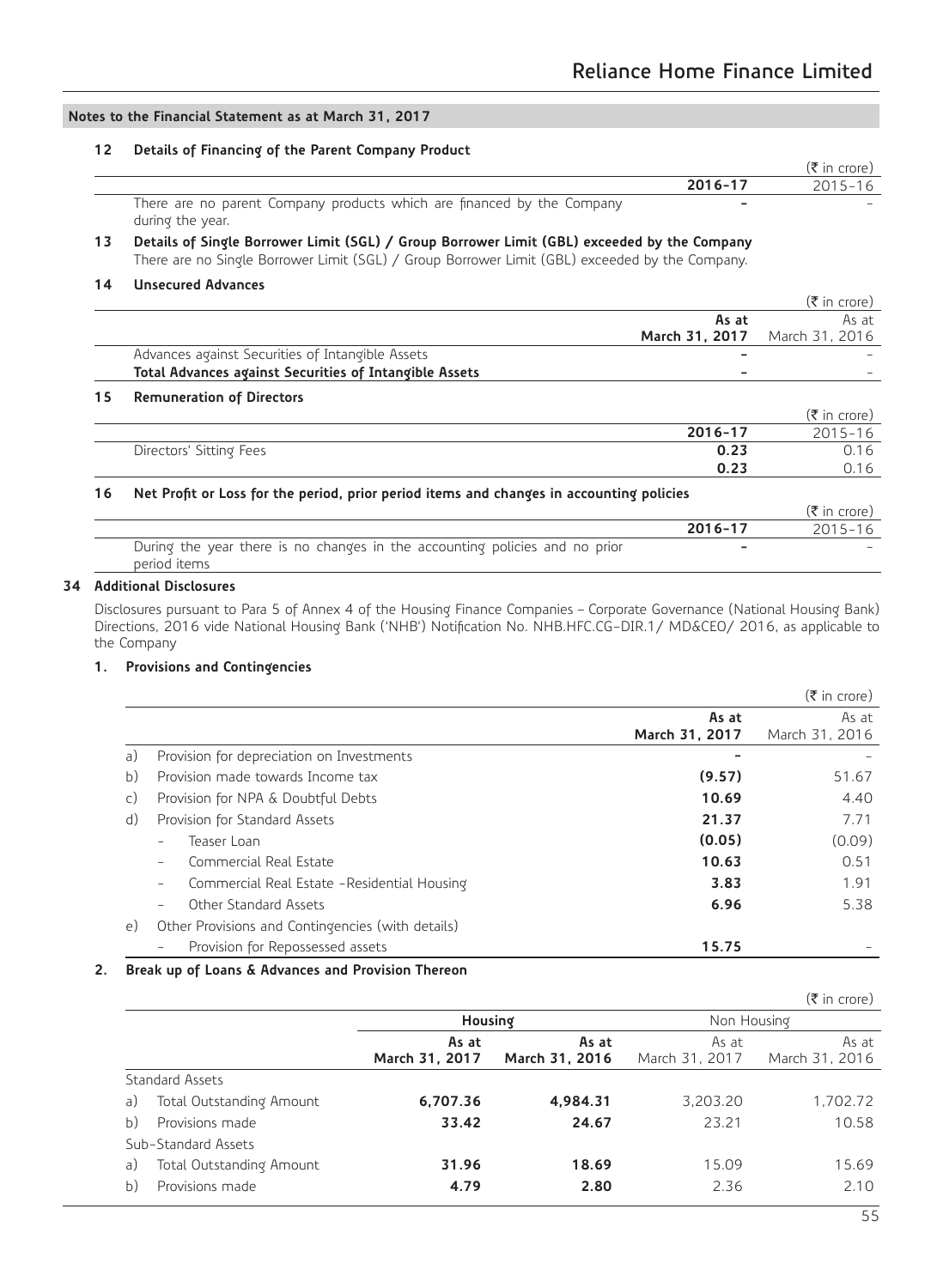## Notes to the Financial Statement as at March 31, 2017

### 12 Details of Financing of the Parent Company Product

(₹ in crore)

| | 2016-17 | 2015-16 |
|---|---|---|
| There are no parent Company products which are financed by the Company during the year. | - | - |

### 13 Details of Single Borrower Limit (SGL) / Group Borrower Limit (GBL) exceeded by the Company

There are no Single Borrower Limit (SGL) / Group Borrower Limit (GBL) exceeded by the Company.

### 14 Unsecured Advances

(₹ in crore)

| | As at March 31, 2017 | As at March 31, 2016 |
|---|---|---|
| Advances against Securities of Intangible Assets | - | - |
| **Total Advances against Securities of Intangible Assets** | - | - |

### 15 Remuneration of Directors

(₹ in crore)

| | 2016-17 | 2015-16 |
|---|---|---|
| Directors' Sitting Fees | 0.23 | 0.16 |
| | 0.23 | 0.16 |

### 16 Net Profit or Loss for the period, prior period items and changes in accounting policies

(₹ in crore)

| | 2016-17 | 2015-16 |
|---|---|---|
| During the year there is no changes in the accounting policies and no prior period items | - | - |

## 34 Additional Disclosures

Disclosures pursuant to Para 5 of Annex 4 of the Housing Finance Companies – Corporate Governance (National Housing Bank) Directions, 2016 vide National Housing Bank ('NHB') Notification No. NHB.HFC.CG-DIR.1/ MD&CEO/ 2016, as applicable to the Company

### 1. Provisions and Contingencies

(₹ in crore)

| | | As at March 31, 2017 | As at March 31, 2016 |
|---|---|---|---|
| a) | Provision for depreciation on Investments | - | - |
| b) | Provision made towards Income tax | (9.57) | 51.67 |
| c) | Provision for NPA & Doubtful Debts | 10.69 | 4.40 |
| d) | Provision for Standard Assets | 21.37 | 7.71 |
| | - Teaser Loan | (0.05) | (0.09) |
| | - Commercial Real Estate | 10.63 | 0.51 |
| | - Commercial Real Estate -Residential Housing | 3.83 | 1.91 |
| | - Other Standard Assets | 6.96 | 5.38 |
| e) | Other Provisions and Contingencies (with details) | | |
| | - Provision for Repossessed assets | 15.75 | - |

### 2. Break up of Loans & Advances and Provision Thereon

(₹ in crore)

| | | Housing | | Non Housing | |
|---|---|---|---|---|---|
| | | As at March 31, 2017 | As at March 31, 2016 | As at March 31, 2017 | As at March 31, 2016 |
| Standard Assets | | | | | |
| a) | Total Outstanding Amount | 6,707.36 | 4,984.31 | 3,203.20 | 1,702.72 |
| b) | Provisions made | 33.42 | 24.67 | 23.21 | 10.58 |
| Sub-Standard Assets | | | | | |
| a) | Total Outstanding Amount | 31.96 | 18.69 | 15.09 | 15.69 |
| b) | Provisions made | 4.79 | 2.80 | 2.36 | 2.10 |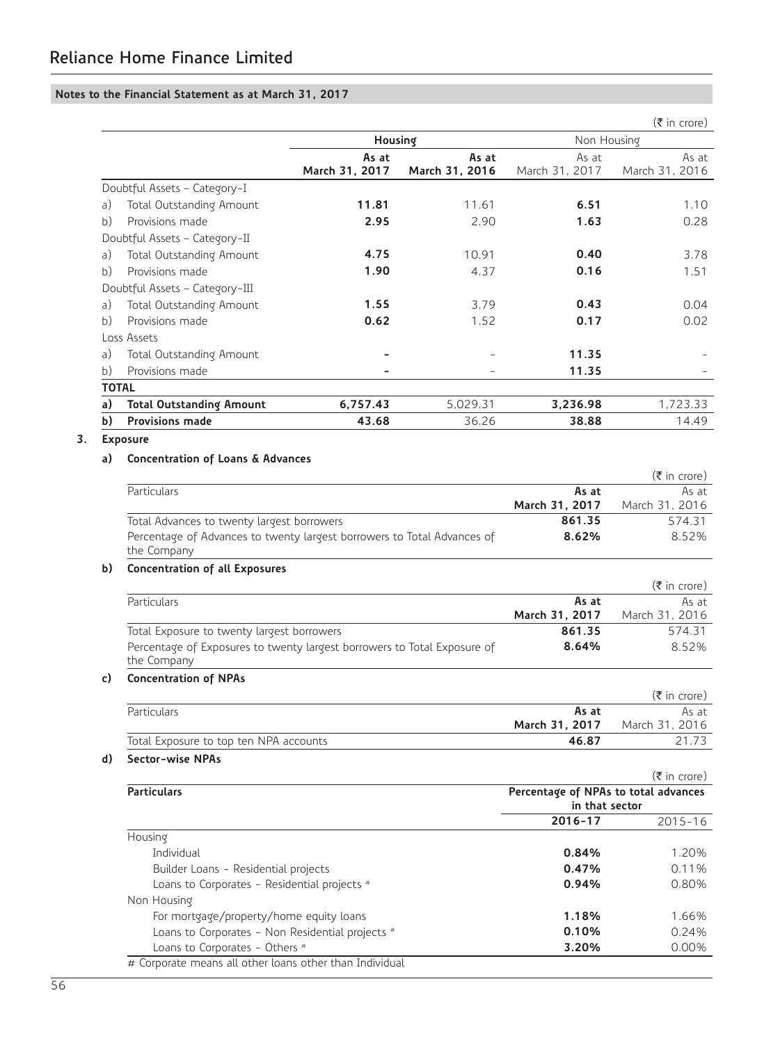## Notes to the Financial Statement as at March 31, 2017

(₹ in crore)

| | | Housing | | Non Housing | |
|---|---|---|---|---|---|
| | | **As at March 31, 2017** | **As at March 31, 2016** | As at March 31, 2017 | As at March 31, 2016 |
| | Doubtful Assets – Category-I | | | | |
| a) | Total Outstanding Amount | **11.81** | 11.61 | **6.51** | 1.10 |
| b) | Provisions made | **2.95** | 2.90 | **1.63** | 0.28 |
| | Doubtful Assets – Category-II | | | | |
| a) | Total Outstanding Amount | **4.75** | 10.91 | **0.40** | 3.78 |
| b) | Provisions made | **1.90** | 4.37 | **0.16** | 1.51 |
| | Doubtful Assets – Category-III | | | | |
| a) | Total Outstanding Amount | **1.55** | 3.79 | **0.43** | 0.04 |
| b) | Provisions made | **0.62** | 1.52 | **0.17** | 0.02 |
| | Loss Assets | | | | |
| a) | Total Outstanding Amount | **-** | - | **11.35** | - |
| b) | Provisions made | **-** | - | **11.35** | - |
| **TOTAL** | | | | | |
| **a)** | **Total Outstanding Amount** | **6,757.43** | 5,029.31 | **3,236.98** | 1,723.33 |
| **b)** | **Provisions made** | **43.68** | 36.26 | **38.88** | 14.49 |

3. **Exposure**

a) **Concentration of Loans & Advances**

(₹ in crore)

| Particulars | **As at March 31, 2017** | As at March 31, 2016 |
|---|---|---|
| Total Advances to twenty largest borrowers | **861.35** | 574.31 |
| Percentage of Advances to twenty largest borrowers to Total Advances of the Company | **8.62%** | 8.52% |

b) **Concentration of all Exposures**

(₹ in crore)

| Particulars | **As at March 31, 2017** | As at March 31, 2016 |
|---|---|---|
| Total Exposure to twenty largest borrowers | **861.35** | 574.31 |
| Percentage of Exposures to twenty largest borrowers to Total Exposure of the Company | **8.64%** | 8.52% |

c) **Concentration of NPAs**

(₹ in crore)

| Particulars | **As at March 31, 2017** | As at March 31, 2016 |
|---|---|---|
| Total Exposure to top ten NPA accounts | **46.87** | 21.73 |

d) **Sector-wise NPAs**

(₹ in crore)

| **Particulars** | **Percentage of NPAs to total advances in that sector** | |
|---|---|---|
| | **2016-17** | 2015-16 |
| Housing | | |
| Individual | **0.84%** | 1.20% |
| Builder Loans - Residential projects | **0.47%** | 0.11% |
| Loans to Corporates - Residential projects # | **0.94%** | 0.80% |
| Non Housing | | |
| For mortgage/property/home equity loans | **1.18%** | 1.66% |
| Loans to Corporates - Non Residential projects # | **0.10%** | 0.24% |
| Loans to Corporates - Others # | **3.20%** | 0.00% |

# Corporate means all other loans other than Individual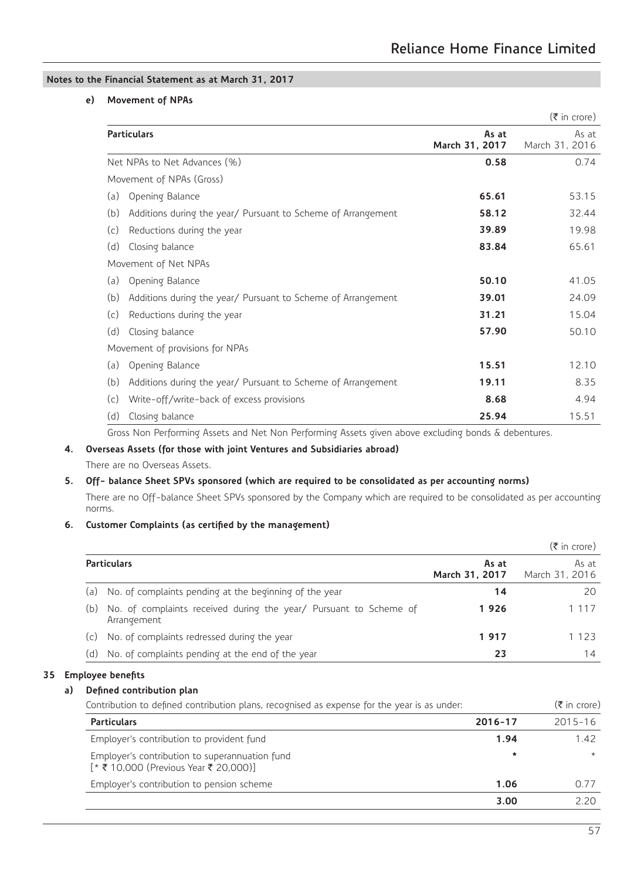## Notes to the Financial Statement as at March 31, 2017

**e) Movement of NPAs**

(₹ in crore)

| Particulars | As at March 31, 2017 | As at March 31, 2016 |
|---|---|---|
| Net NPAs to Net Advances (%) | **0.58** | 0.74 |
| Movement of NPAs (Gross) | | |
| (a) Opening Balance | **65.61** | 53.15 |
| (b) Additions during the year/ Pursuant to Scheme of Arrangement | **58.12** | 32.44 |
| (c) Reductions during the year | **39.89** | 19.98 |
| (d) Closing balance | **83.84** | 65.61 |
| Movement of Net NPAs | | |
| (a) Opening Balance | **50.10** | 41.05 |
| (b) Additions during the year/ Pursuant to Scheme of Arrangement | **39.01** | 24.09 |
| (c) Reductions during the year | **31.21** | 15.04 |
| (d) Closing balance | **57.90** | 50.10 |
| Movement of provisions for NPAs | | |
| (a) Opening Balance | **15.51** | 12.10 |
| (b) Additions during the year/ Pursuant to Scheme of Arrangement | **19.11** | 8.35 |
| (c) Write-off/write-back of excess provisions | **8.68** | 4.94 |
| (d) Closing balance | **25.94** | 15.51 |

Gross Non Performing Assets and Net Non Performing Assets given above excluding bonds & debentures.

**4. Overseas Assets (for those with joint Ventures and Subsidiaries abroad)**

There are no Overseas Assets.

**5. Off- balance Sheet SPVs sponsored (which are required to be consolidated as per accounting norms)**

There are no Off-balance Sheet SPVs sponsored by the Company which are required to be consolidated as per accounting norms.

**6. Customer Complaints (as certified by the management)**

(₹ in crore)

| Particulars | As at March 31, 2017 | As at March 31, 2016 |
|---|---|---|
| (a) No. of complaints pending at the beginning of the year | **14** | 20 |
| (b) No. of complaints received during the year/ Pursuant to Scheme of Arrangement | **1 926** | 1 117 |
| (c) No. of complaints redressed during the year | **1 917** | 1 123 |
| (d) No. of complaints pending at the end of the year | **23** | 14 |

**35 Employee benefits**

**a) Defined contribution plan**

Contribution to defined contribution plans, recognised as expense for the year is as under: (₹ in crore)

| Particulars | 2016-17 | 2015-16 |
|---|---|---|
| Employer's contribution to provident fund | **1.94** | 1.42 |
| Employer's contribution to superannuation fund [* ₹ 10,000 (Previous Year ₹ 20,000)] | * | * |
| Employer's contribution to pension scheme | **1.06** | 0.77 |
| | **3.00** | 2.20 |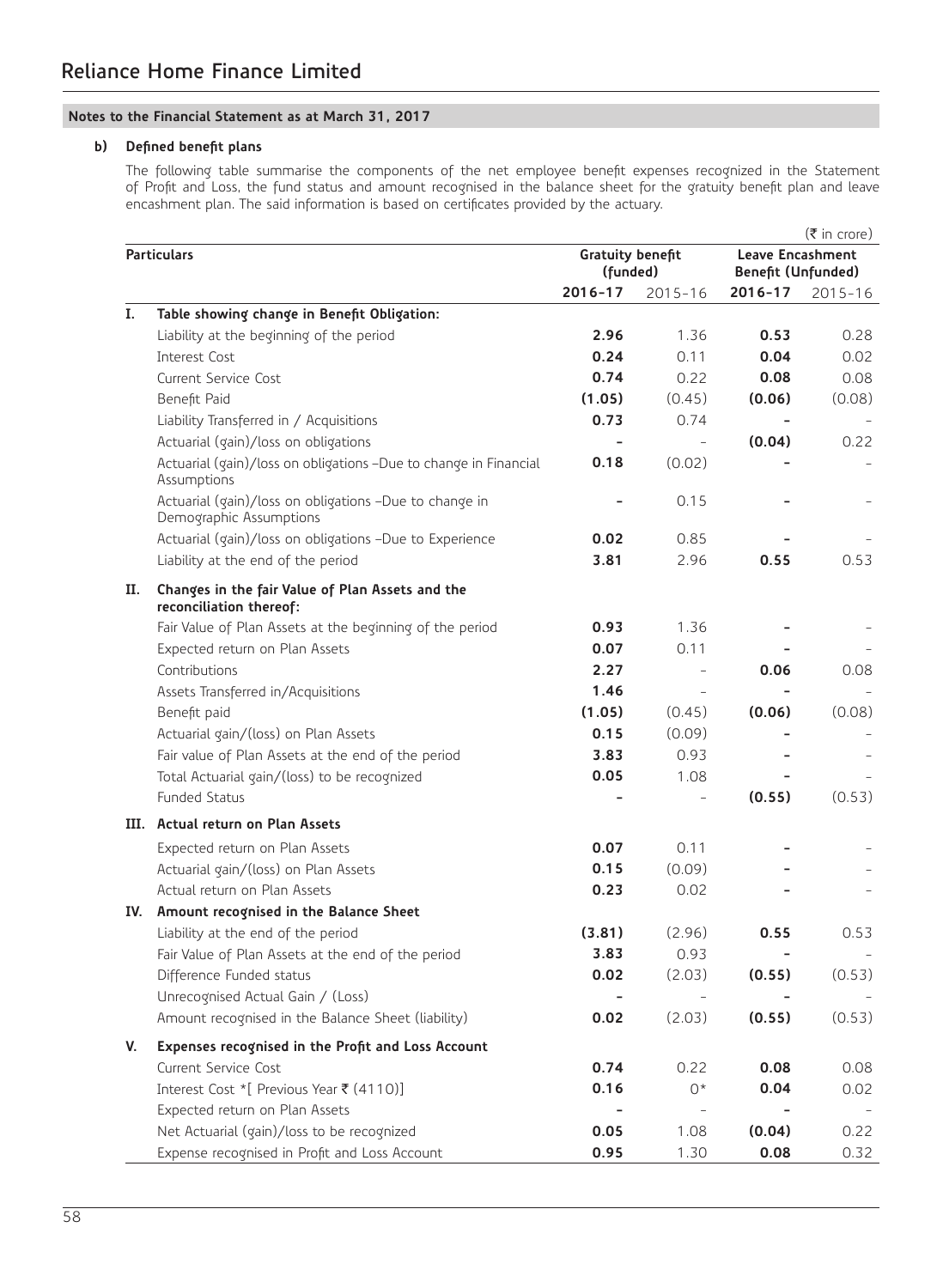## Notes to the Financial Statement as at March 31, 2017

### b) Defined benefit plans

The following table summarise the components of the net employee benefit expenses recognized in the Statement of Profit and Loss, the fund status and amount recognised in the balance sheet for the gratuity benefit plan and leave encashment plan. The said information is based on certificates provided by the actuary.

(₹ in crore)

| | Particulars | Gratuity benefit (funded) | | Leave Encashment Benefit (Unfunded) | |
|---|---|---|---|---|---|
| | | **2016-17** | 2015-16 | **2016-17** | 2015-16 |
| **I.** | **Table showing change in Benefit Obligation:** | | | | |
| | Liability at the beginning of the period | **2.96** | 1.36 | **0.53** | 0.28 |
| | Interest Cost | **0.24** | 0.11 | **0.04** | 0.02 |
| | Current Service Cost | **0.74** | 0.22 | **0.08** | 0.08 |
| | Benefit Paid | **(1.05)** | (0.45) | **(0.06)** | (0.08) |
| | Liability Transferred in / Acquisitions | **0.73** | 0.74 | **-** | - |
| | Actuarial (gain)/loss on obligations | **-** | - | **(0.04)** | 0.22 |
| | Actuarial (gain)/loss on obligations –Due to change in Financial Assumptions | **0.18** | (0.02) | **-** | - |
| | Actuarial (gain)/loss on obligations –Due to change in Demographic Assumptions | **-** | 0.15 | **-** | - |
| | Actuarial (gain)/loss on obligations –Due to Experience | **0.02** | 0.85 | **-** | - |
| | Liability at the end of the period | **3.81** | 2.96 | **0.55** | 0.53 |
| **II.** | **Changes in the fair Value of Plan Assets and the reconciliation thereof:** | | | | |
| | Fair Value of Plan Assets at the beginning of the period | **0.93** | 1.36 | **-** | - |
| | Expected return on Plan Assets | **0.07** | 0.11 | **-** | - |
| | Contributions | **2.27** | - | **0.06** | 0.08 |
| | Assets Transferred in/Acquisitions | **1.46** | - | **-** | - |
| | Benefit paid | **(1.05)** | (0.45) | **(0.06)** | (0.08) |
| | Actuarial gain/(loss) on Plan Assets | **0.15** | (0.09) | **-** | - |
| | Fair value of Plan Assets at the end of the period | **3.83** | 0.93 | **-** | - |
| | Total Actuarial gain/(loss) to be recognized | **0.05** | 1.08 | **-** | - |
| | Funded Status | **-** | - | **(0.55)** | (0.53) |
| **III.** | **Actual return on Plan Assets** | | | | |
| | Expected return on Plan Assets | **0.07** | 0.11 | **-** | - |
| | Actuarial gain/(loss) on Plan Assets | **0.15** | (0.09) | **-** | - |
| | Actual return on Plan Assets | **0.23** | 0.02 | **-** | - |
| **IV.** | **Amount recognised in the Balance Sheet** | | | | |
| | Liability at the end of the period | **(3.81)** | (2.96) | **0.55** | 0.53 |
| | Fair Value of Plan Assets at the end of the period | **3.83** | 0.93 | **-** | - |
| | Difference Funded status | **0.02** | (2.03) | **(0.55)** | (0.53) |
| | Unrecognised Actual Gain / (Loss) | **-** | - | **-** | - |
| | Amount recognised in the Balance Sheet (liability) | **0.02** | (2.03) | **(0.55)** | (0.53) |
| **V.** | **Expenses recognised in the Profit and Loss Account** | | | | |
| | Current Service Cost | **0.74** | 0.22 | **0.08** | 0.08 |
| | Interest Cost *[ Previous Year ₹ (4110)] | **0.16** | 0* | **0.04** | 0.02 |
| | Expected return on Plan Assets | **-** | - | **-** | - |
| | Net Actuarial (gain)/loss to be recognized | **0.05** | 1.08 | **(0.04)** | 0.22 |
| | Expense recognised in Profit and Loss Account | **0.95** | 1.30 | **0.08** | 0.32 |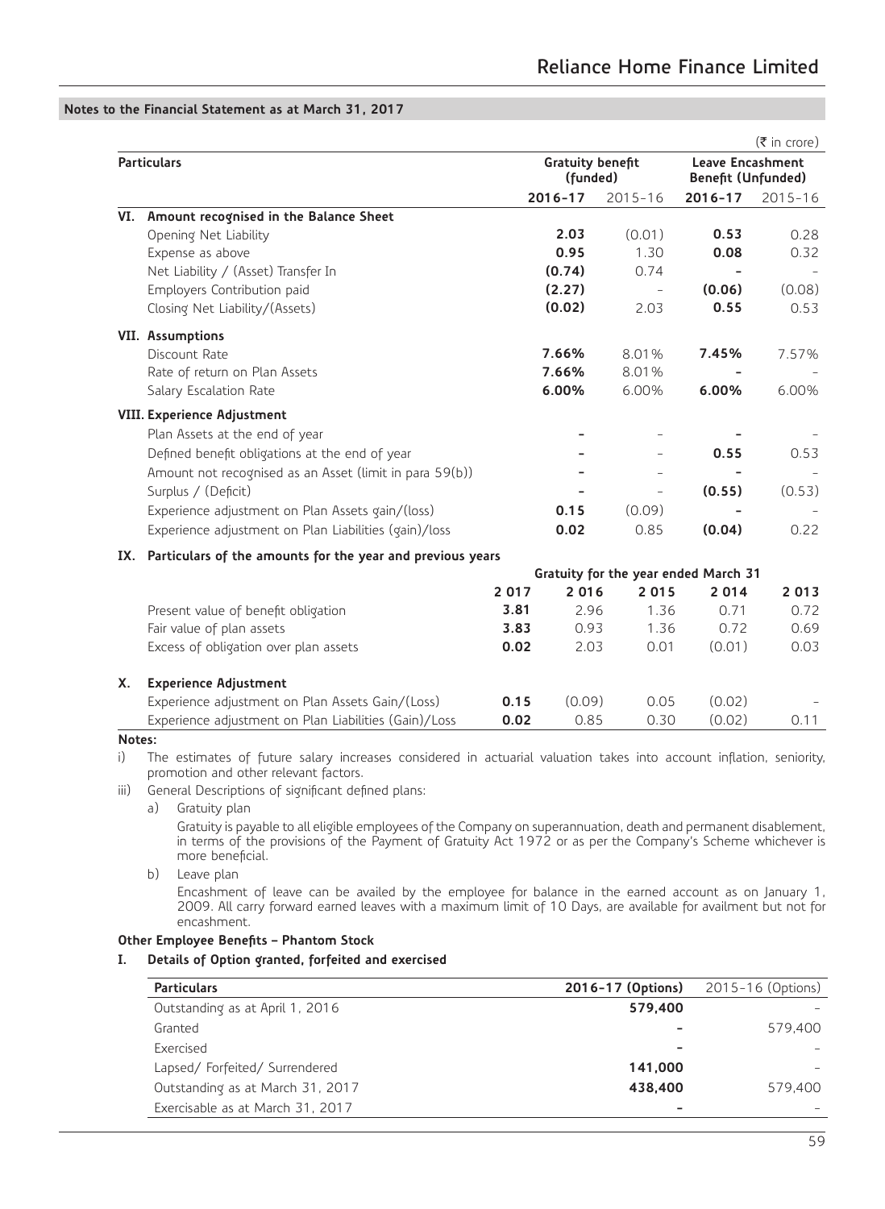## Notes to the Financial Statement as at March 31, 2017

(₹ in crore)

| | Particulars | Gratuity benefit (funded) | | Leave Encashment Benefit (Unfunded) | |
|---|---|---|---|---|---|
| | | **2016-17** | 2015-16 | **2016-17** | 2015-16 |
| **VI.** | **Amount recognised in the Balance Sheet** | | | | |
| | Opening Net Liability | **2.03** | (0.01) | **0.53** | 0.28 |
| | Expense as above | **0.95** | 1.30 | **0.08** | 0.32 |
| | Net Liability / (Asset) Transfer In | **(0.74)** | 0.74 | **-** | - |
| | Employers Contribution paid | **(2.27)** | - | **(0.06)** | (0.08) |
| | Closing Net Liability/(Assets) | **(0.02)** | 2.03 | **0.55** | 0.53 |
| **VII.** | **Assumptions** | | | | |
| | Discount Rate | **7.66%** | 8.01% | **7.45%** | 7.57% |
| | Rate of return on Plan Assets | **7.66%** | 8.01% | **-** | - |
| | Salary Escalation Rate | **6.00%** | 6.00% | **6.00%** | 6.00% |
| **VIII.** | **Experience Adjustment** | | | | |
| | Plan Assets at the end of year | **-** | - | **-** | - |
| | Defined benefit obligations at the end of year | **-** | - | **0.55** | 0.53 |
| | Amount not recognised as an Asset (limit in para 59(b)) | **-** | - | **-** | - |
| | Surplus / (Deficit) | **-** | - | **(0.55)** | (0.53) |
| | Experience adjustment on Plan Assets gain/(loss) | **0.15** | (0.09) | **-** | - |
| | Experience adjustment on Plan Liabilities (gain)/loss | **0.02** | 0.85 | **(0.04)** | 0.22 |

**IX. Particulars of the amounts for the year and previous years**

| | Gratuity for the year ended March 31 | | | | |
|---|---|---|---|---|---|
| | **2 017** | 2 016 | 2 015 | 2 014 | 2 013 |
| Present value of benefit obligation | **3.81** | 2.96 | 1.36 | 0.71 | 0.72 |
| Fair value of plan assets | **3.83** | 0.93 | 1.36 | 0.72 | 0.69 |
| Excess of obligation over plan assets | **0.02** | 2.03 | 0.01 | (0.01) | 0.03 |
| **X. Experience Adjustment** | | | | | |
| Experience adjustment on Plan Assets Gain/(Loss) | **0.15** | (0.09) | 0.05 | (0.02) | - |
| Experience adjustment on Plan Liabilities (Gain)/Loss | **0.02** | 0.85 | 0.30 | (0.02) | 0.11 |

**Notes:**

i) The estimates of future salary increases considered in actuarial valuation takes into account inflation, seniority, promotion and other relevant factors.

iii) General Descriptions of significant defined plans:

a) Gratuity plan

Gratuity is payable to all eligible employees of the Company on superannuation, death and permanent disablement, in terms of the provisions of the Payment of Gratuity Act 1972 or as per the Company's Scheme whichever is more beneficial.

b) Leave plan

Encashment of leave can be availed by the employee for balance in the earned account as on January 1, 2009. All carry forward earned leaves with a maximum limit of 10 Days, are available for availment but not for encashment.

**Other Employee Benefits – Phantom Stock**

**I. Details of Option granted, forfeited and exercised**

| Particulars | 2016-17 (Options) | 2015-16 (Options) |
|---|---|---|
| Outstanding as at April 1, 2016 | **579,400** | - |
| Granted | **-** | 579,400 |
| Exercised | **-** | - |
| Lapsed/ Forfeited/ Surrendered | **141,000** | - |
| Outstanding as at March 31, 2017 | **438,400** | 579,400 |
| Exercisable as at March 31, 2017 | **-** | - |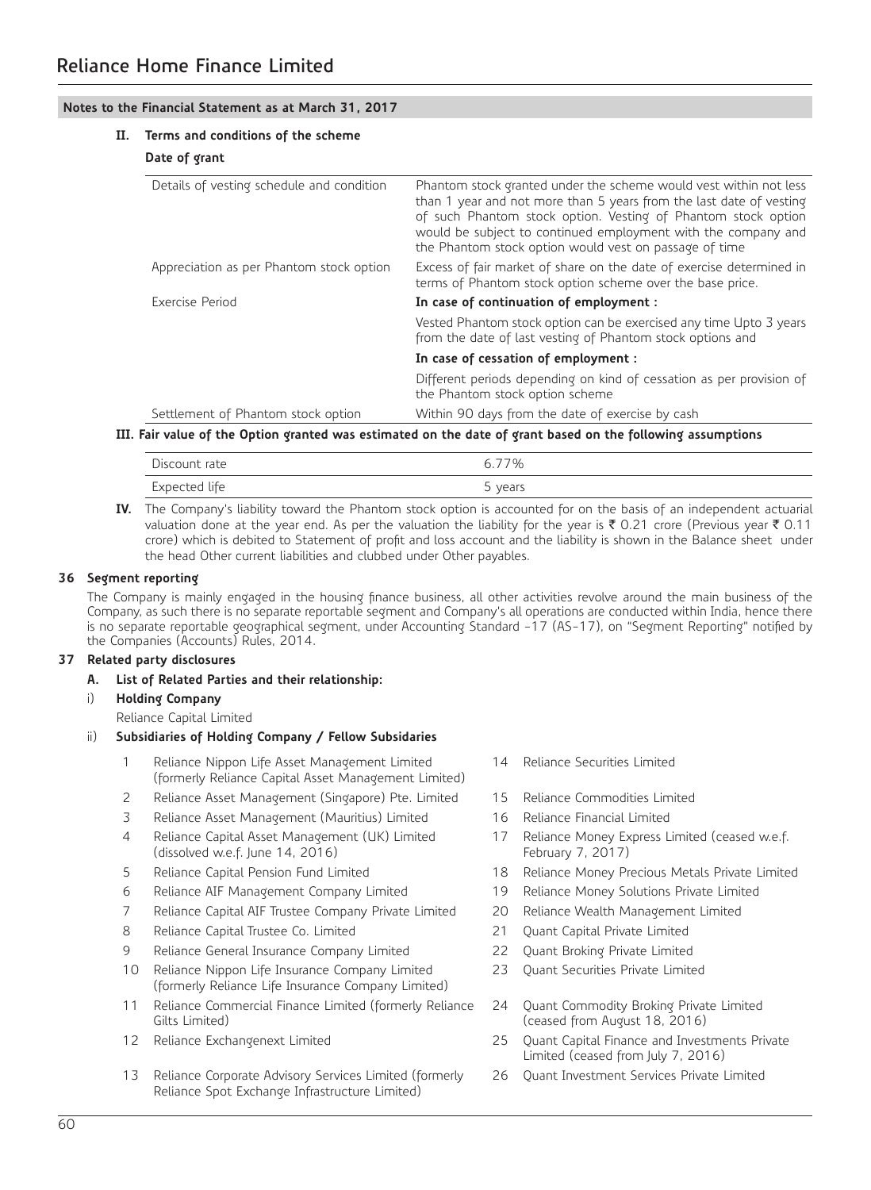## Notes to the Financial Statement as at March 31, 2017

### II. Terms and conditions of the scheme

**Date of grant**

| | |
|---|---|
| Details of vesting schedule and condition | Phantom stock granted under the scheme would vest within not less than 1 year and not more than 5 years from the last date of vesting of such Phantom stock option. Vesting of Phantom stock option would be subject to continued employment with the company and the Phantom stock option would vest on passage of time |
| Appreciation as per Phantom stock option | Excess of fair market of share on the date of exercise determined in terms of Phantom stock option scheme over the base price. |
| Exercise Period | **In case of continuation of employment :** |
| | Vested Phantom stock option can be exercised any time Upto 3 years from the date of last vesting of Phantom stock options and |
| | **In case of cessation of employment :** |
| | Different periods depending on kind of cessation as per provision of the Phantom stock option scheme |
| Settlement of Phantom stock option | Within 90 days from the date of exercise by cash |

### III. Fair value of the Option granted was estimated on the date of grant based on the following assumptions

| | |
|---|---|
| Discount rate | 6.77% |
| Expected life | 5 years |

**IV.** The Company's liability toward the Phantom stock option is accounted for on the basis of an independent actuarial valuation done at the year end. As per the valuation the liability for the year is ₹ 0.21 crore (Previous year ₹ 0.11 crore) which is debited to Statement of profit and loss account and the liability is shown in the Balance sheet under the head Other current liabilities and clubbed under Other payables.

## 36 Segment reporting

The Company is mainly engaged in the housing finance business, all other activities revolve around the main business of the Company, as such there is no separate reportable segment and Company's all operations are conducted within India, hence there is no separate reportable geographical segment, under Accounting Standard -17 (AS-17), on "Segment Reporting" notified by the Companies (Accounts) Rules, 2014.

## 37 Related party disclosures

### A. List of Related Parties and their relationship:

i) **Holding Company**

Reliance Capital Limited

ii) **Subsidiaries of Holding Company / Fellow Subsidaries**

1. Reliance Nippon Life Asset Management Limited (formerly Reliance Capital Asset Management Limited)
2. Reliance Asset Management (Singapore) Pte. Limited
3. Reliance Asset Management (Mauritius) Limited
4. Reliance Capital Asset Management (UK) Limited (dissolved w.e.f. June 14, 2016)
5. Reliance Capital Pension Fund Limited
6. Reliance AIF Management Company Limited
7. Reliance Capital AIF Trustee Company Private Limited
8. Reliance Capital Trustee Co. Limited
9. Reliance General Insurance Company Limited
10. Reliance Nippon Life Insurance Company Limited (formerly Reliance Life Insurance Company Limited)
11. Reliance Commercial Finance Limited (formerly Reliance Gilts Limited)
12. Reliance Exchangenext Limited
13. Reliance Corporate Advisory Services Limited (formerly Reliance Spot Exchange Infrastructure Limited)
14. Reliance Securities Limited
15. Reliance Commodities Limited
16. Reliance Financial Limited
17. Reliance Money Express Limited (ceased w.e.f. February 7, 2017)
18. Reliance Money Precious Metals Private Limited
19. Reliance Money Solutions Private Limited
20. Reliance Wealth Management Limited
21. Quant Capital Private Limited
22. Quant Broking Private Limited
23. Quant Securities Private Limited
24. Quant Commodity Broking Private Limited (ceased from August 18, 2016)
25. Quant Capital Finance and Investments Private Limited (ceased from July 7, 2016)
26. Quant Investment Services Private Limited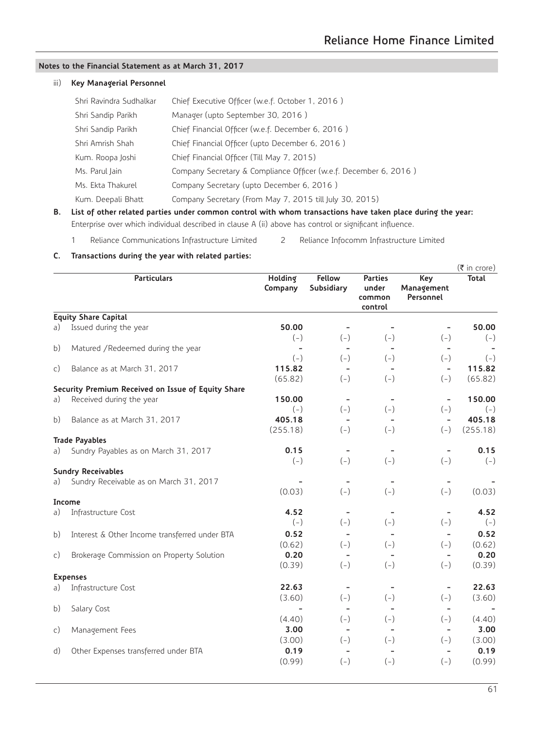**Notes to the Financial Statement as at March 31, 2017**

iii) **Key Managerial Personnel**

| | |
|---|---|
| Shri Ravindra Sudhalkar | Chief Executive Officer (w.e.f. October 1, 2016 ) |
| Shri Sandip Parikh | Manager (upto September 30, 2016 ) |
| Shri Sandip Parikh | Chief Financial Officer (w.e.f. December 6, 2016 ) |
| Shri Amrish Shah | Chief Financial Officer (upto December 6, 2016 ) |
| Kum. Roopa Joshi | Chief Financial Officer (Till May 7, 2015) |
| Ms. Parul Jain | Company Secretary & Compliance Officer (w.e.f. December 6, 2016 ) |
| Ms. Ekta Thakurel | Company Secretary (upto December 6, 2016 ) |
| Kum. Deepali Bhatt | Company Secretary (From May 7, 2015 till July 30, 2015) |

**B. List of other related parties under common control with whom transactions have taken place during the year:**

Enterprise over which individual described in clause A (ii) above has control or significant influence.

1 Reliance Communications Infrastructure Limited 2 Reliance Infocomm Infrastructure Limited

**C. Transactions during the year with related parties:**

(₹ in crore)

| | Particulars | Holding Company | Fellow Subsidiary | Parties under common control | Key Management Personnel | Total |
|---|---|---|---|---|---|---|
| | **Equity Share Capital** | | | | | |
| a) | Issued during the year | **50.00** | - | - | - | **50.00** |
| | | (-) | (-) | (-) | (-) | (-) |
| b) | Matured /Redeemed during the year | - | - | - | - | - |
| | | (-) | (-) | (-) | (-) | (-) |
| c) | Balance as at March 31, 2017 | **115.82** | - | - | - | **115.82** |
| | | (65.82) | (-) | (-) | (-) | (65.82) |
| | **Security Premium Received on Issue of Equity Share** | | | | | |
| a) | Received during the year | **150.00** | - | - | - | **150.00** |
| | | (-) | (-) | (-) | (-) | (-) |
| b) | Balance as at March 31, 2017 | **405.18** | - | - | - | **405.18** |
| | | (255.18) | (-) | (-) | (-) | (255.18) |
| | **Trade Payables** | | | | | |
| a) | Sundry Payables as on March 31, 2017 | **0.15** | - | - | - | **0.15** |
| | | (-) | (-) | (-) | (-) | (-) |
| | **Sundry Receivables** | | | | | |
| a) | Sundry Receivable as on March 31, 2017 | - | - | - | - | - |
| | | (0.03) | (-) | (-) | (-) | (0.03) |
| | **Income** | | | | | |
| a) | Infrastructure Cost | **4.52** | - | - | - | **4.52** |
| | | (-) | (-) | (-) | (-) | (-) |
| b) | Interest & Other Income transferred under BTA | **0.52** | - | - | - | **0.52** |
| | | (0.62) | (-) | (-) | (-) | (0.62) |
| c) | Brokerage Commission on Property Solution | **0.20** | - | - | - | **0.20** |
| | | (0.39) | (-) | (-) | (-) | (0.39) |
| | **Expenses** | | | | | |
| a) | Infrastructure Cost | **22.63** | - | - | - | **22.63** |
| | | (3.60) | (-) | (-) | (-) | (3.60) |
| b) | Salary Cost | - | - | - | - | - |
| | | (4.40) | (-) | (-) | (-) | (4.40) |
| c) | Management Fees | **3.00** | - | - | - | **3.00** |
| | | (3.00) | (-) | (-) | (-) | (3.00) |
| d) | Other Expenses transferred under BTA | **0.19** | - | - | - | **0.19** |
| | | (0.99) | (-) | (-) | (-) | (0.99) |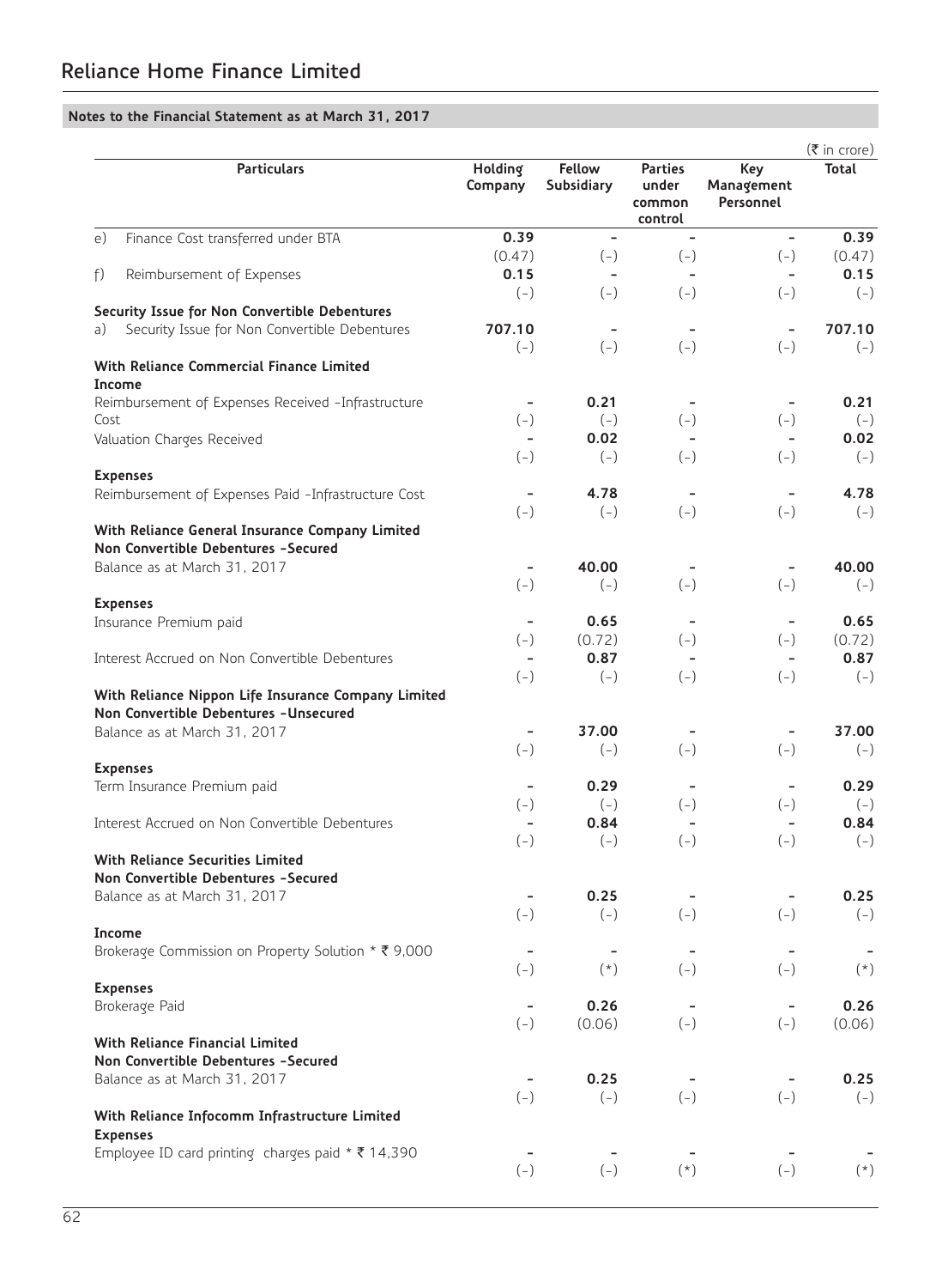## Notes to the Financial Statement as at March 31, 2017

(₹ in crore)

| Particulars | Holding Company | Fellow Subsidiary | Parties under common control | Key Management Personnel | Total |
|---|---|---|---|---|---|
| e) Finance Cost transferred under BTA | **0.39** | - | - | - | **0.39** |
| | (0.47) | (-) | (-) | (-) | (0.47) |
| f) Reimbursement of Expenses | **0.15** | - | - | - | **0.15** |
| | (-) | (-) | (-) | (-) | (-) |
| **Security Issue for Non Convertible Debentures** | | | | | |
| a) Security Issue for Non Convertible Debentures | **707.10** | - | - | - | **707.10** |
| | (-) | (-) | (-) | (-) | (-) |
| **With Reliance Commercial Finance Limited** | | | | | |
| **Income** | | | | | |
| Reimbursement of Expenses Received -Infrastructure Cost | - | **0.21** | - | - | **0.21** |
| | (-) | (-) | (-) | (-) | (-) |
| Valuation Charges Received | - | **0.02** | - | - | **0.02** |
| | (-) | (-) | (-) | (-) | (-) |
| **Expenses** | | | | | |
| Reimbursement of Expenses Paid -Infrastructure Cost | - | **4.78** | - | - | **4.78** |
| | (-) | (-) | (-) | (-) | (-) |
| **With Reliance General Insurance Company Limited** | | | | | |
| **Non Convertible Debentures -Secured** | | | | | |
| Balance as at March 31, 2017 | - | **40.00** | - | - | **40.00** |
| | (-) | (-) | (-) | (-) | (-) |
| **Expenses** | | | | | |
| Insurance Premium paid | - | **0.65** | - | - | **0.65** |
| | (-) | (0.72) | (-) | (-) | (0.72) |
| Interest Accrued on Non Convertible Debentures | - | **0.87** | - | - | **0.87** |
| | (-) | (-) | (-) | (-) | (-) |
| **With Reliance Nippon Life Insurance Company Limited** | | | | | |
| **Non Convertible Debentures -Unsecured** | | | | | |
| Balance as at March 31, 2017 | - | **37.00** | - | - | **37.00** |
| | (-) | (-) | (-) | (-) | (-) |
| **Expenses** | | | | | |
| Term Insurance Premium paid | - | **0.29** | - | - | **0.29** |
| | (-) | (-) | (-) | (-) | (-) |
| Interest Accrued on Non Convertible Debentures | - | **0.84** | - | - | **0.84** |
| | (-) | (-) | (-) | (-) | (-) |
| **With Reliance Securities Limited** | | | | | |
| **Non Convertible Debentures -Secured** | | | | | |
| Balance as at March 31, 2017 | - | **0.25** | - | - | **0.25** |
| | (-) | (-) | (-) | (-) | (-) |
| **Income** | | | | | |
| Brokerage Commission on Property Solution * ₹ 9,000 | - | - | - | - | - |
| | (-) | (*) | (-) | (-) | (*) |
| **Expenses** | | | | | |
| Brokerage Paid | - | **0.26** | - | - | **0.26** |
| | (-) | (0.06) | (-) | (-) | (0.06) |
| **With Reliance Financial Limited** | | | | | |
| **Non Convertible Debentures -Secured** | | | | | |
| Balance as at March 31, 2017 | - | **0.25** | - | - | **0.25** |
| | (-) | (-) | (-) | (-) | (-) |
| **With Reliance Infocomm Infrastructure Limited** | | | | | |
| **Expenses** | | | | | |
| Employee ID card printing charges paid * ₹ 14,390 | - | - | - | - | - |
| | (-) | (-) | (*) | (-) | (*) |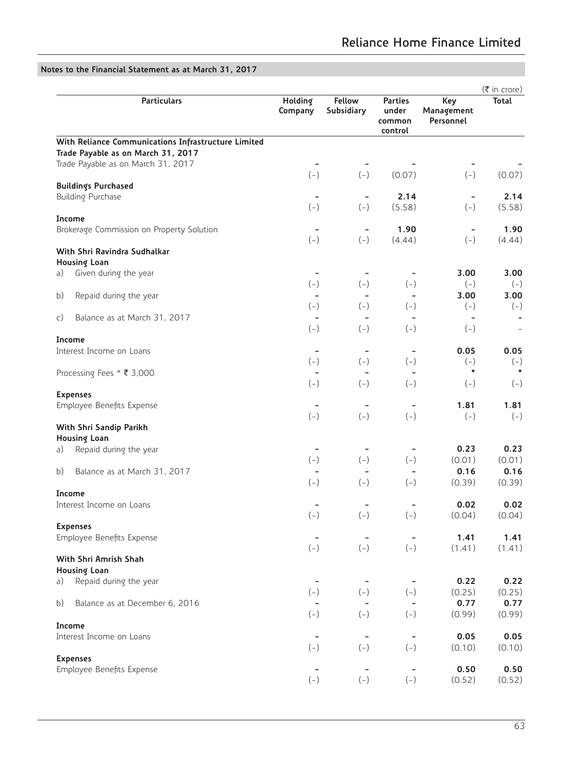## Notes to the Financial Statement as at March 31, 2017

(₹ in crore)

| Particulars | Holding Company | Fellow Subsidiary | Parties under common control | Key Management Personnel | Total |
|---|---|---|---|---|---|
| **With Reliance Communications Infrastructure Limited** | | | | | |
| **Trade Payable as on March 31, 2017** | | | | | |
| Trade Payable as on March 31, 2017 | - | - | - | - | - |
| | (-) | (-) | (0.07) | (-) | (0.07) |
| **Buildings Purchased** | | | | | |
| Building Purchase | - | - | **2.14** | - | **2.14** |
| | (-) | (-) | (5.58) | (-) | (5.58) |
| **Income** | | | | | |
| Brokerage Commission on Property Solution | - | - | **1.90** | - | **1.90** |
| | (-) | (-) | (4.44) | (-) | (4.44) |
| **With Shri Ravindra Sudhalkar** | | | | | |
| **Housing Loan** | | | | | |
| a) Given during the year | - | - | - | **3.00** | **3.00** |
| | (-) | (-) | (-) | (-) | (-) |
| b) Repaid during the year | - | - | - | **3.00** | **3.00** |
| | (-) | (-) | (-) | (-) | (-) |
| c) Balance as at March 31, 2017 | - | - | - | - | - |
| | (-) | (-) | (-) | (-) | - |
| **Income** | | | | | |
| Interest Income on Loans | - | - | - | **0.05** | **0.05** |
| | (-) | (-) | (-) | (-) | (-) |
| Processing Fees * ₹ 3,000 | - | - | - | * | * |
| | (-) | (-) | (-) | (-) | (-) |
| **Expenses** | | | | | |
| Employee Benefits Expense | - | - | - | **1.81** | **1.81** |
| | (-) | (-) | (-) | (-) | (-) |
| **With Shri Sandip Parikh** | | | | | |
| **Housing Loan** | | | | | |
| a) Repaid during the year | - | - | - | **0.23** | **0.23** |
| | (-) | (-) | (-) | (0.01) | (0.01) |
| b) Balance as at March 31, 2017 | - | - | - | **0.16** | **0.16** |
| | (-) | (-) | (-) | (0.39) | (0.39) |
| **Income** | | | | | |
| Interest Income on Loans | - | - | - | **0.02** | **0.02** |
| | (-) | (-) | (-) | (0.04) | (0.04) |
| **Expenses** | | | | | |
| Employee Benefits Expense | - | - | - | **1.41** | **1.41** |
| | (-) | (-) | (-) | (1.41) | (1.41) |
| **With Shri Amrish Shah** | | | | | |
| **Housing Loan** | | | | | |
| a) Repaid during the year | - | - | - | **0.22** | **0.22** |
| | (-) | (-) | (-) | (0.25) | (0.25) |
| b) Balance as at December 6, 2016 | - | - | - | **0.77** | **0.77** |
| | (-) | (-) | (-) | (0.99) | (0.99) |
| **Income** | | | | | |
| Interest Income on Loans | - | - | - | **0.05** | **0.05** |
| | (-) | (-) | (-) | (0.10) | (0.10) |
| **Expenses** | | | | | |
| Employee Benefits Expense | - | - | - | **0.50** | **0.50** |
| | (-) | (-) | (-) | (0.52) | (0.52) |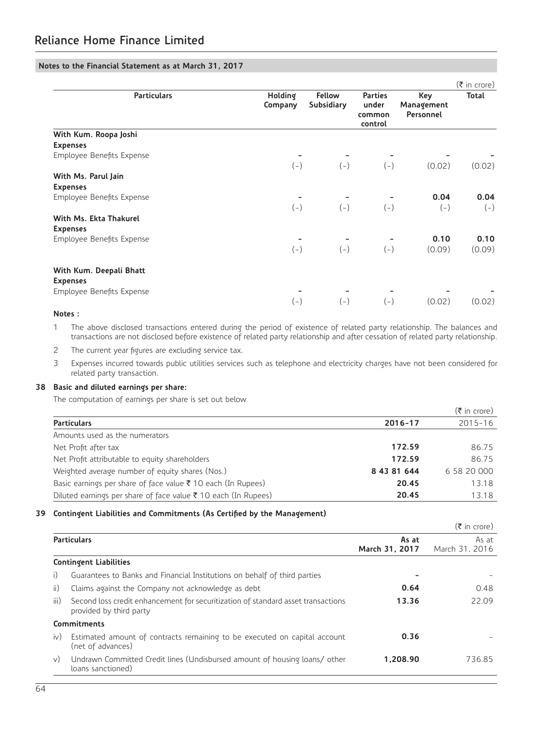## Notes to the Financial Statement as at March 31, 2017

(₹ in crore)

| Particulars | Holding Company | Fellow Subsidiary | Parties under common control | Key Management Personnel | Total |
|---|---|---|---|---|---|
| **With Kum. Roopa Joshi** | | | | | |
| **Expenses** | | | | | |
| Employee Benefits Expense | - | - | - | - | - |
| | (-) | (-) | (-) | (0.02) | (0.02) |
| **With Ms. Parul Jain** | | | | | |
| **Expenses** | | | | | |
| Employee Benefits Expense | - | - | - | **0.04** | **0.04** |
| | (-) | (-) | (-) | (-) | (-) |
| **With Ms. Ekta Thakurel** | | | | | |
| **Expenses** | | | | | |
| Employee Benefits Expense | - | - | - | **0.10** | **0.10** |
| | (-) | (-) | (-) | (0.09) | (0.09) |
| **With Kum. Deepali Bhatt** | | | | | |
| **Expenses** | | | | | |
| Employee Benefits Expense | - | - | - | - | - |
| | (-) | (-) | (-) | (0.02) | (0.02) |

**Notes :**

1. The above disclosed transactions entered during the period of existence of related party relationship. The balances and transactions are not disclosed before existence of related party relationship and after cessation of related party relationship.
2. The current year figures are excluding service tax.
3. Expenses incurred towards public utilities services such as telephone and electricity charges have not been considered for related party transaction.

### 38 Basic and diluted earnings per share:

The computation of earnings per share is set out below

(₹ in crore)

| Particulars | 2016-17 | 2015-16 |
|---|---|---|
| Amounts used as the numerators | | |
| Net Profit after tax | **172.59** | 86.75 |
| Net Profit attributable to equity shareholders | **172.59** | 86.75 |
| Weighted average number of equity shares (Nos.) | **8 43 81 644** | 6 58 20 000 |
| Basic earnings per share of face value ₹ 10 each (In Rupees) | **20.45** | 13.18 |
| Diluted earnings per share of face value ₹ 10 each (In Rupees) | **20.45** | 13.18 |

### 39 Contingent Liabilities and Commitments (As Certified by the Management)

(₹ in crore)

| | Particulars | As at March 31, 2017 | As at March 31, 2016 |
|---|---|---|---|
| | **Contingent Liabilities** | | |
| i) | Guarantees to Banks and Financial Institutions on behalf of third parties | - | - |
| ii) | Claims against the Company not acknowledge as debt | **0.64** | 0.48 |
| iii) | Second loss credit enhancement for securitization of standard asset transactions provided by third party | **13.36** | 22.09 |
| | **Commitments** | | |
| iv) | Estimated amount of contracts remaining to be executed on capital account (net of advances) | **0.36** | - |
| v) | Undrawn Committed Credit lines (Undisbursed amount of housing loans/ other loans sanctioned) | **1,208.90** | 736.85 |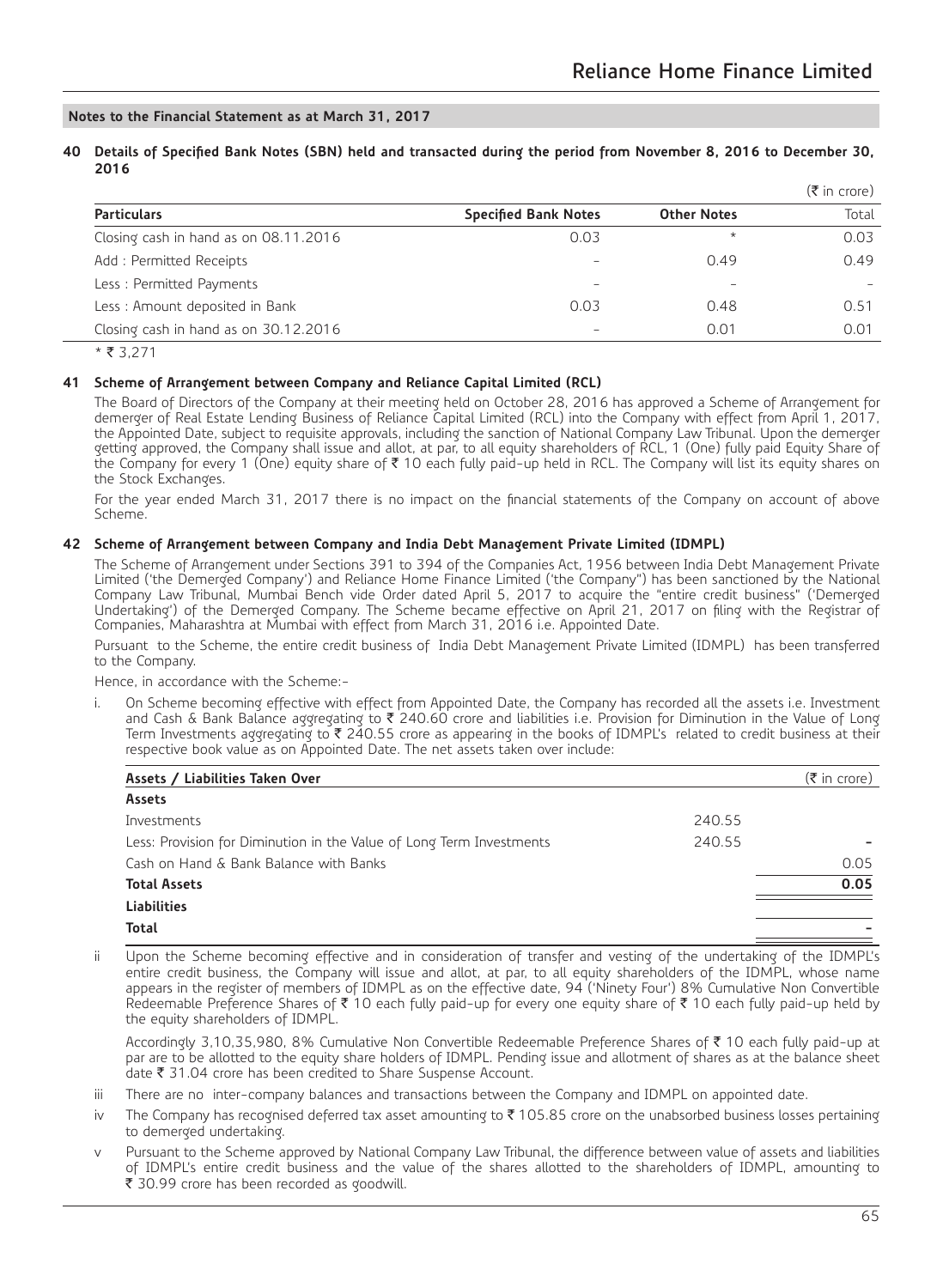## Notes to the Financial Statement as at March 31, 2017

**40 Details of Specified Bank Notes (SBN) held and transacted during the period from November 8, 2016 to December 30, 2016**

(₹ in crore)

| Particulars | Specified Bank Notes | Other Notes | Total |
|---|---|---|---|
| Closing cash in hand as on 08.11.2016 | 0.03 | * | 0.03 |
| Add : Permitted Receipts | - | 0.49 | 0.49 |
| Less : Permitted Payments | - | - | - |
| Less : Amount deposited in Bank | 0.03 | 0.48 | 0.51 |
| Closing cash in hand as on 30.12.2016 | - | 0.01 | 0.01 |

\* ₹ 3,271

**41 Scheme of Arrangement between Company and Reliance Capital Limited (RCL)**

The Board of Directors of the Company at their meeting held on October 28, 2016 has approved a Scheme of Arrangement for demerger of Real Estate Lending Business of Reliance Capital Limited (RCL) into the Company with effect from April 1, 2017, the Appointed Date, subject to requisite approvals, including the sanction of National Company Law Tribunal. Upon the demerger getting approved, the Company shall issue and allot, at par, to all equity shareholders of RCL, 1 (One) fully paid Equity Share of the Company for every 1 (One) equity share of ₹ 10 each fully paid-up held in RCL. The Company will list its equity shares on the Stock Exchanges.

For the year ended March 31, 2017 there is no impact on the financial statements of the Company on account of above Scheme.

**42 Scheme of Arrangement between Company and India Debt Management Private Limited (IDMPL)**

The Scheme of Arrangement under Sections 391 to 394 of the Companies Act, 1956 between India Debt Management Private Limited ('the Demerged Company') and Reliance Home Finance Limited ('the Company") has been sanctioned by the National Company Law Tribunal, Mumbai Bench vide Order dated April 5, 2017 to acquire the "entire credit business" ('Demerged Undertaking') of the Demerged Company. The Scheme became effective on April 21, 2017 on filing with the Registrar of Companies, Maharashtra at Mumbai with effect from March 31, 2016 i.e. Appointed Date.

Pursuant to the Scheme, the entire credit business of India Debt Management Private Limited (IDMPL) has been transferred to the Company.

Hence, in accordance with the Scheme:-

i. On Scheme becoming effective with effect from Appointed Date, the Company has recorded all the assets i.e. Investment and Cash & Bank Balance aggregating to ₹ 240.60 crore and liabilities i.e. Provision for Diminution in the Value of Long Term Investments aggregating to ₹ 240.55 crore as appearing in the books of IDMPL's related to credit business at their respective book value as on Appointed Date. The net assets taken over include:

| Assets / Liabilities Taken Over | | (₹ in crore) |
|---|---|---|
| **Assets** | | |
| Investments | 240.55 | |
| Less: Provision for Diminution in the Value of Long Term Investments | 240.55 | - |
| Cash on Hand & Bank Balance with Banks | | 0.05 |
| **Total Assets** | | **0.05** |
| **Liabilities** | | |
| **Total** | | - |

ii Upon the Scheme becoming effective and in consideration of transfer and vesting of the undertaking of the IDMPL's entire credit business, the Company will issue and allot, at par, to all equity shareholders of the IDMPL, whose name appears in the register of members of IDMPL as on the effective date, 94 ('Ninety Four') 8% Cumulative Non Convertible Redeemable Preference Shares of ₹ 10 each fully paid-up for every one equity share of ₹ 10 each fully paid-up held by the equity shareholders of IDMPL.

Accordingly 3,10,35,980, 8% Cumulative Non Convertible Redeemable Preference Shares of ₹ 10 each fully paid-up at par are to be allotted to the equity share holders of IDMPL. Pending issue and allotment of shares as at the balance sheet date ₹ 31.04 crore has been credited to Share Suspense Account.

iii There are no inter-company balances and transactions between the Company and IDMPL on appointed date.

iv The Company has recognised deferred tax asset amounting to ₹ 105.85 crore on the unabsorbed business losses pertaining to demerged undertaking.

v Pursuant to the Scheme approved by National Company Law Tribunal, the difference between value of assets and liabilities of IDMPL's entire credit business and the value of the shares allotted to the shareholders of IDMPL, amounting to ₹ 30.99 crore has been recorded as goodwill.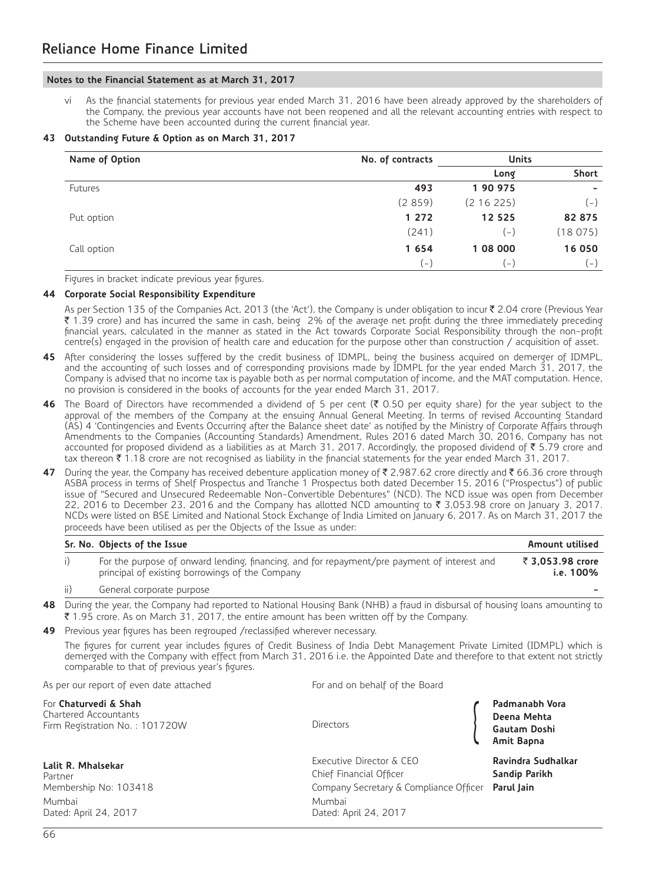## Notes to the Financial Statement as at March 31, 2017

vi As the financial statements for previous year ended March 31, 2016 have been already approved by the shareholders of the Company, the previous year accounts have not been reopened and all the relevant accounting entries with respect to the Scheme have been accounted during the current financial year.

**43 Outstanding Future & Option as on March 31, 2017**

| Name of Option | No. of contracts | Units | |
|---|---|---|---|
| | | Long | Short |
| Futures | **493** | **1 90 975** | **-** |
| | (2 859) | (2 16 225) | (-) |
| Put option | **1 272** | **12 525** | **82 875** |
| | (241) | (-) | (18 075) |
| Call option | **1 654** | **1 08 000** | **16 050** |
| | (-) | (-) | (-) |

Figures in bracket indicate previous year figures.

**44 Corporate Social Responsibility Expenditure**

As per Section 135 of the Companies Act, 2013 (the 'Act'), the Company is under obligation to incur ₹ 2.04 crore (Previous Year ₹ 1.39 crore) and has incurred the same in cash, being 2% of the average net profit during the three immediately preceding financial years, calculated in the manner as stated in the Act towards Corporate Social Responsibility through the non-profit centre(s) engaged in the provision of health care and education for the purpose other than construction / acquisition of asset.

**45** After considering the losses suffered by the credit business of IDMPL, being the business acquired on demerger of IDMPL, and the accounting of such losses and of corresponding provisions made by IDMPL for the year ended March 31, 2017, the Company is advised that no income tax is payable both as per normal computation of income, and the MAT computation. Hence, no provision is considered in the books of accounts for the year ended March 31, 2017.

**46** The Board of Directors have recommended a dividend of 5 per cent (₹ 0.50 per equity share) for the year subject to the approval of the members of the Company at the ensuing Annual General Meeting. In terms of revised Accounting Standard (AS) 4 'Contingencies and Events Occurring after the Balance sheet date' as notified by the Ministry of Corporate Affairs through Amendments to the Companies (Accounting Standards) Amendment, Rules 2016 dated March 30, 2016, Company has not accounted for proposed dividend as a liabilities as at March 31, 2017. Accordingly, the proposed dividend of ₹ 5.79 crore and tax thereon ₹ 1.18 crore are not recognised as liability in the financial statements for the year ended March 31, 2017.

**47** During the year, the Company has received debenture application money of ₹ 2,987.62 crore directly and ₹ 66.36 crore through ASBA process in terms of Shelf Prospectus and Tranche 1 Prospectus both dated December 15, 2016 ("Prospectus") of public issue of "Secured and Unsecured Redeemable Non-Convertible Debentures" (NCD). The NCD issue was open from December 22, 2016 to December 23, 2016 and the Company has allotted NCD amounting to ₹ 3,053.98 crore on January 3, 2017. NCDs were listed on BSE Limited and National Stock Exchange of India Limited on January 6, 2017. As on March 31, 2017 the proceeds have been utilised as per the Objects of the Issue as under:

| Sr. No. | Objects of the Issue | Amount utilised |
|---|---|---|
| i) | For the purpose of onward lending, financing, and for repayment/pre payment of interest and principal of existing borrowings of the Company | **₹ 3,053.98 crore i.e. 100%** |
| ii) | General corporate purpose | **-** |

**48** During the year, the Company had reported to National Housing Bank (NHB) a fraud in disbursal of housing loans amounting to ₹ 1.95 crore. As on March 31, 2017, the entire amount has been written off by the Company.

**49** Previous year figures has been regrouped /reclassified wherever necessary.

The figures for current year includes figures of Credit Business of India Debt Management Private Limited (IDMPL) which is demerged with the Company with effect from March 31, 2016 i.e. the Appointed Date and therefore to that extent not strictly comparable to that of previous year's figures.

As per our report of even date attached

For **Chaturvedi & Shah**
Chartered Accountants
Firm Registration No. : 101720W

**Lalit R. Mhalsekar**
Partner
Membership No: 103418
Mumbai
Dated: April 24, 2017

For and on behalf of the Board

Directors: **Padmanabh Vora**, **Deena Mehta**, **Gautam Doshi**, **Amit Bapna**

Executive Director & CEO **Ravindra Sudhalkar**
Chief Financial Officer **Sandip Parikh**
Company Secretary & Compliance Officer **Parul Jain**
Mumbai
Dated: April 24, 2017